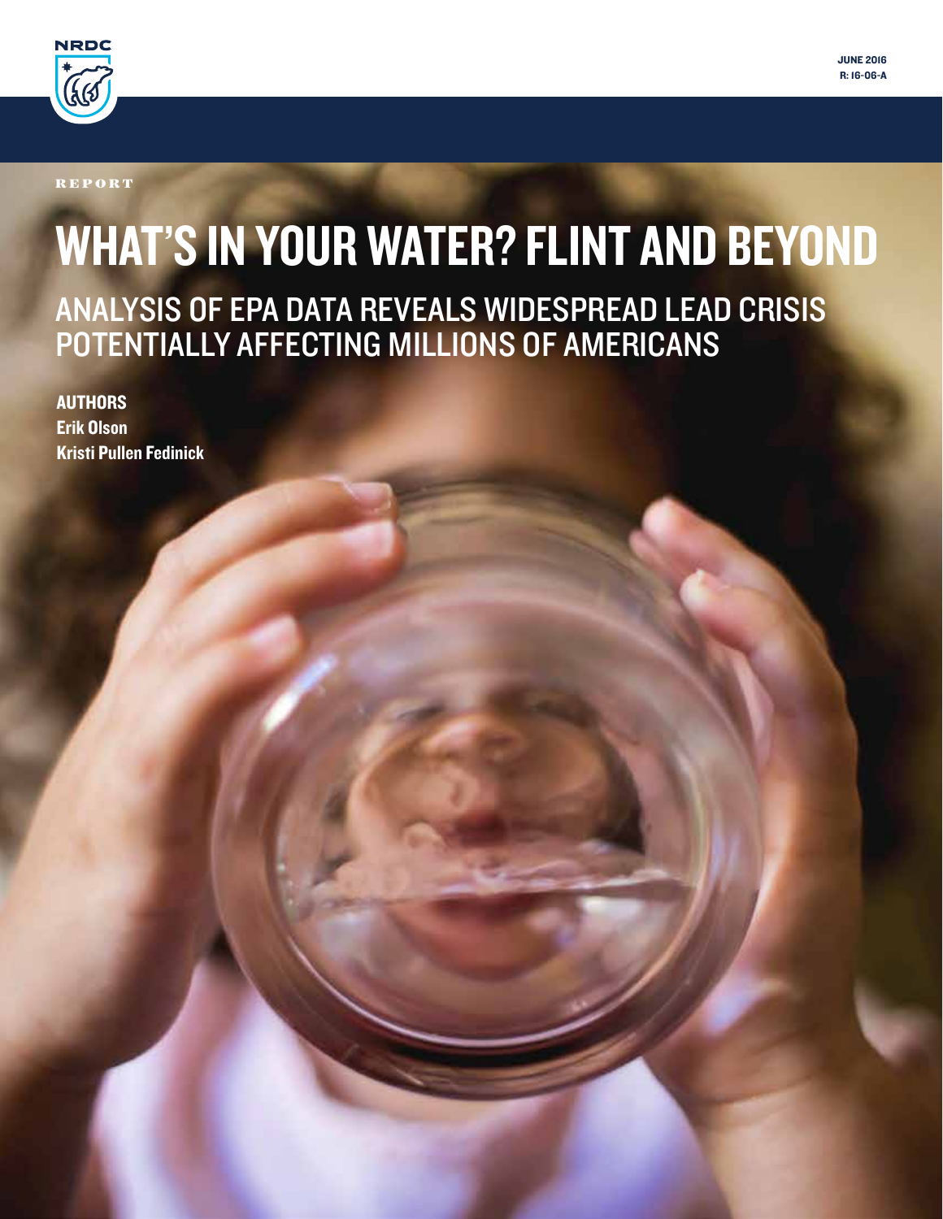NRDC

JUNE 2016
R: 16-06-A

REPORT

# WHAT'S IN YOUR WATER? FLINT AND BEYOND

## ANALYSIS OF EPA DATA REVEALS WIDESPREAD LEAD CRISIS POTENTIALLY AFFECTING MILLIONS OF AMERICANS

**AUTHORS**
**Erik Olson**
**Kristi Pullen Fedinick**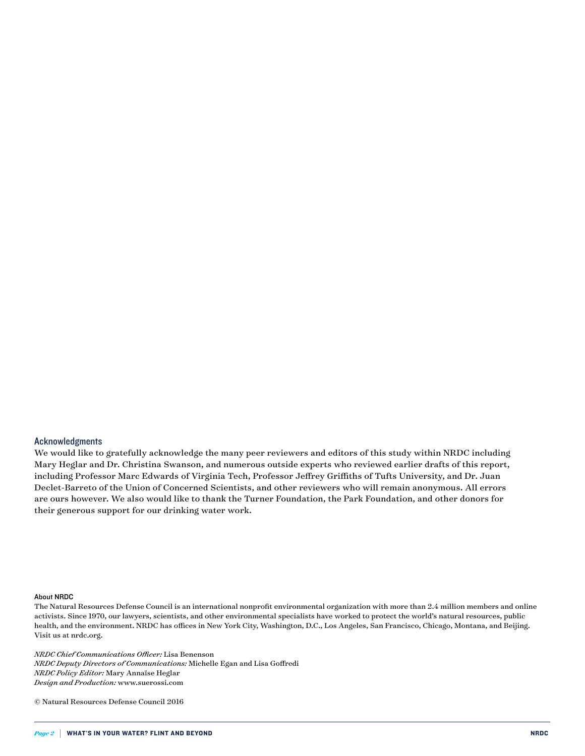## Acknowledgments

We would like to gratefully acknowledge the many peer reviewers and editors of this study within NRDC including Mary Heglar and Dr. Christina Swanson, and numerous outside experts who reviewed earlier drafts of this report, including Professor Marc Edwards of Virginia Tech, Professor Jeffrey Griffiths of Tufts University, and Dr. Juan Declet-Barreto of the Union of Concerned Scientists, and other reviewers who will remain anonymous. All errors are ours however. We also would like to thank the Turner Foundation, the Park Foundation, and other donors for their generous support for our drinking water work.

### About NRDC

The Natural Resources Defense Council is an international nonprofit environmental organization with more than 2.4 million members and online activists. Since 1970, our lawyers, scientists, and other environmental specialists have worked to protect the world's natural resources, public health, and the environment. NRDC has offices in New York City, Washington, D.C., Los Angeles, San Francisco, Chicago, Montana, and Beijing. Visit us at nrdc.org.

*NRDC Chief Communications Officer:* Lisa Benenson
*NRDC Deputy Directors of Communications:* Michelle Egan and Lisa Goffredi
*NRDC Policy Editor:* Mary Annaïse Heglar
*Design and Production:* www.suerossi.com

© Natural Resources Defense Council 2016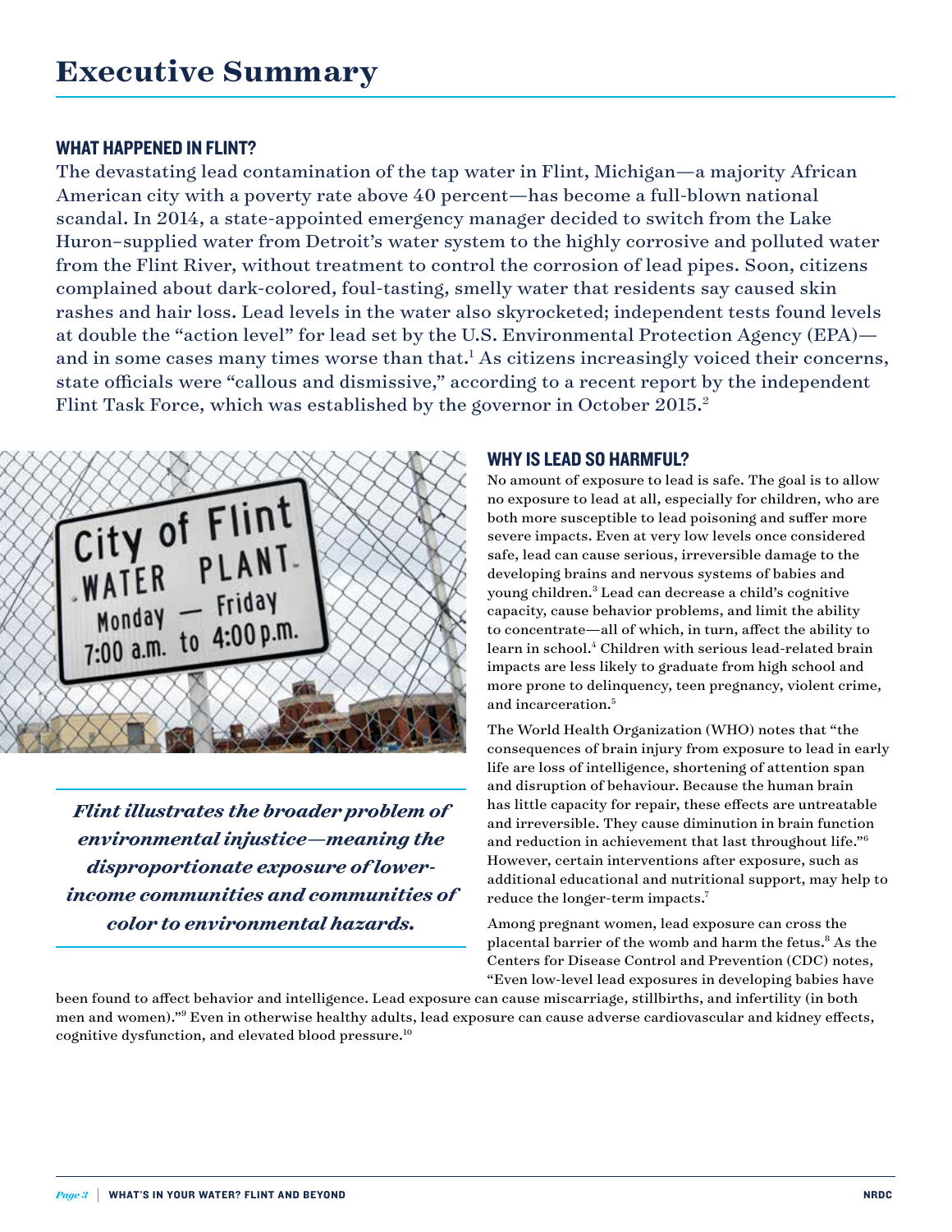# Executive Summary

## WHAT HAPPENED IN FLINT?

The devastating lead contamination of the tap water in Flint, Michigan—a majority African American city with a poverty rate above 40 percent—has become a full-blown national scandal. In 2014, a state-appointed emergency manager decided to switch from the Lake Huron–supplied water from Detroit's water system to the highly corrosive and polluted water from the Flint River, without treatment to control the corrosion of lead pipes. Soon, citizens complained about dark-colored, foul-tasting, smelly water that residents say caused skin rashes and hair loss. Lead levels in the water also skyrocketed; independent tests found levels at double the "action level" for lead set by the U.S. Environmental Protection Agency (EPA)—and in some cases many times worse than that.[1] As citizens increasingly voiced their concerns, state officials were "callous and dismissive," according to a recent report by the independent Flint Task Force, which was established by the governor in October 2015.[2]

***Flint illustrates the broader problem of environmental injustice—meaning the disproportionate exposure of lower-income communities and communities of color to environmental hazards.***

## WHY IS LEAD SO HARMFUL?

No amount of exposure to lead is safe. The goal is to allow no exposure to lead at all, especially for children, who are both more susceptible to lead poisoning and suffer more severe impacts. Even at very low levels once considered safe, lead can cause serious, irreversible damage to the developing brains and nervous systems of babies and young children.[3] Lead can decrease a child's cognitive capacity, cause behavior problems, and limit the ability to concentrate—all of which, in turn, affect the ability to learn in school.[4] Children with serious lead-related brain impacts are less likely to graduate from high school and more prone to delinquency, teen pregnancy, violent crime, and incarceration.[5]

The World Health Organization (WHO) notes that "the consequences of brain injury from exposure to lead in early life are loss of intelligence, shortening of attention span and disruption of behaviour. Because the human brain has little capacity for repair, these effects are untreatable and irreversible. They cause diminution in brain function and reduction in achievement that last throughout life."[6] However, certain interventions after exposure, such as additional educational and nutritional support, may help to reduce the longer-term impacts.[7]

Among pregnant women, lead exposure can cross the placental barrier of the womb and harm the fetus.[8] As the Centers for Disease Control and Prevention (CDC) notes, "Even low-level lead exposures in developing babies have been found to affect behavior and intelligence. Lead exposure can cause miscarriage, stillbirths, and infertility (in both men and women)."[9] Even in otherwise healthy adults, lead exposure can cause adverse cardiovascular and kidney effects, cognitive dysfunction, and elevated blood pressure.[10]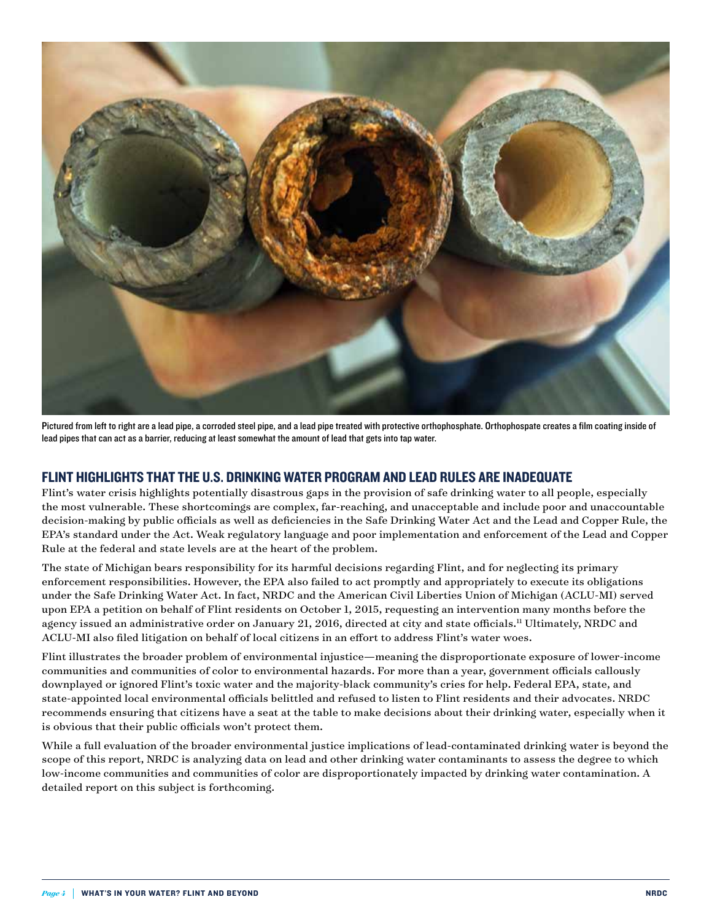Pictured from left to right are a lead pipe, a corroded steel pipe, and a lead pipe treated with protective orthophosphate. Orthophospate creates a film coating inside of lead pipes that can act as a barrier, reducing at least somewhat the amount of lead that gets into tap water.

## FLINT HIGHLIGHTS THAT THE U.S. DRINKING WATER PROGRAM AND LEAD RULES ARE INADEQUATE

Flint's water crisis highlights potentially disastrous gaps in the provision of safe drinking water to all people, especially the most vulnerable. These shortcomings are complex, far-reaching, and unacceptable and include poor and unaccountable decision-making by public officials as well as deficiencies in the Safe Drinking Water Act and the Lead and Copper Rule, the EPA's standard under the Act. Weak regulatory language and poor implementation and enforcement of the Lead and Copper Rule at the federal and state levels are at the heart of the problem.

The state of Michigan bears responsibility for its harmful decisions regarding Flint, and for neglecting its primary enforcement responsibilities. However, the EPA also failed to act promptly and appropriately to execute its obligations under the Safe Drinking Water Act. In fact, NRDC and the American Civil Liberties Union of Michigan (ACLU-MI) served upon EPA a petition on behalf of Flint residents on October 1, 2015, requesting an intervention many months before the agency issued an administrative order on January 21, 2016, directed at city and state officials.[11] Ultimately, NRDC and ACLU-MI also filed litigation on behalf of local citizens in an effort to address Flint's water woes.

Flint illustrates the broader problem of environmental injustice—meaning the disproportionate exposure of lower-income communities and communities of color to environmental hazards. For more than a year, government officials callously downplayed or ignored Flint's toxic water and the majority-black community's cries for help. Federal EPA, state, and state-appointed local environmental officials belittled and refused to listen to Flint residents and their advocates. NRDC recommends ensuring that citizens have a seat at the table to make decisions about their drinking water, especially when it is obvious that their public officials won't protect them.

While a full evaluation of the broader environmental justice implications of lead-contaminated drinking water is beyond the scope of this report, NRDC is analyzing data on lead and other drinking water contaminants to assess the degree to which low-income communities and communities of color are disproportionately impacted by drinking water contamination. A detailed report on this subject is forthcoming.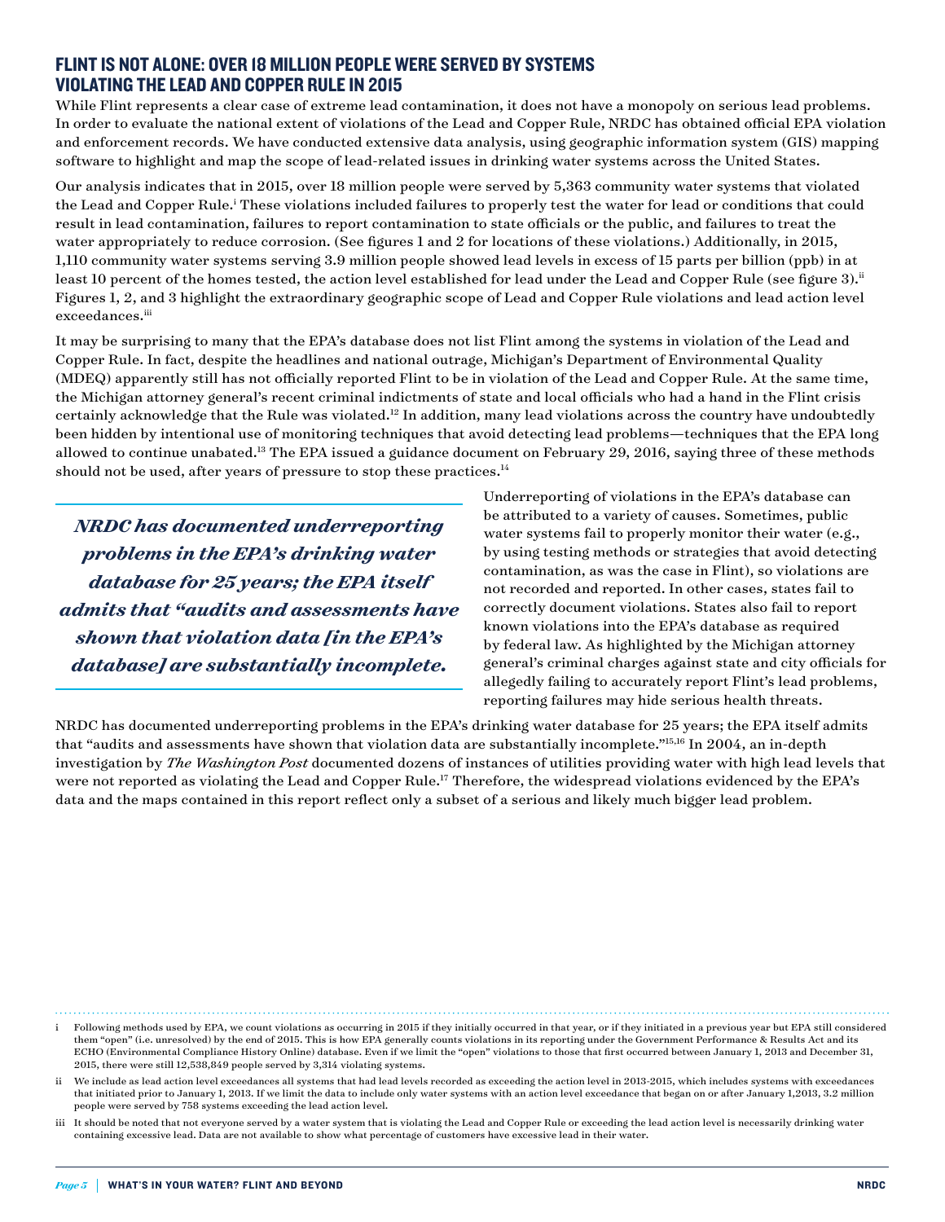## FLINT IS NOT ALONE: OVER 18 MILLION PEOPLE WERE SERVED BY SYSTEMS VIOLATING THE LEAD AND COPPER RULE IN 2015

While Flint represents a clear case of extreme lead contamination, it does not have a monopoly on serious lead problems. In order to evaluate the national extent of violations of the Lead and Copper Rule, NRDC has obtained official EPA violation and enforcement records. We have conducted extensive data analysis, using geographic information system (GIS) mapping software to highlight and map the scope of lead-related issues in drinking water systems across the United States.

Our analysis indicates that in 2015, over 18 million people were served by 5,363 community water systems that violated the Lead and Copper Rule.[i] These violations included failures to properly test the water for lead or conditions that could result in lead contamination, failures to report contamination to state officials or the public, and failures to treat the water appropriately to reduce corrosion. (See figures 1 and 2 for locations of these violations.) Additionally, in 2015, 1,110 community water systems serving 3.9 million people showed lead levels in excess of 15 parts per billion (ppb) in at least 10 percent of the homes tested, the action level established for lead under the Lead and Copper Rule (see figure 3).[ii] Figures 1, 2, and 3 highlight the extraordinary geographic scope of Lead and Copper Rule violations and lead action level exceedances.[iii]

It may be surprising to many that the EPA's database does not list Flint among the systems in violation of the Lead and Copper Rule. In fact, despite the headlines and national outrage, Michigan's Department of Environmental Quality (MDEQ) apparently still has not officially reported Flint to be in violation of the Lead and Copper Rule. At the same time, the Michigan attorney general's recent criminal indictments of state and local officials who had a hand in the Flint crisis certainly acknowledge that the Rule was violated.[12] In addition, many lead violations across the country have undoubtedly been hidden by intentional use of monitoring techniques that avoid detecting lead problems—techniques that the EPA long allowed to continue unabated.[13] The EPA issued a guidance document on February 29, 2016, saying three of these methods should not be used, after years of pressure to stop these practices.[14]

> ***NRDC has documented underreporting problems in the EPA's drinking water database for 25 years; the EPA itself admits that "audits and assessments have shown that violation data [in the EPA's database] are substantially incomplete.***

Underreporting of violations in the EPA's database can be attributed to a variety of causes. Sometimes, public water systems fail to properly monitor their water (e.g., by using testing methods or strategies that avoid detecting contamination, as was the case in Flint), so violations are not recorded and reported. In other cases, states fail to correctly document violations. States also fail to report known violations into the EPA's database as required by federal law. As highlighted by the Michigan attorney general's criminal charges against state and city officials for allegedly failing to accurately report Flint's lead problems, reporting failures may hide serious health threats.

NRDC has documented underreporting problems in the EPA's drinking water database for 25 years; the EPA itself admits that "audits and assessments have shown that violation data are substantially incomplete."[15,16] In 2004, an in-depth investigation by *The Washington Post* documented dozens of instances of utilities providing water with high lead levels that were not reported as violating the Lead and Copper Rule.[17] Therefore, the widespread violations evidenced by the EPA's data and the maps contained in this report reflect only a subset of a serious and likely much bigger lead problem.

---

i Following methods used by EPA, we count violations as occurring in 2015 if they initially occurred in that year, or if they initiated in a previous year but EPA still considered them "open" (i.e. unresolved) by the end of 2015. This is how EPA generally counts violations in its reporting under the Government Performance & Results Act and its ECHO (Environmental Compliance History Online) database. Even if we limit the "open" violations to those that first occurred between January 1, 2013 and December 31, 2015, there were still 12,538,849 people served by 3,314 violating systems.

ii We include as lead action level exceedances all systems that had lead levels recorded as exceeding the action level in 2013-2015, which includes systems with exceedances that initiated prior to January 1, 2013. If we limit the data to include only water systems with an action level exceedance that began on or after January 1,2013, 3.2 million people were served by 758 systems exceeding the lead action level.

iii It should be noted that not everyone served by a water system that is violating the Lead and Copper Rule or exceeding the lead action level is necessarily drinking water containing excessive lead. Data are not available to show what percentage of customers have excessive lead in their water.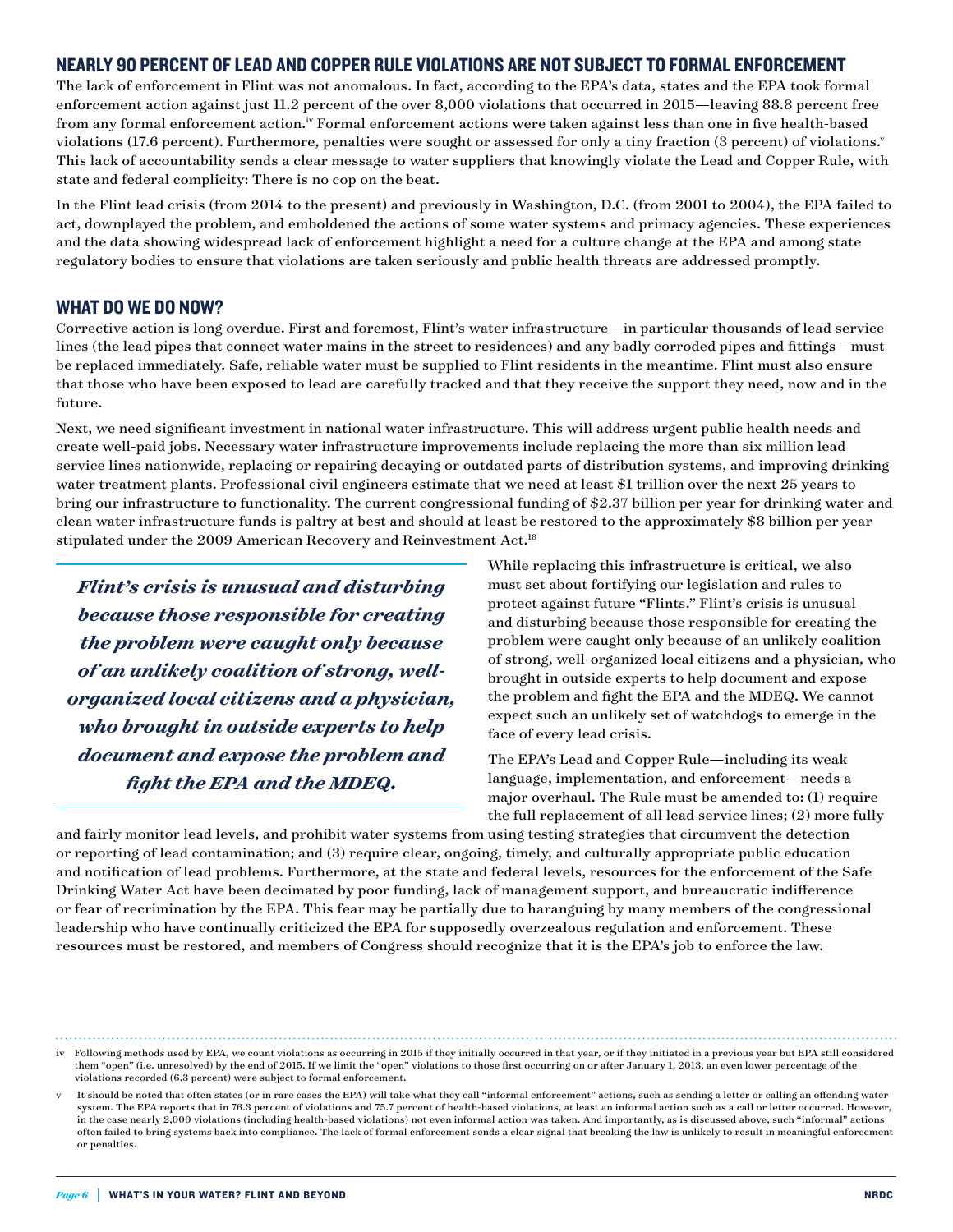## NEARLY 90 PERCENT OF LEAD AND COPPER RULE VIOLATIONS ARE NOT SUBJECT TO FORMAL ENFORCEMENT

The lack of enforcement in Flint was not anomalous. In fact, according to the EPA's data, states and the EPA took formal enforcement action against just 11.2 percent of the over 8,000 violations that occurred in 2015—leaving 88.8 percent free from any formal enforcement action.[iv] Formal enforcement actions were taken against less than one in five health-based violations (17.6 percent). Furthermore, penalties were sought or assessed for only a tiny fraction (3 percent) of violations.[v] This lack of accountability sends a clear message to water suppliers that knowingly violate the Lead and Copper Rule, with state and federal complicity: There is no cop on the beat.

In the Flint lead crisis (from 2014 to the present) and previously in Washington, D.C. (from 2001 to 2004), the EPA failed to act, downplayed the problem, and emboldened the actions of some water systems and primacy agencies. These experiences and the data showing widespread lack of enforcement highlight a need for a culture change at the EPA and among state regulatory bodies to ensure that violations are taken seriously and public health threats are addressed promptly.

## WHAT DO WE DO NOW?

Corrective action is long overdue. First and foremost, Flint's water infrastructure—in particular thousands of lead service lines (the lead pipes that connect water mains in the street to residences) and any badly corroded pipes and fittings—must be replaced immediately. Safe, reliable water must be supplied to Flint residents in the meantime. Flint must also ensure that those who have been exposed to lead are carefully tracked and that they receive the support they need, now and in the future.

Next, we need significant investment in national water infrastructure. This will address urgent public health needs and create well-paid jobs. Necessary water infrastructure improvements include replacing the more than six million lead service lines nationwide, replacing or repairing decaying or outdated parts of distribution systems, and improving drinking water treatment plants. Professional civil engineers estimate that we need at least $1 trillion over the next 25 years to bring our infrastructure to functionality. The current congressional funding of $2.37 billion per year for drinking water and clean water infrastructure funds is paltry at best and should at least be restored to the approximately $8 billion per year stipulated under the 2009 American Recovery and Reinvestment Act.[18]

> ***Flint's crisis is unusual and disturbing because those responsible for creating the problem were caught only because of an unlikely coalition of strong, well-organized local citizens and a physician, who brought in outside experts to help document and expose the problem and fight the EPA and the MDEQ.***

While replacing this infrastructure is critical, we also must set about fortifying our legislation and rules to protect against future "Flints." Flint's crisis is unusual and disturbing because those responsible for creating the problem were caught only because of an unlikely coalition of strong, well-organized local citizens and a physician, who brought in outside experts to help document and expose the problem and fight the EPA and the MDEQ. We cannot expect such an unlikely set of watchdogs to emerge in the face of every lead crisis.

The EPA's Lead and Copper Rule—including its weak language, implementation, and enforcement—needs a major overhaul. The Rule must be amended to: (1) require the full replacement of all lead service lines; (2) more fully and fairly monitor lead levels, and prohibit water systems from using testing strategies that circumvent the detection or reporting of lead contamination; and (3) require clear, ongoing, timely, and culturally appropriate public education and notification of lead problems. Furthermore, at the state and federal levels, resources for the enforcement of the Safe Drinking Water Act have been decimated by poor funding, lack of management support, and bureaucratic indifference or fear of recrimination by the EPA. This fear may be partially due to haranguing by many members of the congressional leadership who have continually criticized the EPA for supposedly overzealous regulation and enforcement. These resources must be restored, and members of Congress should recognize that it is the EPA's job to enforce the law.

---

iv Following methods used by EPA, we count violations as occurring in 2015 if they initially occurred in that year, or if they initiated in a previous year but EPA still considered them "open" (i.e. unresolved) by the end of 2015. If we limit the "open" violations to those first occurring on or after January 1, 2013, an even lower percentage of the violations recorded (6.3 percent) were subject to formal enforcement.

v It should be noted that often states (or in rare cases the EPA) will take what they call "informal enforcement" actions, such as sending a letter or calling an offending water system. The EPA reports that in 76.3 percent of violations and 75.7 percent of health-based violations, at least an informal action such as a call or letter occurred. However, in the case nearly 2,000 violations (including health-based violations) not even informal action was taken. And importantly, as is discussed above, such "informal" actions often failed to bring systems back into compliance. The lack of formal enforcement sends a clear signal that breaking the law is unlikely to result in meaningful enforcement or penalties.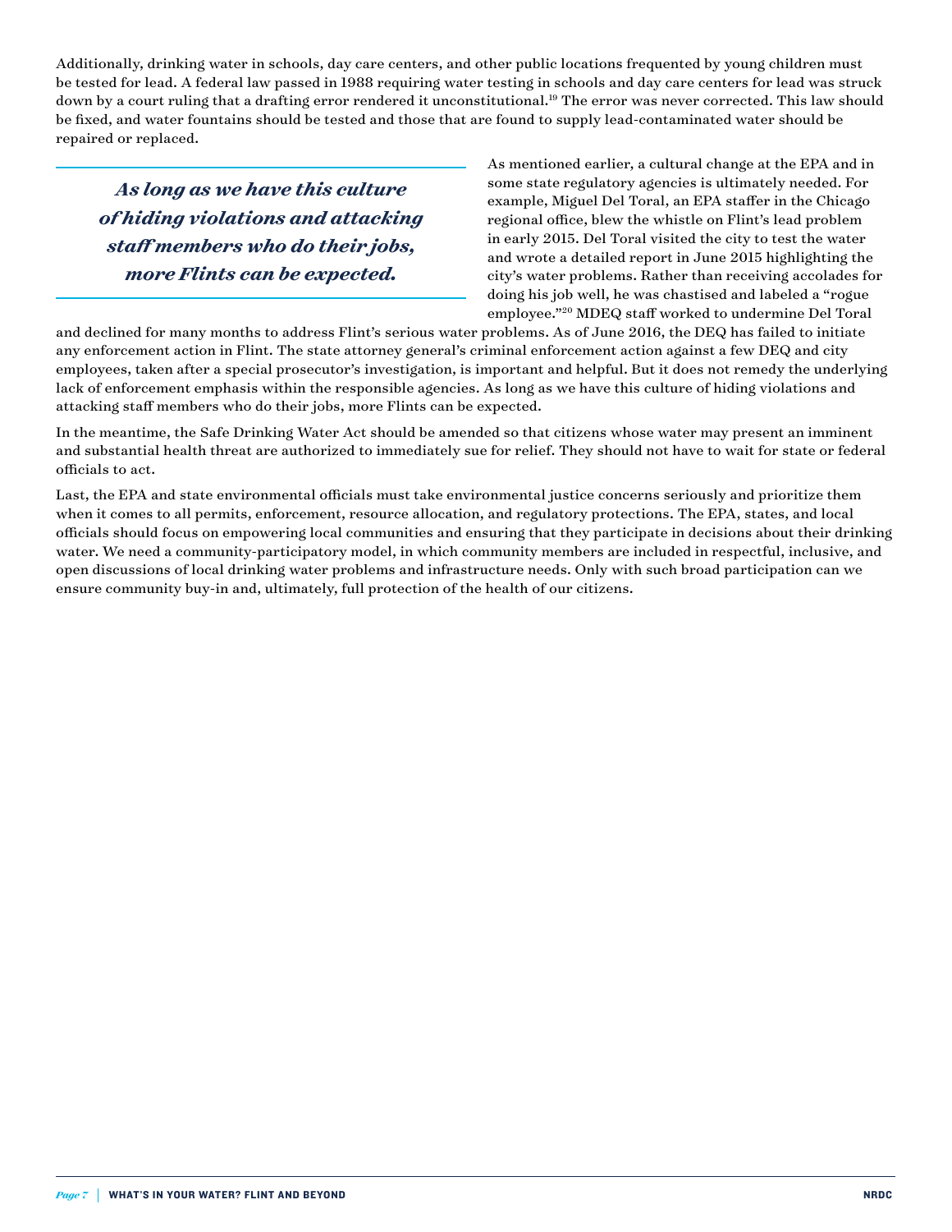Additionally, drinking water in schools, day care centers, and other public locations frequented by young children must be tested for lead. A federal law passed in 1988 requiring water testing in schools and day care centers for lead was struck down by a court ruling that a drafting error rendered it unconstitutional.[19] The error was never corrected. This law should be fixed, and water fountains should be tested and those that are found to supply lead-contaminated water should be repaired or replaced.

> ***As long as we have this culture of hiding violations and attacking staff members who do their jobs, more Flints can be expected.***

As mentioned earlier, a cultural change at the EPA and in some state regulatory agencies is ultimately needed. For example, Miguel Del Toral, an EPA staffer in the Chicago regional office, blew the whistle on Flint's lead problem in early 2015. Del Toral visited the city to test the water and wrote a detailed report in June 2015 highlighting the city's water problems. Rather than receiving accolades for doing his job well, he was chastised and labeled a "rogue employee."[20] MDEQ staff worked to undermine Del Toral and declined for many months to address Flint's serious water problems. As of June 2016, the DEQ has failed to initiate any enforcement action in Flint. The state attorney general's criminal enforcement action against a few DEQ and city employees, taken after a special prosecutor's investigation, is important and helpful. But it does not remedy the underlying lack of enforcement emphasis within the responsible agencies. As long as we have this culture of hiding violations and attacking staff members who do their jobs, more Flints can be expected.

In the meantime, the Safe Drinking Water Act should be amended so that citizens whose water may present an imminent and substantial health threat are authorized to immediately sue for relief. They should not have to wait for state or federal officials to act.

Last, the EPA and state environmental officials must take environmental justice concerns seriously and prioritize them when it comes to all permits, enforcement, resource allocation, and regulatory protections. The EPA, states, and local officials should focus on empowering local communities and ensuring that they participate in decisions about their drinking water. We need a community-participatory model, in which community members are included in respectful, inclusive, and open discussions of local drinking water problems and infrastructure needs. Only with such broad participation can we ensure community buy-in and, ultimately, full protection of the health of our citizens.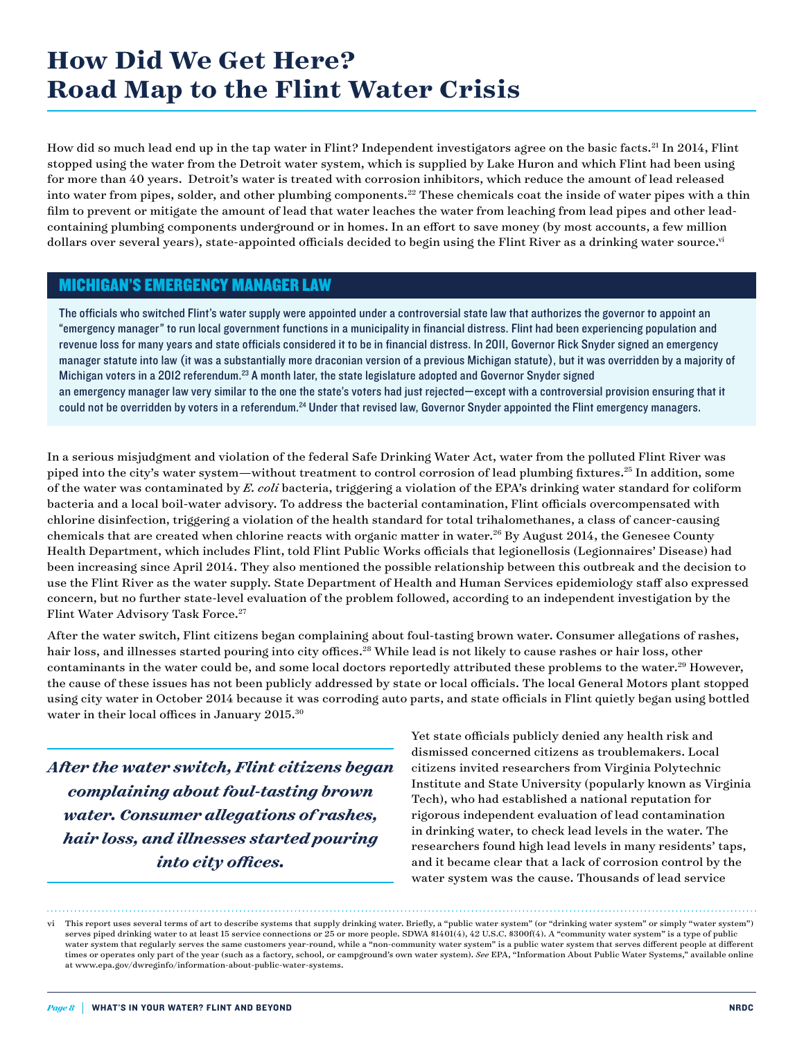# How Did We Get Here? Road Map to the Flint Water Crisis

How did so much lead end up in the tap water in Flint? Independent investigators agree on the basic facts.[21] In 2014, Flint stopped using the water from the Detroit water system, which is supplied by Lake Huron and which Flint had been using for more than 40 years. Detroit's water is treated with corrosion inhibitors, which reduce the amount of lead released into water from pipes, solder, and other plumbing components.[22] These chemicals coat the inside of water pipes with a thin film to prevent or mitigate the amount of lead that water leaches the water from leaching from lead pipes and other lead-containing plumbing components underground or in homes. In an effort to save money (by most accounts, a few million dollars over several years), state-appointed officials decided to begin using the Flint River as a drinking water source.[vi]

## MICHIGAN'S EMERGENCY MANAGER LAW

The officials who switched Flint's water supply were appointed under a controversial state law that authorizes the governor to appoint an "emergency manager" to run local government functions in a municipality in financial distress. Flint had been experiencing population and revenue loss for many years and state officials considered it to be in financial distress. In 2011, Governor Rick Snyder signed an emergency manager statute into law (it was a substantially more draconian version of a previous Michigan statute), but it was overridden by a majority of Michigan voters in a 2012 referendum.[23] A month later, the state legislature adopted and Governor Snyder signed an emergency manager law very similar to the one the state's voters had just rejected—except with a controversial provision ensuring that it could not be overridden by voters in a referendum.[24] Under that revised law, Governor Snyder appointed the Flint emergency managers.

In a serious misjudgment and violation of the federal Safe Drinking Water Act, water from the polluted Flint River was piped into the city's water system—without treatment to control corrosion of lead plumbing fixtures.[25] In addition, some of the water was contaminated by *E. coli* bacteria, triggering a violation of the EPA's drinking water standard for coliform bacteria and a local boil-water advisory. To address the bacterial contamination, Flint officials overcompensated with chlorine disinfection, triggering a violation of the health standard for total trihalomethanes, a class of cancer-causing chemicals that are created when chlorine reacts with organic matter in water.[26] By August 2014, the Genesee County Health Department, which includes Flint, told Flint Public Works officials that legionellosis (Legionnaires' Disease) had been increasing since April 2014. They also mentioned the possible relationship between this outbreak and the decision to use the Flint River as the water supply. State Department of Health and Human Services epidemiology staff also expressed concern, but no further state-level evaluation of the problem followed, according to an independent investigation by the Flint Water Advisory Task Force.[27]

After the water switch, Flint citizens began complaining about foul-tasting brown water. Consumer allegations of rashes, hair loss, and illnesses started pouring into city offices.[28] While lead is not likely to cause rashes or hair loss, other contaminants in the water could be, and some local doctors reportedly attributed these problems to the water.[29] However, the cause of these issues has not been publicly addressed by state or local officials. The local General Motors plant stopped using city water in October 2014 because it was corroding auto parts, and state officials in Flint quietly began using bottled water in their local offices in January 2015.[30]

> ***After the water switch, Flint citizens began complaining about foul-tasting brown water. Consumer allegations of rashes, hair loss, and illnesses started pouring into city offices.***

Yet state officials publicly denied any health risk and dismissed concerned citizens as troublemakers. Local citizens invited researchers from Virginia Polytechnic Institute and State University (popularly known as Virginia Tech), who had established a national reputation for rigorous independent evaluation of lead contamination in drinking water, to check lead levels in the water. The researchers found high lead levels in many residents' taps, and it became clear that a lack of corrosion control by the water system was the cause. Thousands of lead service

---

vi This report uses several terms of art to describe systems that supply drinking water. Briefly, a "public water system" (or "drinking water system" or simply "water system") serves piped drinking water to at least 15 service connections or 25 or more people. SDWA §1401(4), 42 U.S.C. §300f(4). A "community water system" is a type of public water system that regularly serves the same customers year-round, while a "non-community water system" is a public water system that serves different people at different times or operates only part of the year (such as a factory, school, or campground's own water system). *See* EPA, "Information About Public Water Systems," available online at www.epa.gov/dwreginfo/information-about-public-water-systems.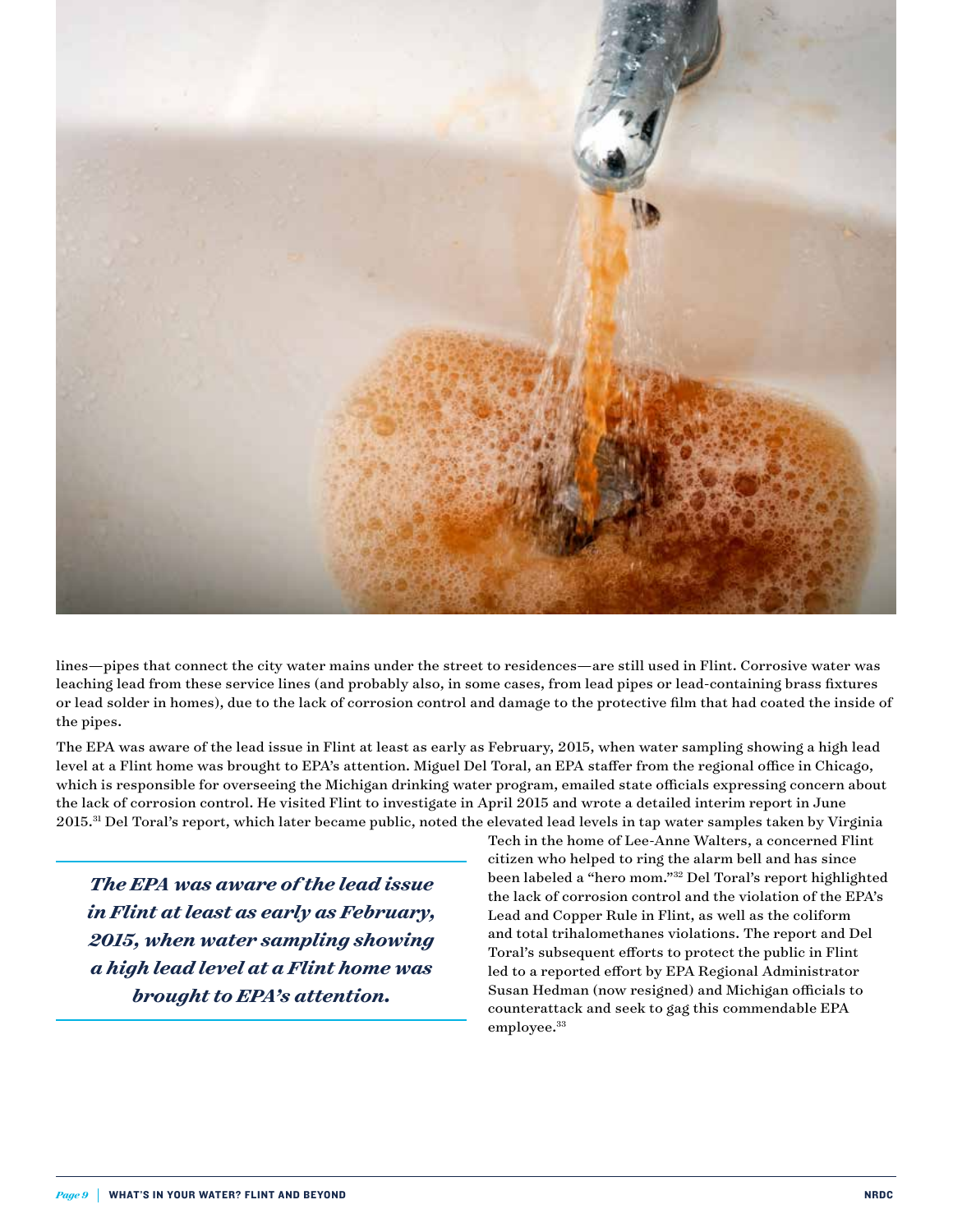lines—pipes that connect the city water mains under the street to residences—are still used in Flint. Corrosive water was leaching lead from these service lines (and probably also, in some cases, from lead pipes or lead-containing brass fixtures or lead solder in homes), due to the lack of corrosion control and damage to the protective film that had coated the inside of the pipes.

The EPA was aware of the lead issue in Flint at least as early as February, 2015, when water sampling showing a high lead level at a Flint home was brought to EPA's attention. Miguel Del Toral, an EPA staffer from the regional office in Chicago, which is responsible for overseeing the Michigan drinking water program, emailed state officials expressing concern about the lack of corrosion control. He visited Flint to investigate in April 2015 and wrote a detailed interim report in June 2015.[31] Del Toral's report, which later became public, noted the elevated lead levels in tap water samples taken by Virginia Tech in the home of Lee-Anne Walters, a concerned Flint citizen who helped to ring the alarm bell and has since been labeled a "hero mom."[32] Del Toral's report highlighted the lack of corrosion control and the violation of the EPA's Lead and Copper Rule in Flint, as well as the coliform and total trihalomethanes violations. The report and Del Toral's subsequent efforts to protect the public in Flint led to a reported effort by EPA Regional Administrator Susan Hedman (now resigned) and Michigan officials to counterattack and seek to gag this commendable EPA employee.[33]

***The EPA was aware of the lead issue in Flint at least as early as February, 2015, when water sampling showing a high lead level at a Flint home was brought to EPA's attention.***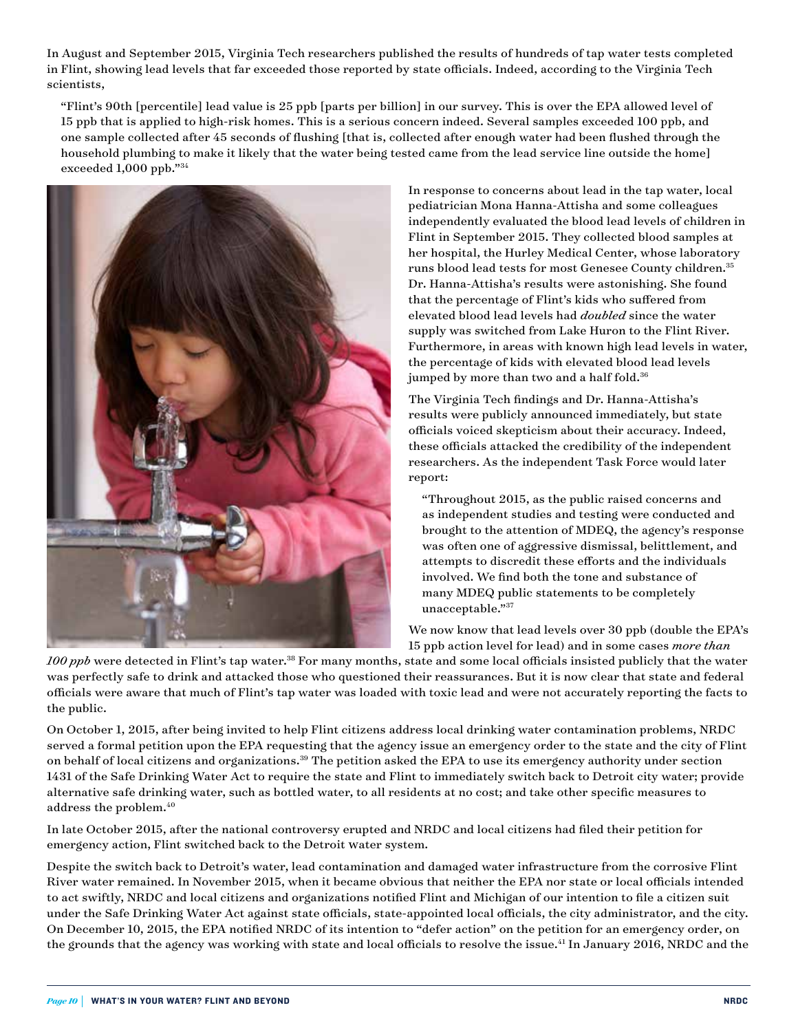In August and September 2015, Virginia Tech researchers published the results of hundreds of tap water tests completed in Flint, showing lead levels that far exceeded those reported by state officials. Indeed, according to the Virginia Tech scientists,

> "Flint's 90th [percentile] lead value is 25 ppb [parts per billion] in our survey. This is over the EPA allowed level of 15 ppb that is applied to high-risk homes. This is a serious concern indeed. Several samples exceeded 100 ppb, and one sample collected after 45 seconds of flushing [that is, collected after enough water had been flushed through the household plumbing to make it likely that the water being tested came from the lead service line outside the home] exceeded 1,000 ppb."[34]

In response to concerns about lead in the tap water, local pediatrician Mona Hanna-Attisha and some colleagues independently evaluated the blood lead levels of children in Flint in September 2015. They collected blood samples at her hospital, the Hurley Medical Center, whose laboratory runs blood lead tests for most Genesee County children.[35] Dr. Hanna-Attisha's results were astonishing. She found that the percentage of Flint's kids who suffered from elevated blood lead levels had *doubled* since the water supply was switched from Lake Huron to the Flint River. Furthermore, in areas with known high lead levels in water, the percentage of kids with elevated blood lead levels jumped by more than two and a half fold.[36]

The Virginia Tech findings and Dr. Hanna-Attisha's results were publicly announced immediately, but state officials voiced skepticism about their accuracy. Indeed, these officials attacked the credibility of the independent researchers. As the independent Task Force would later report:

> "Throughout 2015, as the public raised concerns and as independent studies and testing were conducted and brought to the attention of MDEQ, the agency's response was often one of aggressive dismissal, belittlement, and attempts to discredit these efforts and the individuals involved. We find both the tone and substance of many MDEQ public statements to be completely unacceptable."[37]

We now know that lead levels over 30 ppb (double the EPA's 15 ppb action level for lead) and in some cases *more than 100 ppb* were detected in Flint's tap water.[38] For many months, state and some local officials insisted publicly that the water was perfectly safe to drink and attacked those who questioned their reassurances. But it is now clear that state and federal officials were aware that much of Flint's tap water was loaded with toxic lead and were not accurately reporting the facts to the public.

On October 1, 2015, after being invited to help Flint citizens address local drinking water contamination problems, NRDC served a formal petition upon the EPA requesting that the agency issue an emergency order to the state and the city of Flint on behalf of local citizens and organizations.[39] The petition asked the EPA to use its emergency authority under section 1431 of the Safe Drinking Water Act to require the state and Flint to immediately switch back to Detroit city water; provide alternative safe drinking water, such as bottled water, to all residents at no cost; and take other specific measures to address the problem.[40]

In late October 2015, after the national controversy erupted and NRDC and local citizens had filed their petition for emergency action, Flint switched back to the Detroit water system.

Despite the switch back to Detroit's water, lead contamination and damaged water infrastructure from the corrosive Flint River water remained. In November 2015, when it became obvious that neither the EPA nor state or local officials intended to act swiftly, NRDC and local citizens and organizations notified Flint and Michigan of our intention to file a citizen suit under the Safe Drinking Water Act against state officials, state-appointed local officials, the city administrator, and the city. On December 10, 2015, the EPA notified NRDC of its intention to "defer action" on the petition for an emergency order, on the grounds that the agency was working with state and local officials to resolve the issue.[41] In January 2016, NRDC and the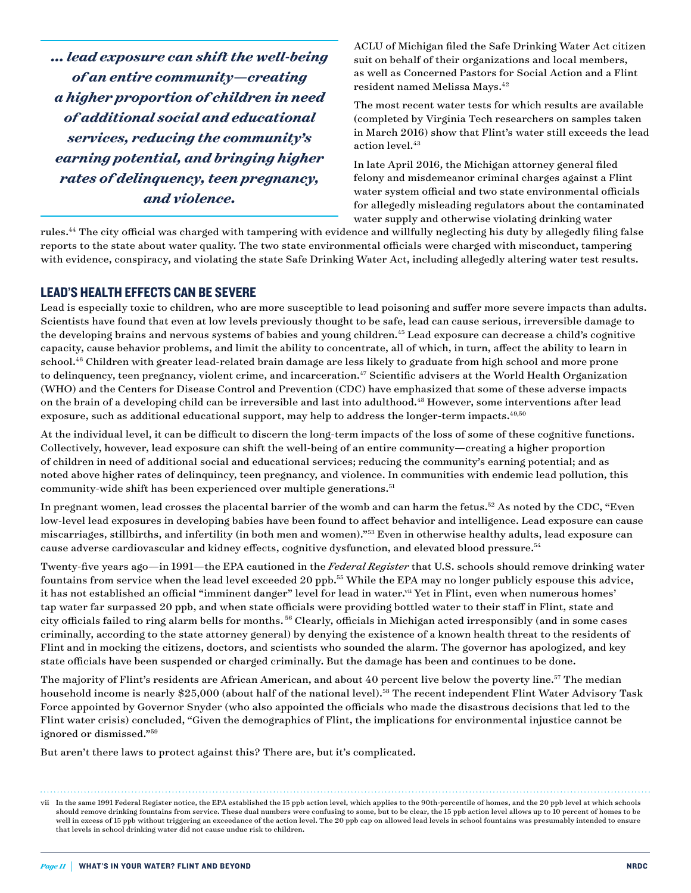*... lead exposure can shift the well-being of an entire community—creating a higher proportion of children in need of additional social and educational services, reducing the community's earning potential, and bringing higher rates of delinquency, teen pregnancy, and violence.*

ACLU of Michigan filed the Safe Drinking Water Act citizen suit on behalf of their organizations and local members, as well as Concerned Pastors for Social Action and a Flint resident named Melissa Mays.[42]

The most recent water tests for which results are available (completed by Virginia Tech researchers on samples taken in March 2016) show that Flint's water still exceeds the lead action level.[43]

In late April 2016, the Michigan attorney general filed felony and misdemeanor criminal charges against a Flint water system official and two state environmental officials for allegedly misleading regulators about the contaminated water supply and otherwise violating drinking water rules.[44] The city official was charged with tampering with evidence and willfully neglecting his duty by allegedly filing false reports to the state about water quality. The two state environmental officials were charged with misconduct, tampering with evidence, conspiracy, and violating the state Safe Drinking Water Act, including allegedly altering water test results.

## LEAD'S HEALTH EFFECTS CAN BE SEVERE

Lead is especially toxic to children, who are more susceptible to lead poisoning and suffer more severe impacts than adults. Scientists have found that even at low levels previously thought to be safe, lead can cause serious, irreversible damage to the developing brains and nervous systems of babies and young children.[45] Lead exposure can decrease a child's cognitive capacity, cause behavior problems, and limit the ability to concentrate, all of which, in turn, affect the ability to learn in school.[46] Children with greater lead-related brain damage are less likely to graduate from high school and more prone to delinquency, teen pregnancy, violent crime, and incarceration.[47] Scientific advisers at the World Health Organization (WHO) and the Centers for Disease Control and Prevention (CDC) have emphasized that some of these adverse impacts on the brain of a developing child can be irreversible and last into adulthood.[48] However, some interventions after lead exposure, such as additional educational support, may help to address the longer-term impacts.[49,50]

At the individual level, it can be difficult to discern the long-term impacts of the loss of some of these cognitive functions. Collectively, however, lead exposure can shift the well-being of an entire community—creating a higher proportion of children in need of additional social and educational services; reducing the community's earning potential; and as noted above higher rates of delinquincy, teen pregnancy, and violence. In communities with endemic lead pollution, this community-wide shift has been experienced over multiple generations.[51]

In pregnant women, lead crosses the placental barrier of the womb and can harm the fetus.[52] As noted by the CDC, "Even low-level lead exposures in developing babies have been found to affect behavior and intelligence. Lead exposure can cause miscarriages, stillbirths, and infertility (in both men and women)."[53] Even in otherwise healthy adults, lead exposure can cause adverse cardiovascular and kidney effects, cognitive dysfunction, and elevated blood pressure.[54]

Twenty-five years ago—in 1991—the EPA cautioned in the *Federal Register* that U.S. schools should remove drinking water fountains from service when the lead level exceeded 20 ppb.[55] While the EPA may no longer publicly espouse this advice, it has not established an official "imminent danger" level for lead in water.[vii] Yet in Flint, even when numerous homes' tap water far surpassed 20 ppb, and when state officials were providing bottled water to their staff in Flint, state and city officials failed to ring alarm bells for months.[56] Clearly, officials in Michigan acted irresponsibly (and in some cases criminally, according to the state attorney general) by denying the existence of a known health threat to the residents of Flint and in mocking the citizens, doctors, and scientists who sounded the alarm. The governor has apologized, and key state officials have been suspended or charged criminally. But the damage has been and continues to be done.

The majority of Flint's residents are African American, and about 40 percent live below the poverty line.[57] The median household income is nearly $25,000 (about half of the national level).[58] The recent independent Flint Water Advisory Task Force appointed by Governor Snyder (who also appointed the officials who made the disastrous decisions that led to the Flint water crisis) concluded, "Given the demographics of Flint, the implications for environmental injustice cannot be ignored or dismissed."[59]

But aren't there laws to protect against this? There are, but it's complicated.

---

vii In the same 1991 Federal Register notice, the EPA established the 15 ppb action level, which applies to the 90th-percentile of homes, and the 20 ppb level at which schools should remove drinking fountains from service. These dual numbers were confusing to some, but to be clear, the 15 ppb action level allows up to 10 percent of homes to be well in excess of 15 ppb without triggering an exceedance of the action level. The 20 ppb cap on allowed lead levels in school fountains was presumably intended to ensure that levels in school drinking water did not cause undue risk to children.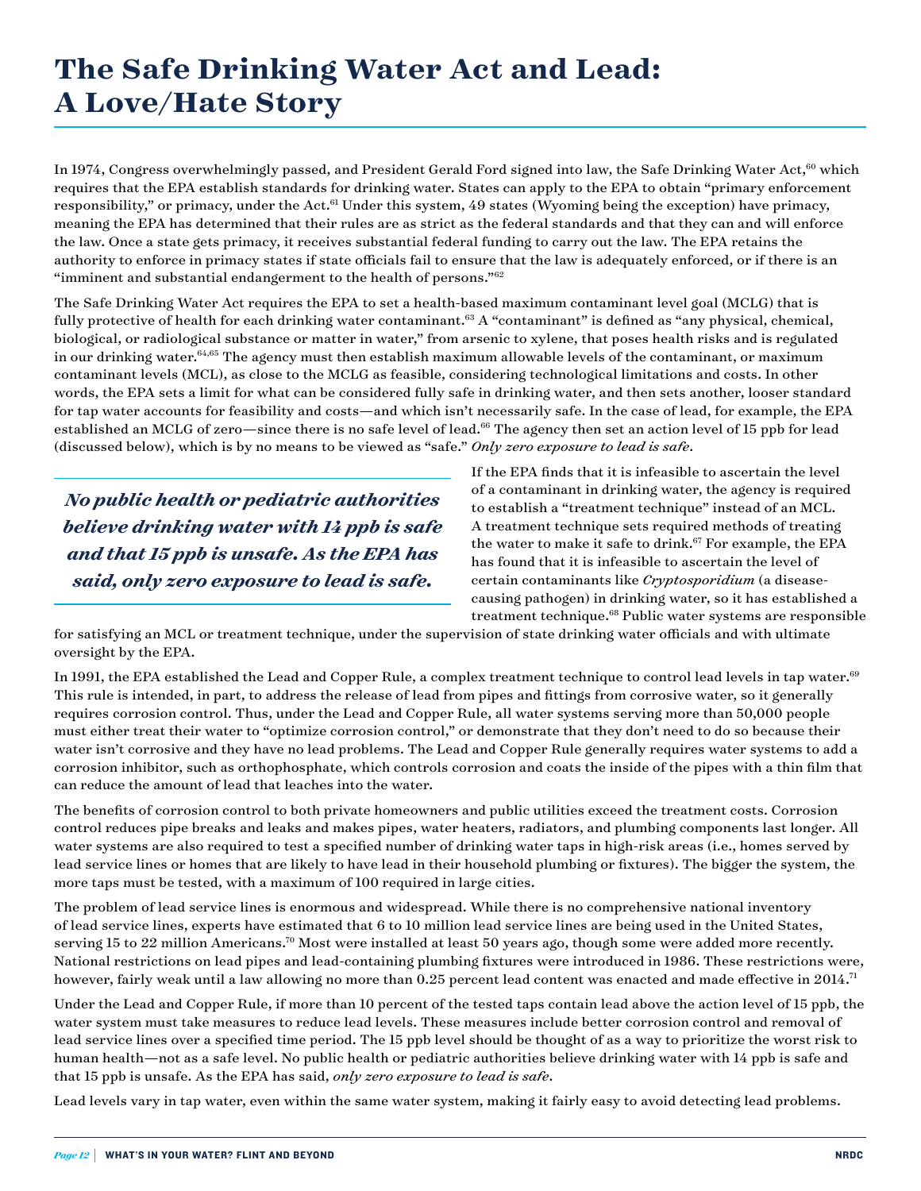# The Safe Drinking Water Act and Lead: A Love/Hate Story

In 1974, Congress overwhelmingly passed, and President Gerald Ford signed into law, the Safe Drinking Water Act,[60] which requires that the EPA establish standards for drinking water. States can apply to the EPA to obtain "primary enforcement responsibility," or primacy, under the Act.[61] Under this system, 49 states (Wyoming being the exception) have primacy, meaning the EPA has determined that their rules are as strict as the federal standards and that they can and will enforce the law. Once a state gets primacy, it receives substantial federal funding to carry out the law. The EPA retains the authority to enforce in primacy states if state officials fail to ensure that the law is adequately enforced, or if there is an "imminent and substantial endangerment to the health of persons."[62]

The Safe Drinking Water Act requires the EPA to set a health-based maximum contaminant level goal (MCLG) that is fully protective of health for each drinking water contaminant.[63] A "contaminant" is defined as "any physical, chemical, biological, or radiological substance or matter in water," from arsenic to xylene, that poses health risks and is regulated in our drinking water.[64,65] The agency must then establish maximum allowable levels of the contaminant, or maximum contaminant levels (MCL), as close to the MCLG as feasible, considering technological limitations and costs. In other words, the EPA sets a limit for what can be considered fully safe in drinking water, and then sets another, looser standard for tap water accounts for feasibility and costs—and which isn't necessarily safe. In the case of lead, for example, the EPA established an MCLG of zero—since there is no safe level of lead.[66] The agency then set an action level of 15 ppb for lead (discussed below), which is by no means to be viewed as "safe." *Only zero exposure to lead is safe*.

> ***No public health or pediatric authorities believe drinking water with 14 ppb is safe and that 15 ppb is unsafe. As the EPA has said, only zero exposure to lead is safe.***

If the EPA finds that it is infeasible to ascertain the level of a contaminant in drinking water, the agency is required to establish a "treatment technique" instead of an MCL. A treatment technique sets required methods of treating the water to make it safe to drink.[67] For example, the EPA has found that it is infeasible to ascertain the level of certain contaminants like *Cryptosporidium* (a disease-causing pathogen) in drinking water, so it has established a treatment technique.[68] Public water systems are responsible for satisfying an MCL or treatment technique, under the supervision of state drinking water officials and with ultimate oversight by the EPA.

In 1991, the EPA established the Lead and Copper Rule, a complex treatment technique to control lead levels in tap water.[69] This rule is intended, in part, to address the release of lead from pipes and fittings from corrosive water, so it generally requires corrosion control. Thus, under the Lead and Copper Rule, all water systems serving more than 50,000 people must either treat their water to "optimize corrosion control," or demonstrate that they don't need to do so because their water isn't corrosive and they have no lead problems. The Lead and Copper Rule generally requires water systems to add a corrosion inhibitor, such as orthophosphate, which controls corrosion and coats the inside of the pipes with a thin film that can reduce the amount of lead that leaches into the water.

The benefits of corrosion control to both private homeowners and public utilities exceed the treatment costs. Corrosion control reduces pipe breaks and leaks and makes pipes, water heaters, radiators, and plumbing components last longer. All water systems are also required to test a specified number of drinking water taps in high-risk areas (i.e., homes served by lead service lines or homes that are likely to have lead in their household plumbing or fixtures). The bigger the system, the more taps must be tested, with a maximum of 100 required in large cities.

The problem of lead service lines is enormous and widespread. While there is no comprehensive national inventory of lead service lines, experts have estimated that 6 to 10 million lead service lines are being used in the United States, serving 15 to 22 million Americans.[70] Most were installed at least 50 years ago, though some were added more recently. National restrictions on lead pipes and lead-containing plumbing fixtures were introduced in 1986. These restrictions were, however, fairly weak until a law allowing no more than 0.25 percent lead content was enacted and made effective in 2014.[71]

Under the Lead and Copper Rule, if more than 10 percent of the tested taps contain lead above the action level of 15 ppb, the water system must take measures to reduce lead levels. These measures include better corrosion control and removal of lead service lines over a specified time period. The 15 ppb level should be thought of as a way to prioritize the worst risk to human health—not as a safe level. No public health or pediatric authorities believe drinking water with 14 ppb is safe and that 15 ppb is unsafe. As the EPA has said, *only zero exposure to lead is safe*.

Lead levels vary in tap water, even within the same water system, making it fairly easy to avoid detecting lead problems.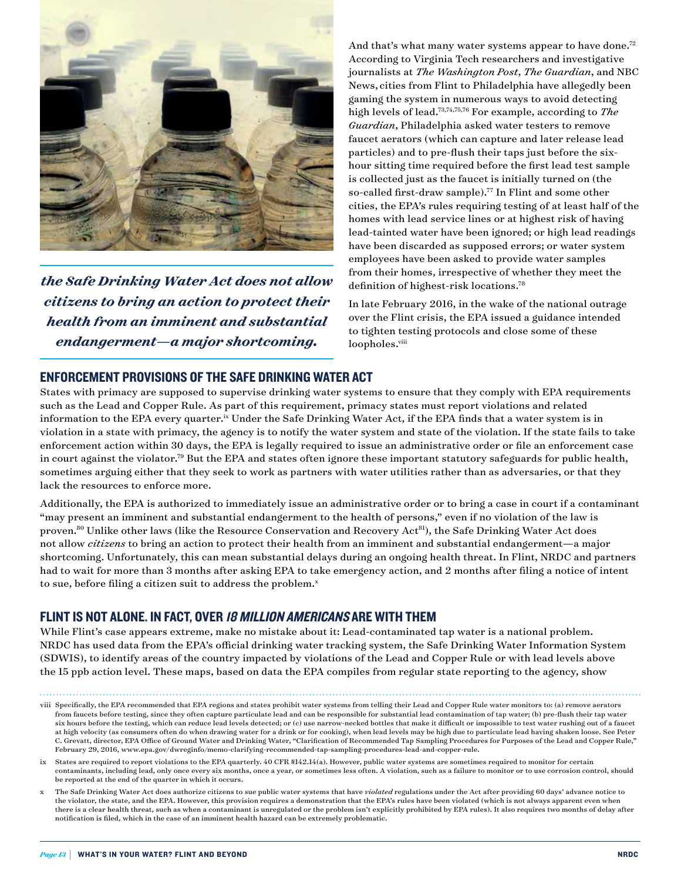*the Safe Drinking Water Act does not allow citizens to bring an action to protect their health from an imminent and substantial endangerment—a major shortcoming.*

And that's what many water systems appear to have done.[72] According to Virginia Tech researchers and investigative journalists at *The Washington Post*, *The Guardian*, and NBC News, cities from Flint to Philadelphia have allegedly been gaming the system in numerous ways to avoid detecting high levels of lead.[73,74,75,76] For example, according to *The Guardian*, Philadelphia asked water testers to remove faucet aerators (which can capture and later release lead particles) and to pre-flush their taps just before the six-hour sitting time required before the first lead test sample is collected just as the faucet is initially turned on (the so-called first-draw sample).[77] In Flint and some other cities, the EPA's rules requiring testing of at least half of the homes with lead service lines or at highest risk of having lead-tainted water have been ignored; or high lead readings have been discarded as supposed errors; or water system employees have been asked to provide water samples from their homes, irrespective of whether they meet the definition of highest-risk locations.[78]

In late February 2016, in the wake of the national outrage over the Flint crisis, the EPA issued a guidance intended to tighten testing protocols and close some of these loopholes.[viii]

## ENFORCEMENT PROVISIONS OF THE SAFE DRINKING WATER ACT

States with primacy are supposed to supervise drinking water systems to ensure that they comply with EPA requirements such as the Lead and Copper Rule. As part of this requirement, primacy states must report violations and related information to the EPA every quarter.[ix] Under the Safe Drinking Water Act, if the EPA finds that a water system is in violation in a state with primacy, the agency is to notify the water system and state of the violation. If the state fails to take enforcement action within 30 days, the EPA is legally required to issue an administrative order or file an enforcement case in court against the violator.[79] But the EPA and states often ignore these important statutory safeguards for public health, sometimes arguing either that they seek to work as partners with water utilities rather than as adversaries, or that they lack the resources to enforce more.

Additionally, the EPA is authorized to immediately issue an administrative order or to bring a case in court if a contaminant "may present an imminent and substantial endangerment to the health of persons," even if no violation of the law is proven.[80] Unlike other laws (like the Resource Conservation and Recovery Act[81]), the Safe Drinking Water Act does not allow *citizens* to bring an action to protect their health from an imminent and substantial endangerment—a major shortcoming. Unfortunately, this can mean substantial delays during an ongoing health threat. In Flint, NRDC and partners had to wait for more than 3 months after asking EPA to take emergency action, and 2 months after filing a notice of intent to sue, before filing a citizen suit to address the problem.[x]

## FLINT IS NOT ALONE. IN FACT, OVER *18 MILLION AMERICANS* ARE WITH THEM

While Flint's case appears extreme, make no mistake about it: Lead-contaminated tap water is a national problem. NRDC has used data from the EPA's official drinking water tracking system, the Safe Drinking Water Information System (SDWIS), to identify areas of the country impacted by violations of the Lead and Copper Rule or with lead levels above the 15 ppb action level. These maps, based on data the EPA compiles from regular state reporting to the agency, show

---

viii Specifically, the EPA recommended that EPA regions and states prohibit water systems from telling their Lead and Copper Rule water monitors to: (a) remove aerators from faucets before testing, since they often capture particulate lead and can be responsible for substantial lead contamination of tap water; (b) pre-flush their tap water six hours before the testing, which can reduce lead levels detected; or (c) use narrow-necked bottles that make it difficult or impossible to test water rushing out of a faucet at high velocity (as consumers often do when drawing water for a drink or for cooking), when lead levels may be high due to particulate lead having shaken loose. See Peter C. Grevatt, director, EPA Office of Ground Water and Drinking Water, "Clarification of Recommended Tap Sampling Procedures for Purposes of the Lead and Copper Rule," February 29, 2016, www.epa.gov/dwreginfo/memo-clarifying-recommended-tap-sampling-procedures-lead-and-copper-rule.

ix States are required to report violations to the EPA quarterly. 40 CFR §142.14(a). However, public water systems are sometimes required to monitor for certain contaminants, including lead, only once every six months, once a year, or sometimes less often. A violation, such as a failure to monitor or to use corrosion control, should be reported at the end of the quarter in which it occurs.

x The Safe Drinking Water Act does authorize citizens to sue public water systems that have *violated* regulations under the Act after providing 60 days' advance notice to the violator, the state, and the EPA. However, this provision requires a demonstration that the EPA's rules have been violated (which is not always apparent even when there is a clear health threat, such as when a contaminant is unregulated or the problem isn't explicitly prohibited by EPA rules). It also requires two months of delay after notification is filed, which in the case of an imminent health hazard can be extremely problematic.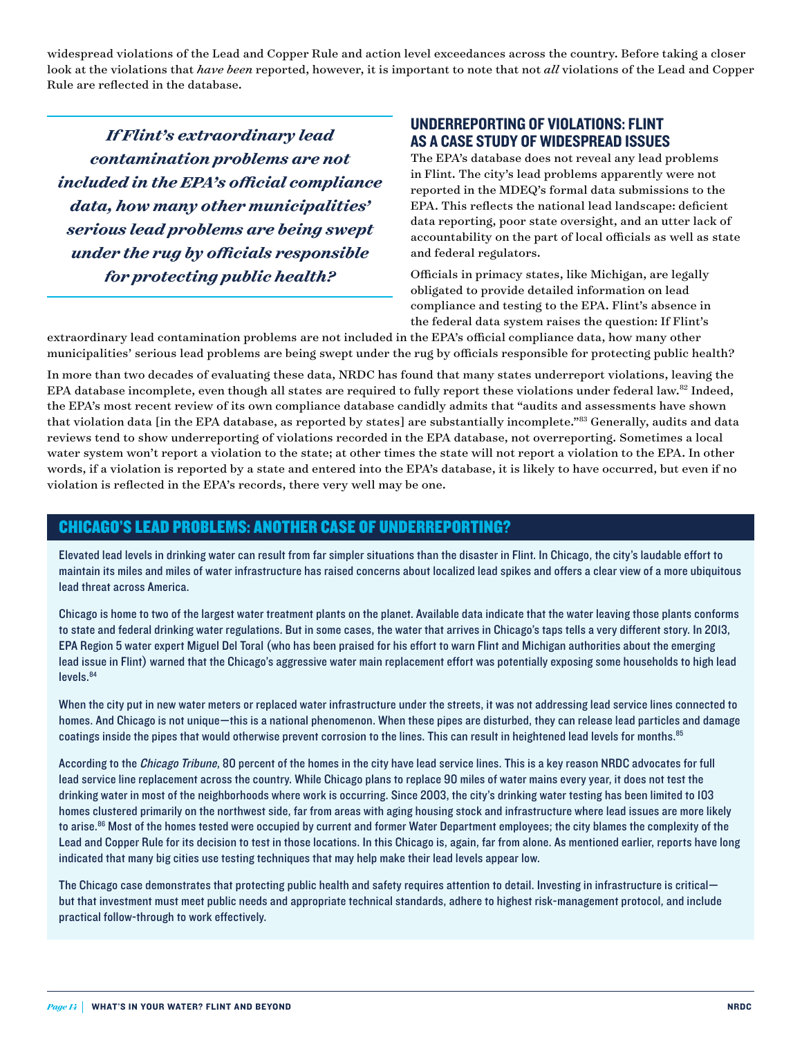widespread violations of the Lead and Copper Rule and action level exceedances across the country. Before taking a closer look at the violations that *have been* reported, however, it is important to note that not *all* violations of the Lead and Copper Rule are reflected in the database.

***If Flint's extraordinary lead contamination problems are not included in the EPA's official compliance data, how many other municipalities' serious lead problems are being swept under the rug by officials responsible for protecting public health?***

## UNDERREPORTING OF VIOLATIONS: FLINT AS A CASE STUDY OF WIDESPREAD ISSUES

The EPA's database does not reveal any lead problems in Flint. The city's lead problems apparently were not reported in the MDEQ's formal data submissions to the EPA. This reflects the national lead landscape: deficient data reporting, poor state oversight, and an utter lack of accountability on the part of local officials as well as state and federal regulators.

Officials in primacy states, like Michigan, are legally obligated to provide detailed information on lead compliance and testing to the EPA. Flint's absence in the federal data system raises the question: If Flint's extraordinary lead contamination problems are not included in the EPA's official compliance data, how many other municipalities' serious lead problems are being swept under the rug by officials responsible for protecting public health?

In more than two decades of evaluating these data, NRDC has found that many states underreport violations, leaving the EPA database incomplete, even though all states are required to fully report these violations under federal law.[82] Indeed, the EPA's most recent review of its own compliance database candidly admits that "audits and assessments have shown that violation data [in the EPA database, as reported by states] are substantially incomplete."[83] Generally, audits and data reviews tend to show underreporting of violations recorded in the EPA database, not overreporting. Sometimes a local water system won't report a violation to the state; at other times the state will not report a violation to the EPA. In other words, if a violation is reported by a state and entered into the EPA's database, it is likely to have occurred, but even if no violation is reflected in the EPA's records, there very well may be one.

## CHICAGO'S LEAD PROBLEMS: ANOTHER CASE OF UNDERREPORTING?

Elevated lead levels in drinking water can result from far simpler situations than the disaster in Flint. In Chicago, the city's laudable effort to maintain its miles and miles of water infrastructure has raised concerns about localized lead spikes and offers a clear view of a more ubiquitous lead threat across America.

Chicago is home to two of the largest water treatment plants on the planet. Available data indicate that the water leaving those plants conforms to state and federal drinking water regulations. But in some cases, the water that arrives in Chicago's taps tells a very different story. In 2013, EPA Region 5 water expert Miguel Del Toral (who has been praised for his effort to warn Flint and Michigan authorities about the emerging lead issue in Flint) warned that the Chicago's aggressive water main replacement effort was potentially exposing some households to high lead levels.[84]

When the city put in new water meters or replaced water infrastructure under the streets, it was not addressing lead service lines connected to homes. And Chicago is not unique—this is a national phenomenon. When these pipes are disturbed, they can release lead particles and damage coatings inside the pipes that would otherwise prevent corrosion to the lines. This can result in heightened lead levels for months.[85]

According to the *Chicago Tribune*, 80 percent of the homes in the city have lead service lines. This is a key reason NRDC advocates for full lead service line replacement across the country. While Chicago plans to replace 90 miles of water mains every year, it does not test the drinking water in most of the neighborhoods where work is occurring. Since 2003, the city's drinking water testing has been limited to 103 homes clustered primarily on the northwest side, far from areas with aging housing stock and infrastructure where lead issues are more likely to arise.[86] Most of the homes tested were occupied by current and former Water Department employees; the city blames the complexity of the Lead and Copper Rule for its decision to test in those locations. In this Chicago is, again, far from alone. As mentioned earlier, reports have long indicated that many big cities use testing techniques that may help make their lead levels appear low.

The Chicago case demonstrates that protecting public health and safety requires attention to detail. Investing in infrastructure is critical—but that investment must meet public needs and appropriate technical standards, adhere to highest risk-management protocol, and include practical follow-through to work effectively.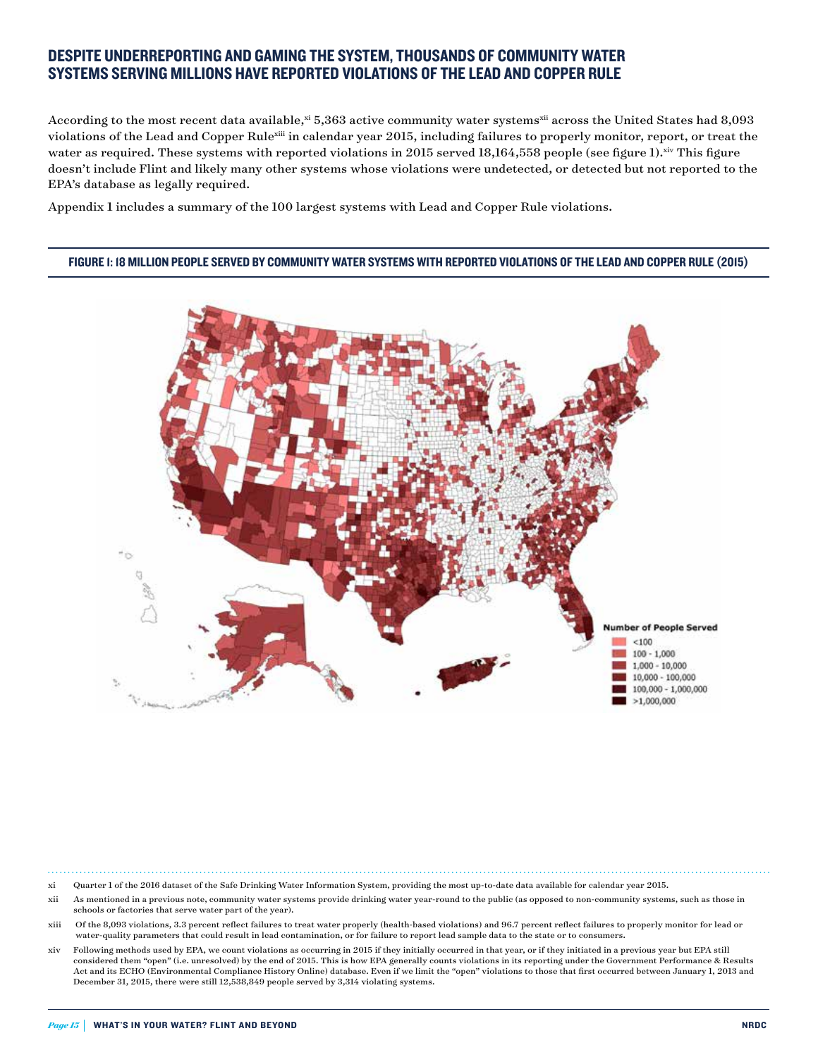## DESPITE UNDERREPORTING AND GAMING THE SYSTEM, THOUSANDS OF COMMUNITY WATER SYSTEMS SERVING MILLIONS HAVE REPORTED VIOLATIONS OF THE LEAD AND COPPER RULE

According to the most recent data available,[xi] 5,363 active community water systems[xii] across the United States had 8,093 violations of the Lead and Copper Rule[xiii] in calendar year 2015, including failures to properly monitor, report, or treat the water as required. These systems with reported violations in 2015 served 18,164,558 people (see figure 1).[xiv] This figure doesn't include Flint and likely many other systems whose violations were undetected, or detected but not reported to the EPA's database as legally required.

Appendix 1 includes a summary of the 100 largest systems with Lead and Copper Rule violations.

**FIGURE 1: 18 MILLION PEOPLE SERVED BY COMMUNITY WATER SYSTEMS WITH REPORTED VIOLATIONS OF THE LEAD AND COPPER RULE (2015)**

Number of People Served
- <100
- 100 - 1,000
- 1,000 - 10,000
- 10,000 - 100,000
- 100,000 - 1,000,000
- >1,000,000

---

xi Quarter 1 of the 2016 dataset of the Safe Drinking Water Information System, providing the most up-to-date data available for calendar year 2015.

xii As mentioned in a previous note, community water systems provide drinking water year-round to the public (as opposed to non-community systems, such as those in schools or factories that serve water part of the year).

xiii Of the 8,093 violations, 3.3 percent reflect failures to treat water properly (health-based violations) and 96.7 percent reflect failures to properly monitor for lead or water-quality parameters that could result in lead contamination, or for failure to report lead sample data to the state or to consumers.

xiv Following methods used by EPA, we count violations as occurring in 2015 if they initially occurred in that year, or if they initiated in a previous year but EPA still considered them "open" (i.e. unresolved) by the end of 2015. This is how EPA generally counts violations in its reporting under the Government Performance & Results Act and its ECHO (Environmental Compliance History Online) database. Even if we limit the "open" violations to those that first occurred between January 1, 2013 and December 31, 2015, there were still 12,538,849 people served by 3,314 violating systems.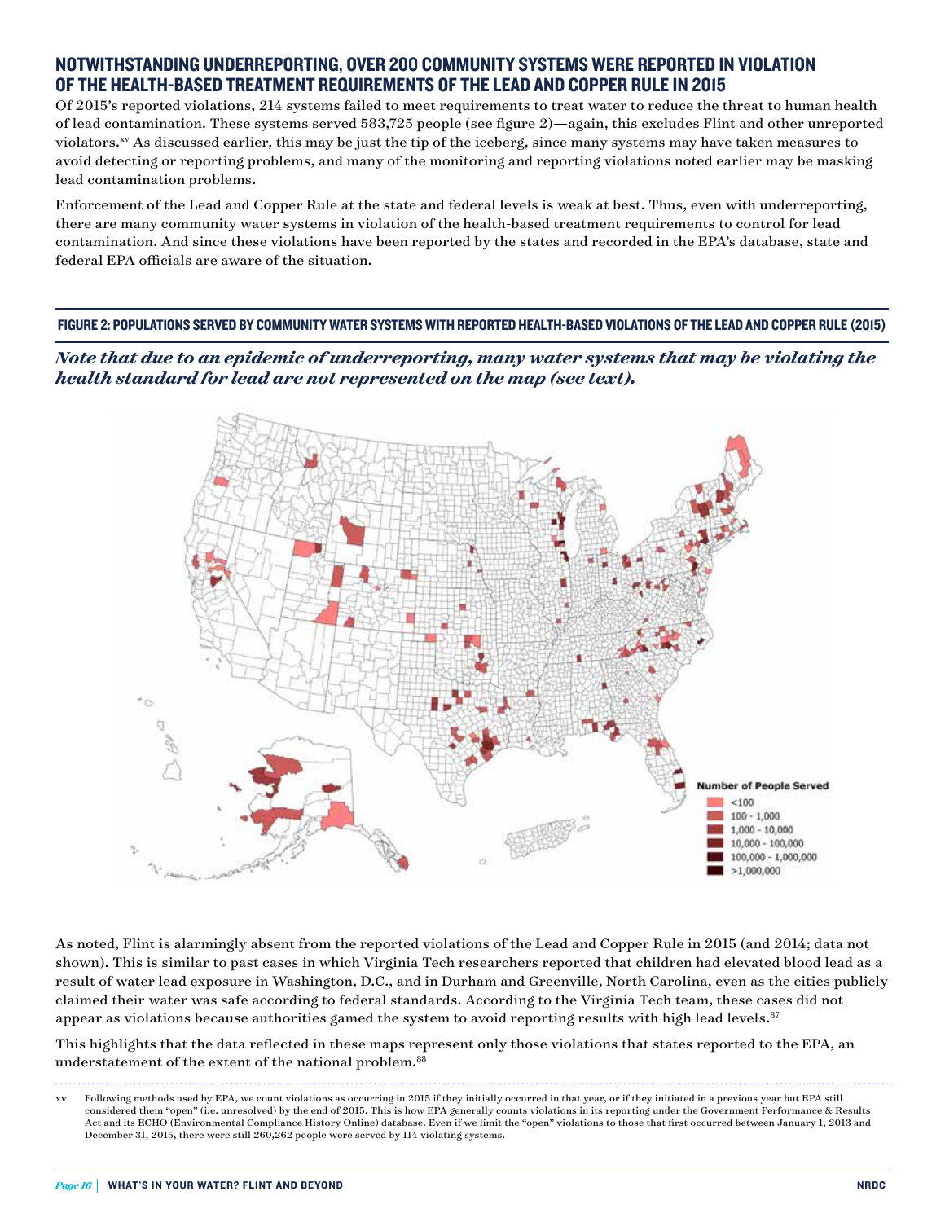## NOTWITHSTANDING UNDERREPORTING, OVER 200 COMMUNITY SYSTEMS WERE REPORTED IN VIOLATION OF THE HEALTH-BASED TREATMENT REQUIREMENTS OF THE LEAD AND COPPER RULE IN 2015

Of 2015's reported violations, 214 systems failed to meet requirements to treat water to reduce the threat to human health of lead contamination. These systems served 583,725 people (see figure 2)—again, this excludes Flint and other unreported violators.[xv] As discussed earlier, this may be just the tip of the iceberg, since many systems may have taken measures to avoid detecting or reporting problems, and many of the monitoring and reporting violations noted earlier may be masking lead contamination problems.

Enforcement of the Lead and Copper Rule at the state and federal levels is weak at best. Thus, even with underreporting, there are many community water systems in violation of the health-based treatment requirements to control for lead contamination. And since these violations have been reported by the states and recorded in the EPA's database, state and federal EPA officials are aware of the situation.

**FIGURE 2: POPULATIONS SERVED BY COMMUNITY WATER SYSTEMS WITH REPORTED HEALTH-BASED VIOLATIONS OF THE LEAD AND COPPER RULE (2015)**

***Note that due to an epidemic of underreporting, many water systems that may be violating the health standard for lead are not represented on the map (see text).***

Number of People Served
- <100
- 100 - 1,000
- 1,000 - 10,000
- 10,000 - 100,000
- 100,000 - 1,000,000
- >1,000,000

As noted, Flint is alarmingly absent from the reported violations of the Lead and Copper Rule in 2015 (and 2014; data not shown). This is similar to past cases in which Virginia Tech researchers reported that children had elevated blood lead as a result of water lead exposure in Washington, D.C., and in Durham and Greenville, North Carolina, even as the cities publicly claimed their water was safe according to federal standards. According to the Virginia Tech team, these cases did not appear as violations because authorities gamed the system to avoid reporting results with high lead levels.[87]

This highlights that the data reflected in these maps represent only those violations that states reported to the EPA, an understatement of the extent of the national problem.[88]

xv Following methods used by EPA, we count violations as occurring in 2015 if they initially occurred in that year, or if they initiated in a previous year but EPA still considered them "open" (i.e. unresolved) by the end of 2015. This is how EPA generally counts violations in its reporting under the Government Performance & Results Act and its ECHO (Environmental Compliance History Online) database. Even if we limit the "open" violations to those that first occurred between January 1, 2013 and December 31, 2015, there were still 260,262 people were served by 114 violating systems.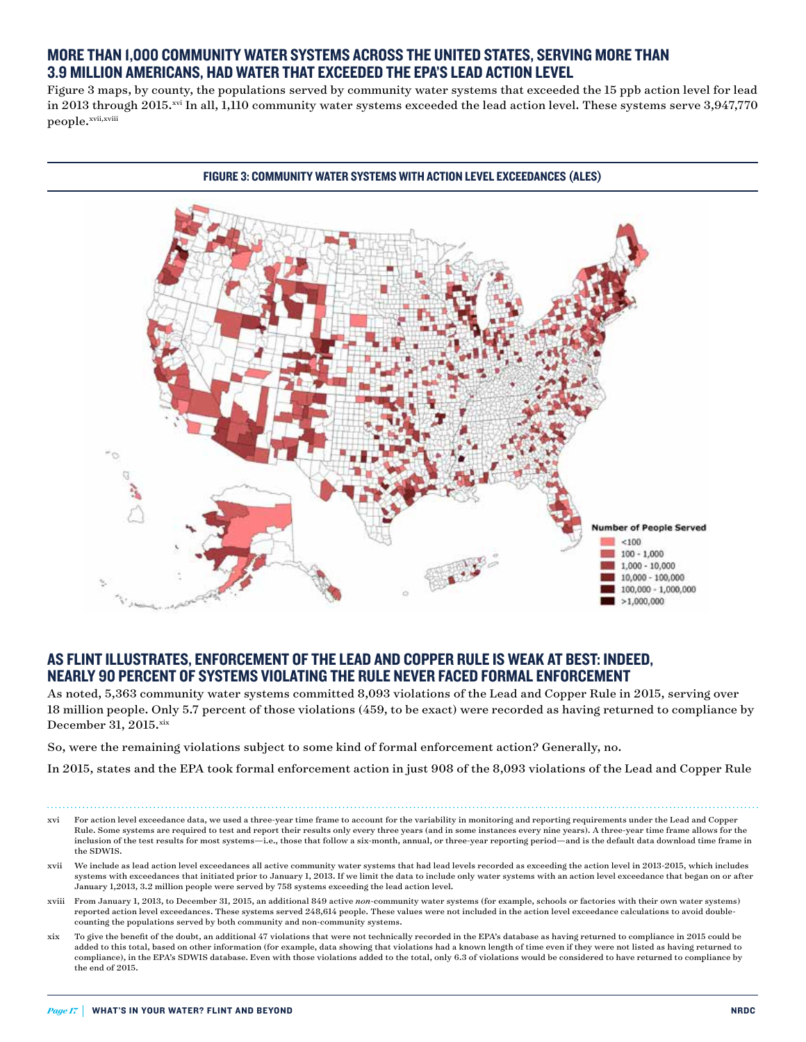## MORE THAN 1,000 COMMUNITY WATER SYSTEMS ACROSS THE UNITED STATES, SERVING MORE THAN 3.9 MILLION AMERICANS, HAD WATER THAT EXCEEDED THE EPA'S LEAD ACTION LEVEL

Figure 3 maps, by county, the populations served by community water systems that exceeded the 15 ppb action level for lead in 2013 through 2015.[xvi] In all, 1,110 community water systems exceeded the lead action level. These systems serve 3,947,770 people.[xvii,xviii]

**FIGURE 3: COMMUNITY WATER SYSTEMS WITH ACTION LEVEL EXCEEDANCES (ALES)**

Number of People Served
- <100
- 100 - 1,000
- 1,000 - 10,000
- 10,000 - 100,000
- 100,000 - 1,000,000
- >1,000,000

## AS FLINT ILLUSTRATES, ENFORCEMENT OF THE LEAD AND COPPER RULE IS WEAK AT BEST: INDEED, NEARLY 90 PERCENT OF SYSTEMS VIOLATING THE RULE NEVER FACED FORMAL ENFORCEMENT

As noted, 5,363 community water systems committed 8,093 violations of the Lead and Copper Rule in 2015, serving over 18 million people. Only 5.7 percent of those violations (459, to be exact) were recorded as having returned to compliance by December 31, 2015.[xix]

So, were the remaining violations subject to some kind of formal enforcement action? Generally, no.

In 2015, states and the EPA took formal enforcement action in just 908 of the 8,093 violations of the Lead and Copper Rule

---

xvi For action level exceedance data, we used a three-year time frame to account for the variability in monitoring and reporting requirements under the Lead and Copper Rule. Some systems are required to test and report their results only every three years (and in some instances every nine years). A three-year time frame allows for the inclusion of the test results for most systems—i.e., those that follow a six-month, annual, or three-year reporting period—and is the default data download time frame in the SDWIS.

xvii We include as lead action level exceedances all active community water systems that had lead levels recorded as exceeding the action level in 2013-2015, which includes systems with exceedances that initiated prior to January 1, 2013. If we limit the data to include only water systems with an action level exceedance that began on or after January 1,2013, 3.2 million people were served by 758 systems exceeding the lead action level.

xviii From January 1, 2013, to December 31, 2015, an additional 849 active *non*-community water systems (for example, schools or factories with their own water systems) reported action level exceedances. These systems served 248,614 people. These values were not included in the action level exceedance calculations to avoid double-counting the populations served by both community and non-community systems.

xix To give the benefit of the doubt, an additional 47 violations that were not technically recorded in the EPA's database as having returned to compliance in 2015 could be added to this total, based on other information (for example, data showing that violations had a known length of time even if they were not listed as having returned to compliance), in the EPA's SDWIS database. Even with those violations added to the total, only 6.3 of violations would be considered to have returned to compliance by the end of 2015.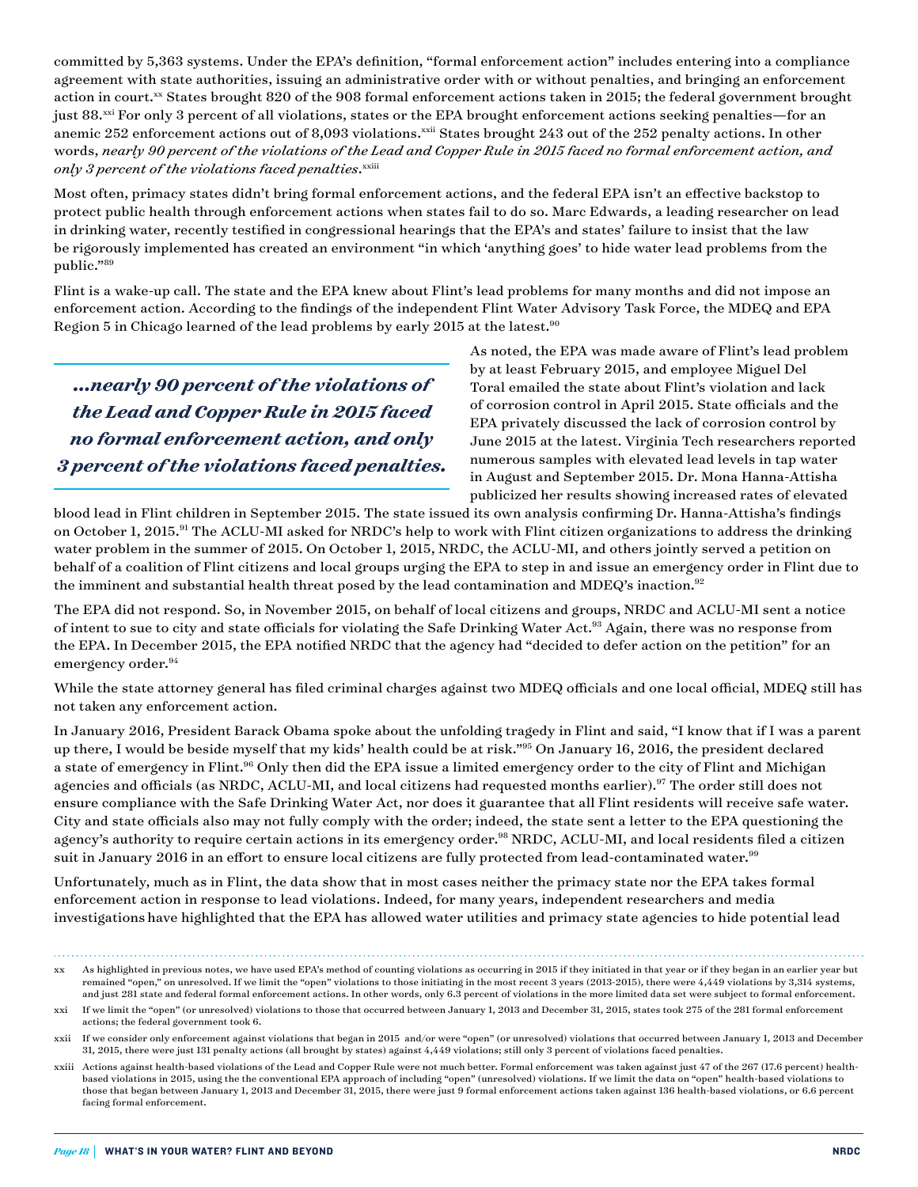committed by 5,363 systems. Under the EPA's definition, "formal enforcement action" includes entering into a compliance agreement with state authorities, issuing an administrative order with or without penalties, and bringing an enforcement action in court.[xx] States brought 820 of the 908 formal enforcement actions taken in 2015; the federal government brought just 88.[xxi] For only 3 percent of all violations, states or the EPA brought enforcement actions seeking penalties—for an anemic 252 enforcement actions out of 8,093 violations.[xxii] States brought 243 out of the 252 penalty actions. In other words, *nearly 90 percent of the violations of the Lead and Copper Rule in 2015 faced no formal enforcement action, and only 3 percent of the violations faced penalties*.[xxiii]

Most often, primacy states didn't bring formal enforcement actions, and the federal EPA isn't an effective backstop to protect public health through enforcement actions when states fail to do so. Marc Edwards, a leading researcher on lead in drinking water, recently testified in congressional hearings that the EPA's and states' failure to insist that the law be rigorously implemented has created an environment "in which 'anything goes' to hide water lead problems from the public."[89]

Flint is a wake-up call. The state and the EPA knew about Flint's lead problems for many months and did not impose an enforcement action. According to the findings of the independent Flint Water Advisory Task Force, the MDEQ and EPA Region 5 in Chicago learned of the lead problems by early 2015 at the latest.[90]

> ***...nearly 90 percent of the violations of the Lead and Copper Rule in 2015 faced no formal enforcement action, and only 3 percent of the violations faced penalties.***

As noted, the EPA was made aware of Flint's lead problem by at least February 2015, and employee Miguel Del Toral emailed the state about Flint's violation and lack of corrosion control in April 2015. State officials and the EPA privately discussed the lack of corrosion control by June 2015 at the latest. Virginia Tech researchers reported numerous samples with elevated lead levels in tap water in August and September 2015. Dr. Mona Hanna-Attisha publicized her results showing increased rates of elevated blood lead in Flint children in September 2015. The state issued its own analysis confirming Dr. Hanna-Attisha's findings on October 1, 2015.[91] The ACLU-MI asked for NRDC's help to work with Flint citizen organizations to address the drinking water problem in the summer of 2015. On October 1, 2015, NRDC, the ACLU-MI, and others jointly served a petition on behalf of a coalition of Flint citizens and local groups urging the EPA to step in and issue an emergency order in Flint due to the imminent and substantial health threat posed by the lead contamination and MDEQ's inaction.[92]

The EPA did not respond. So, in November 2015, on behalf of local citizens and groups, NRDC and ACLU-MI sent a notice of intent to sue to city and state officials for violating the Safe Drinking Water Act.[93] Again, there was no response from the EPA. In December 2015, the EPA notified NRDC that the agency had "decided to defer action on the petition" for an emergency order.[94]

While the state attorney general has filed criminal charges against two MDEQ officials and one local official, MDEQ still has not taken any enforcement action.

In January 2016, President Barack Obama spoke about the unfolding tragedy in Flint and said, "I know that if I was a parent up there, I would be beside myself that my kids' health could be at risk."[95] On January 16, 2016, the president declared a state of emergency in Flint.[96] Only then did the EPA issue a limited emergency order to the city of Flint and Michigan agencies and officials (as NRDC, ACLU-MI, and local citizens had requested months earlier).[97] The order still does not ensure compliance with the Safe Drinking Water Act, nor does it guarantee that all Flint residents will receive safe water. City and state officials also may not fully comply with the order; indeed, the state sent a letter to the EPA questioning the agency's authority to require certain actions in its emergency order.[98] NRDC, ACLU-MI, and local residents filed a citizen suit in January 2016 in an effort to ensure local citizens are fully protected from lead-contaminated water.[99]

Unfortunately, much as in Flint, the data show that in most cases neither the primacy state nor the EPA takes formal enforcement action in response to lead violations. Indeed, for many years, independent researchers and media investigations have highlighted that the EPA has allowed water utilities and primacy state agencies to hide potential lead

---

xx As highlighted in previous notes, we have used EPA's method of counting violations as occurring in 2015 if they initiated in that year or if they began in an earlier year but remained "open," on unresolved. If we limit the "open" violations to those initiating in the most recent 3 years (2013-2015), there were 4,449 violations by 3,314 systems, and just 281 state and federal formal enforcement actions. In other words, only 6.3 percent of violations in the more limited data set were subject to formal enforcement.

xxi If we limit the "open" (or unresolved) violations to those that occurred between January 1, 2013 and December 31, 2015, states took 275 of the 281 formal enforcement actions; the federal government took 6.

xxii If we consider only enforcement against violations that began in 2015 and/or were "open" (or unresolved) violations that occurred between January 1, 2013 and December 31, 2015, there were just 131 penalty actions (all brought by states) against 4,449 violations; still only 3 percent of violations faced penalties.

xxiii Actions against health-based violations of the Lead and Copper Rule were not much better. Formal enforcement was taken against just 47 of the 267 (17.6 percent) health-based violations in 2015, using the the conventional EPA approach of including "open" (unresolved) violations. If we limit the data on "open" health-based violations to those that began between January 1, 2013 and December 31, 2015, there were just 9 formal enforcement actions taken against 136 health-based violations, or 6.6 percent facing formal enforcement.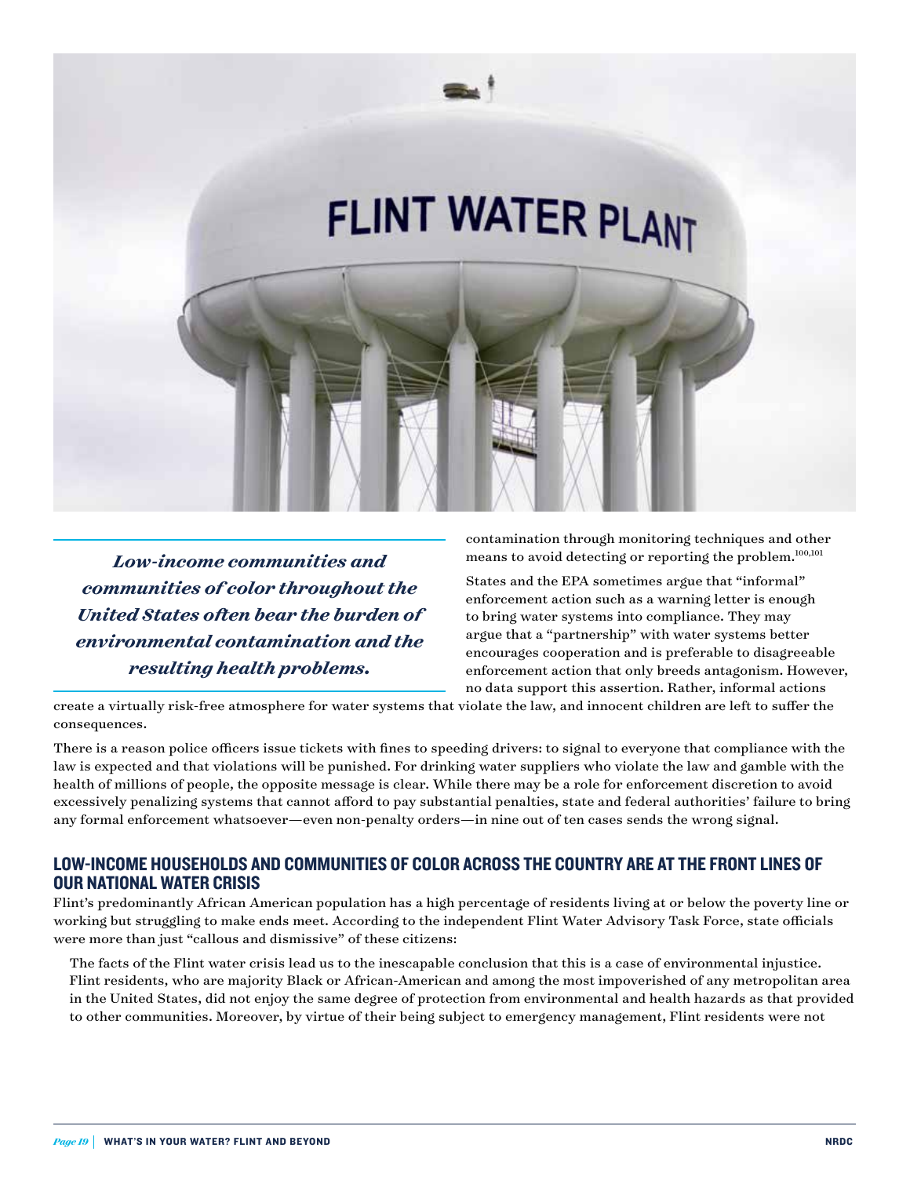*Low-income communities and communities of color throughout the United States often bear the burden of environmental contamination and the resulting health problems.*

contamination through monitoring techniques and other means to avoid detecting or reporting the problem.[100,101]

States and the EPA sometimes argue that "informal" enforcement action such as a warning letter is enough to bring water systems into compliance. They may argue that a "partnership" with water systems better encourages cooperation and is preferable to disagreeable enforcement action that only breeds antagonism. However, no data support this assertion. Rather, informal actions create a virtually risk-free atmosphere for water systems that violate the law, and innocent children are left to suffer the consequences.

There is a reason police officers issue tickets with fines to speeding drivers: to signal to everyone that compliance with the law is expected and that violations will be punished. For drinking water suppliers who violate the law and gamble with the health of millions of people, the opposite message is clear. While there may be a role for enforcement discretion to avoid excessively penalizing systems that cannot afford to pay substantial penalties, state and federal authorities' failure to bring any formal enforcement whatsoever—even non-penalty orders—in nine out of ten cases sends the wrong signal.

## LOW-INCOME HOUSEHOLDS AND COMMUNITIES OF COLOR ACROSS THE COUNTRY ARE AT THE FRONT LINES OF OUR NATIONAL WATER CRISIS

Flint's predominantly African American population has a high percentage of residents living at or below the poverty line or working but struggling to make ends meet. According to the independent Flint Water Advisory Task Force, state officials were more than just "callous and dismissive" of these citizens:

> The facts of the Flint water crisis lead us to the inescapable conclusion that this is a case of environmental injustice. Flint residents, who are majority Black or African-American and among the most impoverished of any metropolitan area in the United States, did not enjoy the same degree of protection from environmental and health hazards as that provided to other communities. Moreover, by virtue of their being subject to emergency management, Flint residents were not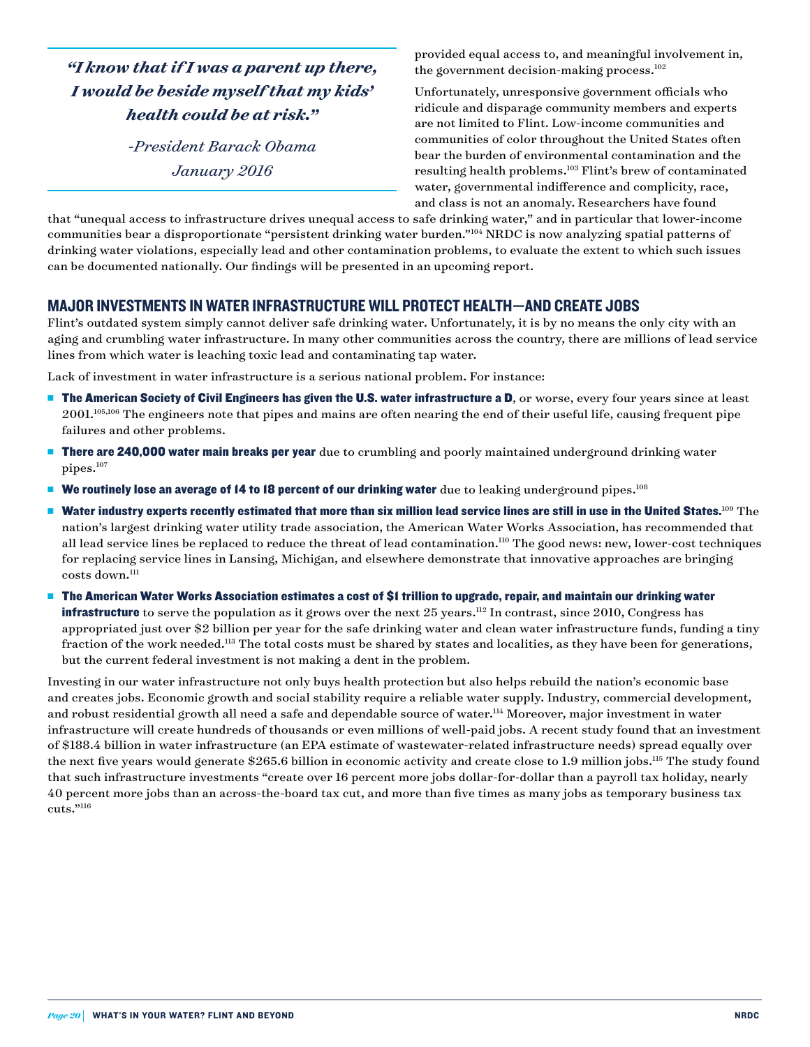> ***"I know that if I was a parent up there, I would be beside myself that my kids' health could be at risk."***
>
> *-President Barack Obama*
> *January 2016*

provided equal access to, and meaningful involvement in, the government decision-making process.[102]

Unfortunately, unresponsive government officials who ridicule and disparage community members and experts are not limited to Flint. Low-income communities and communities of color throughout the United States often bear the burden of environmental contamination and the resulting health problems.[103] Flint's brew of contaminated water, governmental indifference and complicity, race, and class is not an anomaly. Researchers have found that "unequal access to infrastructure drives unequal access to safe drinking water," and in particular that lower-income communities bear a disproportionate "persistent drinking water burden."[104] NRDC is now analyzing spatial patterns of drinking water violations, especially lead and other contamination problems, to evaluate the extent to which such issues can be documented nationally. Our findings will be presented in an upcoming report.

## MAJOR INVESTMENTS IN WATER INFRASTRUCTURE WILL PROTECT HEALTH—AND CREATE JOBS

Flint's outdated system simply cannot deliver safe drinking water. Unfortunately, it is by no means the only city with an aging and crumbling water infrastructure. In many other communities across the country, there are millions of lead service lines from which water is leaching toxic lead and contaminating tap water.

Lack of investment in water infrastructure is a serious national problem. For instance:

- **The American Society of Civil Engineers has given the U.S. water infrastructure a D**, or worse, every four years since at least 2001.[105,106] The engineers note that pipes and mains are often nearing the end of their useful life, causing frequent pipe failures and other problems.
- **There are 240,000 water main breaks per year** due to crumbling and poorly maintained underground drinking water pipes.[107]
- **We routinely lose an average of 14 to 18 percent of our drinking water** due to leaking underground pipes.[108]
- **Water industry experts recently estimated that more than six million lead service lines are still in use in the United States.**[109] The nation's largest drinking water utility trade association, the American Water Works Association, has recommended that all lead service lines be replaced to reduce the threat of lead contamination.[110] The good news: new, lower-cost techniques for replacing service lines in Lansing, Michigan, and elsewhere demonstrate that innovative approaches are bringing costs down.[111]
- **The American Water Works Association estimates a cost of $1 trillion to upgrade, repair, and maintain our drinking water infrastructure** to serve the population as it grows over the next 25 years.[112] In contrast, since 2010, Congress has appropriated just over $2 billion per year for the safe drinking water and clean water infrastructure funds, funding a tiny fraction of the work needed.[113] The total costs must be shared by states and localities, as they have been for generations, but the current federal investment is not making a dent in the problem.

Investing in our water infrastructure not only buys health protection but also helps rebuild the nation's economic base and creates jobs. Economic growth and social stability require a reliable water supply. Industry, commercial development, and robust residential growth all need a safe and dependable source of water.[114] Moreover, major investment in water infrastructure will create hundreds of thousands or even millions of well-paid jobs. A recent study found that an investment of $188.4 billion in water infrastructure (an EPA estimate of wastewater-related infrastructure needs) spread equally over the next five years would generate $265.6 billion in economic activity and create close to 1.9 million jobs.[115] The study found that such infrastructure investments "create over 16 percent more jobs dollar-for-dollar than a payroll tax holiday, nearly 40 percent more jobs than an across-the-board tax cut, and more than five times as many jobs as temporary business tax cuts."[116]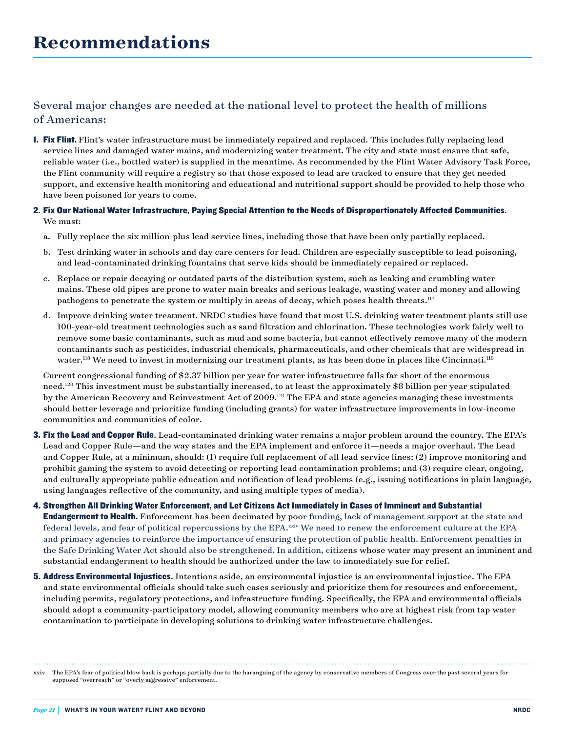# Recommendations

Several major changes are needed at the national level to protect the health of millions of Americans:

1. **Fix Flint.** Flint's water infrastructure must be immediately repaired and replaced. This includes fully replacing lead service lines and damaged water mains, and modernizing water treatment. The city and state must ensure that safe, reliable water (i.e., bottled water) is supplied in the meantime. As recommended by the Flint Water Advisory Task Force, the Flint community will require a registry so that those exposed to lead are tracked to ensure that they get needed support, and extensive health monitoring and educational and nutritional support should be provided to help those who have been poisoned for years to come.

2. **Fix Our National Water Infrastructure, Paying Special Attention to the Needs of Disproportionately Affected Communities.** We must:

   a. Fully replace the six million-plus lead service lines, including those that have been only partially replaced.

   b. Test drinking water in schools and day care centers for lead. Children are especially susceptible to lead poisoning, and lead-contaminated drinking fountains that serve kids should be immediately repaired or replaced.

   c. Replace or repair decaying or outdated parts of the distribution system, such as leaking and crumbling water mains. These old pipes are prone to water main breaks and serious leakage, wasting water and money and allowing pathogens to penetrate the system or multiply in areas of decay, which poses health threats.[117]

   d. Improve drinking water treatment. NRDC studies have found that most U.S. drinking water treatment plants still use 100-year-old treatment technologies such as sand filtration and chlorination. These technologies work fairly well to remove some basic contaminants, such as mud and some bacteria, but cannot effectively remove many of the modern contaminants such as pesticides, industrial chemicals, pharmaceuticals, and other chemicals that are widespread in water.[118] We need to invest in modernizing our treatment plants, as has been done in places like Cincinnati.[119]

   Current congressional funding of $2.37 billion per year for water infrastructure falls far short of the enormous need.[120] This investment must be substantially increased, to at least the approximately $8 billion per year stipulated by the American Recovery and Reinvestment Act of 2009.[121] The EPA and state agencies managing these investments should better leverage and prioritize funding (including grants) for water infrastructure improvements in low-income communities and communities of color.

3. **Fix the Lead and Copper Rule**. Lead-contaminated drinking water remains a major problem around the country. The EPA's Lead and Copper Rule—and the way states and the EPA implement and enforce it—needs a major overhaul. The Lead and Copper Rule, at a minimum, should: (1) require full replacement of all lead service lines; (2) improve monitoring and prohibit gaming the system to avoid detecting or reporting lead contamination problems; and (3) require clear, ongoing, and culturally appropriate public education and notification of lead problems (e.g., issuing notifications in plain language, using languages reflective of the community, and using multiple types of media).

4. **Strengthen All Drinking Water Enforcement, and Let Citizens Act Immediately in Cases of Imminent and Substantial Endangerment to Health**. Enforcement has been decimated by poor funding, lack of management support at the state and federal levels, and fear of political repercussions by the EPA.[xxiv] We need to renew the enforcement culture at the EPA and primacy agencies to reinforce the importance of ensuring the protection of public health. Enforcement penalties in the Safe Drinking Water Act should also be strengthened. In addition, citizens whose water may present an imminent and substantial endangerment to health should be authorized under the law to immediately sue for relief.

5. **Address Environmental Injustices**. Intentions aside, an environmental injustice is an environmental injustice. The EPA and state environmental officials should take such cases seriously and prioritize them for resources and enforcement, including permits, regulatory protections, and infrastructure funding. Specifically, the EPA and environmental officials should adopt a community-participatory model, allowing community members who are at highest risk from tap water contamination to participate in developing solutions to drinking water infrastructure challenges.

---

xxiv The EPA's fear of political blow back is perhaps partially due to the haranguing of the agency by conservative members of Congress over the past several years for supposed "overreach" or "overly aggressive" enforcement.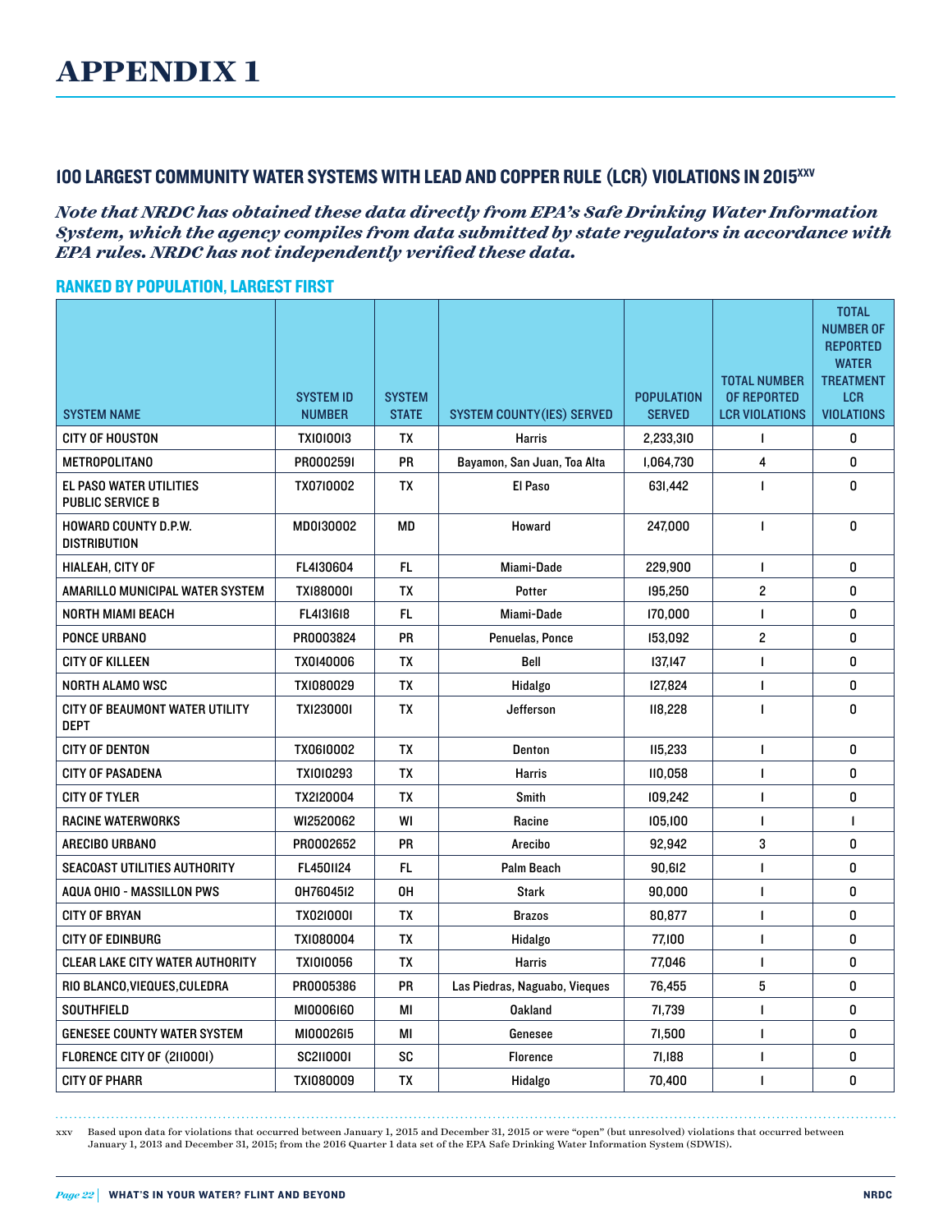# APPENDIX 1

## 100 LARGEST COMMUNITY WATER SYSTEMS WITH LEAD AND COPPER RULE (LCR) VIOLATIONS IN 2015[xxv]

***Note that NRDC has obtained these data directly from EPA's Safe Drinking Water Information System, which the agency compiles from data submitted by state regulators in accordance with EPA rules. NRDC has not independently verified these data.***

### RANKED BY POPULATION, LARGEST FIRST

| SYSTEM NAME | SYSTEM ID NUMBER | SYSTEM STATE | SYSTEM COUNTY(IES) SERVED | POPULATION SERVED | TOTAL NUMBER OF REPORTED LCR VIOLATIONS | TOTAL NUMBER OF REPORTED WATER TREATMENT LCR VIOLATIONS |
|---|---|---|---|---|---|---|
| CITY OF HOUSTON | TX1010013 | TX | Harris | 2,233,310 | 1 | 0 |
| METROPOLITANO | PR0002591 | PR | Bayamon, San Juan, Toa Alta | 1,064,730 | 4 | 0 |
| EL PASO WATER UTILITIES PUBLIC SERVICE B | TX0710002 | TX | El Paso | 631,442 | 1 | 0 |
| HOWARD COUNTY D.P.W. DISTRIBUTION | MD0130002 | MD | Howard | 247,000 | 1 | 0 |
| HIALEAH, CITY OF | FL4130604 | FL | Miami-Dade | 229,900 | 1 | 0 |
| AMARILLO MUNICIPAL WATER SYSTEM | TX1880001 | TX | Potter | 195,250 | 2 | 0 |
| NORTH MIAMI BEACH | FL4131618 | FL | Miami-Dade | 170,000 | 1 | 0 |
| PONCE URBANO | PR0003824 | PR | Penuelas, Ponce | 153,092 | 2 | 0 |
| CITY OF KILLEEN | TX0140006 | TX | Bell | 137,147 | 1 | 0 |
| NORTH ALAMO WSC | TX1080029 | TX | Hidalgo | 127,824 | 1 | 0 |
| CITY OF BEAUMONT WATER UTILITY DEPT | TX1230001 | TX | Jefferson | 118,228 | 1 | 0 |
| CITY OF DENTON | TX0610002 | TX | Denton | 115,233 | 1 | 0 |
| CITY OF PASADENA | TX1010293 | TX | Harris | 110,058 | 1 | 0 |
| CITY OF TYLER | TX2120004 | TX | Smith | 109,242 | 1 | 0 |
| RACINE WATERWORKS | WI2520062 | WI | Racine | 105,100 | 1 | 1 |
| ARECIBO URBANO | PR0002652 | PR | Arecibo | 92,942 | 3 | 0 |
| SEACOAST UTILITIES AUTHORITY | FL4501124 | FL | Palm Beach | 90,612 | 1 | 0 |
| AQUA OHIO - MASSILLON PWS | OH7604512 | OH | Stark | 90,000 | 1 | 0 |
| CITY OF BRYAN | TX0210001 | TX | Brazos | 80,877 | 1 | 0 |
| CITY OF EDINBURG | TX1080004 | TX | Hidalgo | 77,100 | 1 | 0 |
| CLEAR LAKE CITY WATER AUTHORITY | TX1010056 | TX | Harris | 77,046 | 1 | 0 |
| RIO BLANCO,VIEQUES,CULEDRA | PR0005386 | PR | Las Piedras, Naguabo, Vieques | 76,455 | 5 | 0 |
| SOUTHFIELD | MI0006160 | MI | Oakland | 71,739 | 1 | 0 |
| GENESEE COUNTY WATER SYSTEM | MI0002615 | MI | Genesee | 71,500 | 1 | 0 |
| FLORENCE CITY OF (2110001) | SC2110001 | SC | Florence | 71,188 | 1 | 0 |
| CITY OF PHARR | TX1080009 | TX | Hidalgo | 70,400 | 1 | 0 |

xxv Based upon data for violations that occurred between January 1, 2015 and December 31, 2015 or were "open" (but unresolved) violations that occurred between January 1, 2013 and December 31, 2015; from the 2016 Quarter 1 data set of the EPA Safe Drinking Water Information System (SDWIS).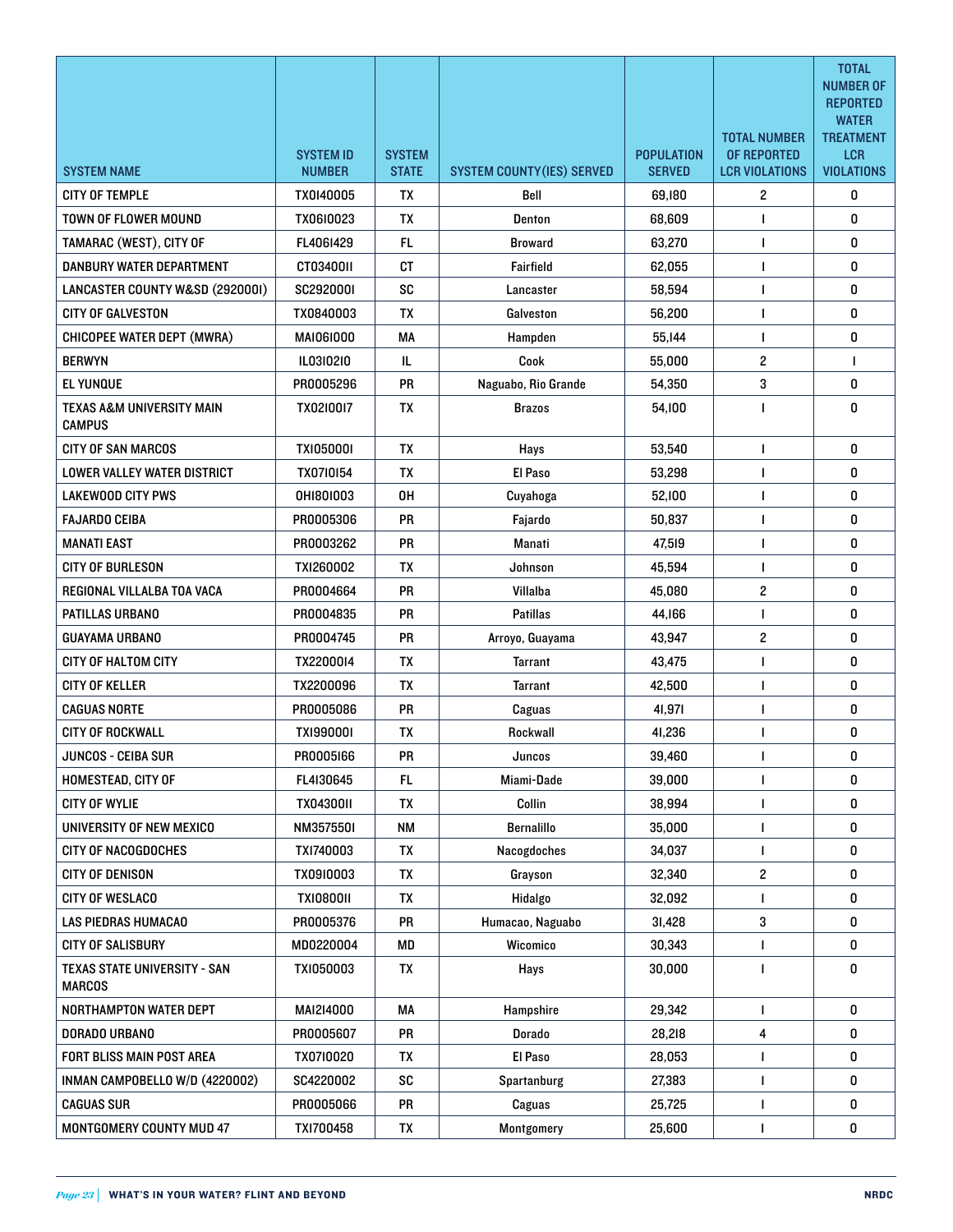| SYSTEM NAME | SYSTEM ID NUMBER | SYSTEM STATE | SYSTEM COUNTY(IES) SERVED | POPULATION SERVED | TOTAL NUMBER OF REPORTED LCR VIOLATIONS | TOTAL NUMBER OF REPORTED WATER TREATMENT LCR VIOLATIONS |
|---|---|---|---|---|---|---|
| CITY OF TEMPLE | TX0140005 | TX | Bell | 69,180 | 2 | 0 |
| TOWN OF FLOWER MOUND | TX0610023 | TX | Denton | 68,609 | 1 | 0 |
| TAMARAC (WEST), CITY OF | FL4061429 | FL | Broward | 63,270 | 1 | 0 |
| DANBURY WATER DEPARTMENT | CT0340011 | CT | Fairfield | 62,055 | 1 | 0 |
| LANCASTER COUNTY W&SD (2920001) | SC2920001 | SC | Lancaster | 58,594 | 1 | 0 |
| CITY OF GALVESTON | TX0840003 | TX | Galveston | 56,200 | 1 | 0 |
| CHICOPEE WATER DEPT (MWRA) | MA1061000 | MA | Hampden | 55,144 | 1 | 0 |
| BERWYN | IL0310210 | IL | Cook | 55,000 | 2 | 1 |
| EL YUNQUE | PR0005296 | PR | Naguabo, Rio Grande | 54,350 | 3 | 0 |
| TEXAS A&M UNIVERSITY MAIN CAMPUS | TX0210017 | TX | Brazos | 54,100 | 1 | 0 |
| CITY OF SAN MARCOS | TX1050001 | TX | Hays | 53,540 | 1 | 0 |
| LOWER VALLEY WATER DISTRICT | TX0710154 | TX | El Paso | 53,298 | 1 | 0 |
| LAKEWOOD CITY PWS | OH1801003 | OH | Cuyahoga | 52,100 | 1 | 0 |
| FAJARDO CEIBA | PR0005306 | PR | Fajardo | 50,837 | 1 | 0 |
| MANATI EAST | PR0003262 | PR | Manati | 47,519 | 1 | 0 |
| CITY OF BURLESON | TX1260002 | TX | Johnson | 45,594 | 1 | 0 |
| REGIONAL VILLALBA TOA VACA | PR0004664 | PR | Villalba | 45,080 | 2 | 0 |
| PATILLAS URBANO | PR0004835 | PR | Patillas | 44,166 | 1 | 0 |
| GUAYAMA URBANO | PR0004745 | PR | Arroyo, Guayama | 43,947 | 2 | 0 |
| CITY OF HALTOM CITY | TX2200014 | TX | Tarrant | 43,475 | 1 | 0 |
| CITY OF KELLER | TX2200096 | TX | Tarrant | 42,500 | 1 | 0 |
| CAGUAS NORTE | PR0005086 | PR | Caguas | 41,971 | 1 | 0 |
| CITY OF ROCKWALL | TX1990001 | TX | Rockwall | 41,236 | 1 | 0 |
| JUNCOS - CEIBA SUR | PR0005166 | PR | Juncos | 39,460 | 1 | 0 |
| HOMESTEAD, CITY OF | FL4130645 | FL | Miami-Dade | 39,000 | 1 | 0 |
| CITY OF WYLIE | TX0430011 | TX | Collin | 38,994 | 1 | 0 |
| UNIVERSITY OF NEW MEXICO | NM3575501 | NM | Bernalillo | 35,000 | 1 | 0 |
| CITY OF NACOGDOCHES | TX1740003 | TX | Nacogdoches | 34,037 | 1 | 0 |
| CITY OF DENISON | TX0910003 | TX | Grayson | 32,340 | 2 | 0 |
| CITY OF WESLACO | TX1080011 | TX | Hidalgo | 32,092 | 1 | 0 |
| LAS PIEDRAS HUMACAO | PR0005376 | PR | Humacao, Naguabo | 31,428 | 3 | 0 |
| CITY OF SALISBURY | MD0220004 | MD | Wicomico | 30,343 | 1 | 0 |
| TEXAS STATE UNIVERSITY - SAN MARCOS | TX1050003 | TX | Hays | 30,000 | 1 | 0 |
| NORTHAMPTON WATER DEPT | MA1214000 | MA | Hampshire | 29,342 | 1 | 0 |
| DORADO URBANO | PR0005607 | PR | Dorado | 28,218 | 4 | 0 |
| FORT BLISS MAIN POST AREA | TX0710020 | TX | El Paso | 28,053 | 1 | 0 |
| INMAN CAMPOBELLO W/D (4220002) | SC4220002 | SC | Spartanburg | 27,383 | 1 | 0 |
| CAGUAS SUR | PR0005066 | PR | Caguas | 25,725 | 1 | 0 |
| MONTGOMERY COUNTY MUD 47 | TX1700458 | TX | Montgomery | 25,600 | 1 | 0 |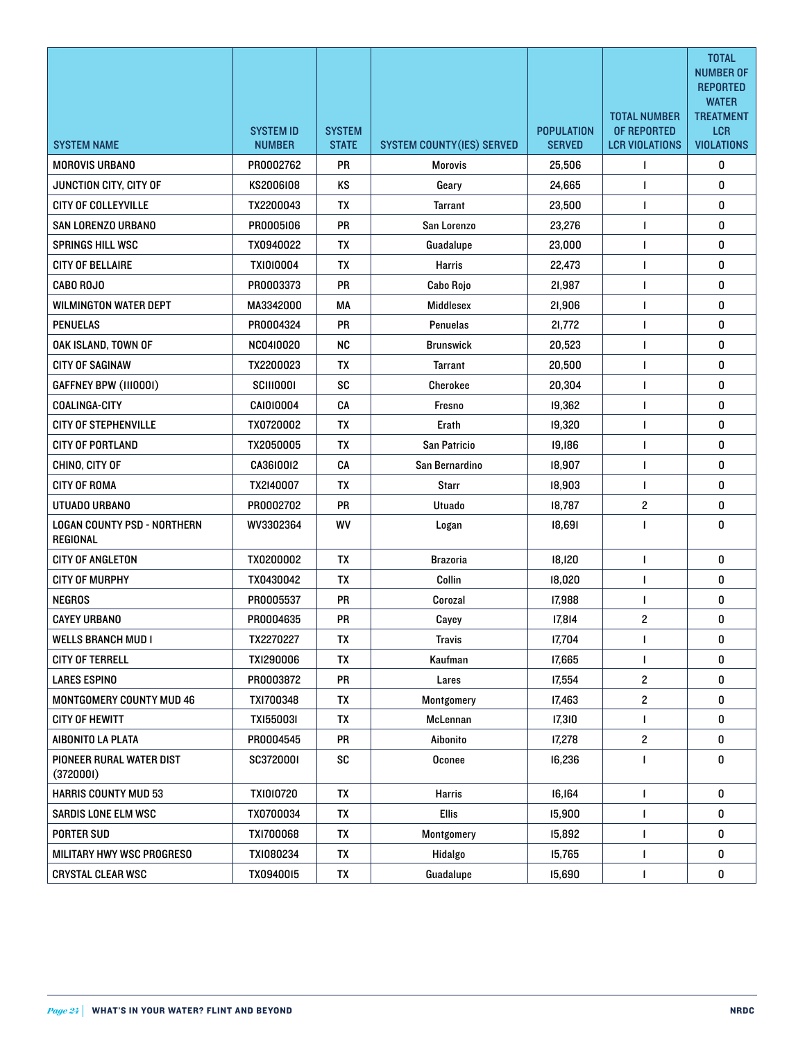| SYSTEM NAME | SYSTEM ID NUMBER | SYSTEM STATE | SYSTEM COUNTY(IES) SERVED | POPULATION SERVED | TOTAL NUMBER OF REPORTED LCR VIOLATIONS | TOTAL NUMBER OF REPORTED WATER TREATMENT LCR VIOLATIONS |
|---|---|---|---|---|---|---|
| MOROVIS URBANO | PR0002762 | PR | Morovis | 25,506 | 1 | 0 |
| JUNCTION CITY, CITY OF | KS2006108 | KS | Geary | 24,665 | 1 | 0 |
| CITY OF COLLEYVILLE | TX2200043 | TX | Tarrant | 23,500 | 1 | 0 |
| SAN LORENZO URBANO | PR0005106 | PR | San Lorenzo | 23,276 | 1 | 0 |
| SPRINGS HILL WSC | TX0940022 | TX | Guadalupe | 23,000 | 1 | 0 |
| CITY OF BELLAIRE | TX1010004 | TX | Harris | 22,473 | 1 | 0 |
| CABO ROJO | PR0003373 | PR | Cabo Rojo | 21,987 | 1 | 0 |
| WILMINGTON WATER DEPT | MA3342000 | MA | Middlesex | 21,906 | 1 | 0 |
| PENUELAS | PR0004324 | PR | Penuelas | 21,772 | 1 | 0 |
| OAK ISLAND, TOWN OF | NC0410020 | NC | Brunswick | 20,523 | 1 | 0 |
| CITY OF SAGINAW | TX2200023 | TX | Tarrant | 20,500 | 1 | 0 |
| GAFFNEY BPW (1110001) | SC1110001 | SC | Cherokee | 20,304 | 1 | 0 |
| COALINGA-CITY | CA1010004 | CA | Fresno | 19,362 | 1 | 0 |
| CITY OF STEPHENVILLE | TX0720002 | TX | Erath | 19,320 | 1 | 0 |
| CITY OF PORTLAND | TX2050005 | TX | San Patricio | 19,186 | 1 | 0 |
| CHINO, CITY OF | CA3610012 | CA | San Bernardino | 18,907 | 1 | 0 |
| CITY OF ROMA | TX2140007 | TX | Starr | 18,903 | 1 | 0 |
| UTUADO URBANO | PR0002702 | PR | Utuado | 18,787 | 2 | 0 |
| LOGAN COUNTY PSD - NORTHERN REGIONAL | WV3302364 | WV | Logan | 18,691 | 1 | 0 |
| CITY OF ANGLETON | TX0200002 | TX | Brazoria | 18,120 | 1 | 0 |
| CITY OF MURPHY | TX0430042 | TX | Collin | 18,020 | 1 | 0 |
| NEGROS | PR0005537 | PR | Corozal | 17,988 | 1 | 0 |
| CAYEY URBANO | PR0004635 | PR | Cayey | 17,814 | 2 | 0 |
| WELLS BRANCH MUD 1 | TX2270227 | TX | Travis | 17,704 | 1 | 0 |
| CITY OF TERRELL | TX1290006 | TX | Kaufman | 17,665 | 1 | 0 |
| LARES ESPINO | PR0003872 | PR | Lares | 17,554 | 2 | 0 |
| MONTGOMERY COUNTY MUD 46 | TX1700348 | TX | Montgomery | 17,463 | 2 | 0 |
| CITY OF HEWITT | TX1550031 | TX | McLennan | 17,310 | 1 | 0 |
| AIBONITO LA PLATA | PR0004545 | PR | Aibonito | 17,278 | 2 | 0 |
| PIONEER RURAL WATER DIST (3720001) | SC3720001 | SC | Oconee | 16,236 | 1 | 0 |
| HARRIS COUNTY MUD 53 | TX1010720 | TX | Harris | 16,164 | 1 | 0 |
| SARDIS LONE ELM WSC | TX0700034 | TX | Ellis | 15,900 | 1 | 0 |
| PORTER SUD | TX1700068 | TX | Montgomery | 15,892 | 1 | 0 |
| MILITARY HWY WSC PROGRESO | TX1080234 | TX | Hidalgo | 15,765 | 1 | 0 |
| CRYSTAL CLEAR WSC | TX0940015 | TX | Guadalupe | 15,690 | 1 | 0 |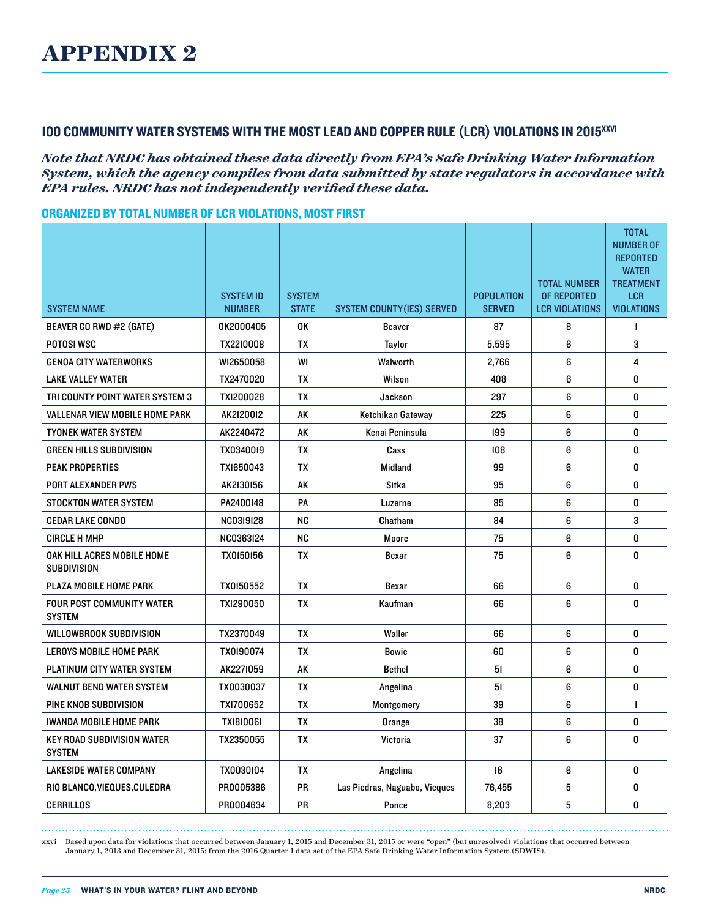# APPENDIX 2

## 100 COMMUNITY WATER SYSTEMS WITH THE MOST LEAD AND COPPER RULE (LCR) VIOLATIONS IN 2015[xxvi]

***Note that NRDC has obtained these data directly from EPA's Safe Drinking Water Information System, which the agency compiles from data submitted by state regulators in accordance with EPA rules. NRDC has not independently verified these data.***

### ORGANIZED BY TOTAL NUMBER OF LCR VIOLATIONS, MOST FIRST

| SYSTEM NAME | SYSTEM ID NUMBER | SYSTEM STATE | SYSTEM COUNTY(IES) SERVED | POPULATION SERVED | TOTAL NUMBER OF REPORTED LCR VIOLATIONS | TOTAL NUMBER OF REPORTED WATER TREATMENT LCR VIOLATIONS |
|---|---|---|---|---|---|---|
| BEAVER CO RWD #2 (GATE) | OK2000405 | OK | Beaver | 87 | 8 | 1 |
| POTOSI WSC | TX2210008 | TX | Taylor | 5,595 | 6 | 3 |
| GENOA CITY WATERWORKS | WI2650058 | WI | Walworth | 2,766 | 6 | 4 |
| LAKE VALLEY WATER | TX2470020 | TX | Wilson | 408 | 6 | 0 |
| TRI COUNTY POINT WATER SYSTEM 3 | TX1200028 | TX | Jackson | 297 | 6 | 0 |
| VALLENAR VIEW MOBILE HOME PARK | AK2120012 | AK | Ketchikan Gateway | 225 | 6 | 0 |
| TYONEK WATER SYSTEM | AK2240472 | AK | Kenai Peninsula | 199 | 6 | 0 |
| GREEN HILLS SUBDIVISION | TX0340019 | TX | Cass | 108 | 6 | 0 |
| PEAK PROPERTIES | TX1650043 | TX | Midland | 99 | 6 | 0 |
| PORT ALEXANDER PWS | AK2130156 | AK | Sitka | 95 | 6 | 0 |
| STOCKTON WATER SYSTEM | PA2400148 | PA | Luzerne | 85 | 6 | 0 |
| CEDAR LAKE CONDO | NC0319128 | NC | Chatham | 84 | 6 | 3 |
| CIRCLE H MHP | NC0363124 | NC | Moore | 75 | 6 | 0 |
| OAK HILL ACRES MOBILE HOME SUBDIVISION | TX0150156 | TX | Bexar | 75 | 6 | 0 |
| PLAZA MOBILE HOME PARK | TX0150552 | TX | Bexar | 66 | 6 | 0 |
| FOUR POST COMMUNITY WATER SYSTEM | TX1290050 | TX | Kaufman | 66 | 6 | 0 |
| WILLOWBROOK SUBDIVISION | TX2370049 | TX | Waller | 66 | 6 | 0 |
| LEROYS MOBILE HOME PARK | TX0190074 | TX | Bowie | 60 | 6 | 0 |
| PLATINUM CITY WATER SYSTEM | AK2271059 | AK | Bethel | 51 | 6 | 0 |
| WALNUT BEND WATER SYSTEM | TX0030037 | TX | Angelina | 51 | 6 | 0 |
| PINE KNOB SUBDIVISION | TX1700652 | TX | Montgomery | 39 | 6 | 1 |
| IWANDA MOBILE HOME PARK | TX1810061 | TX | Orange | 38 | 6 | 0 |
| KEY ROAD SUBDIVISION WATER SYSTEM | TX2350055 | TX | Victoria | 37 | 6 | 0 |
| LAKESIDE WATER COMPANY | TX0030104 | TX | Angelina | 16 | 6 | 0 |
| RIO BLANCO,VIEQUES,CULEDRA | PR0005386 | PR | Las Piedras, Naguabo, Vieques | 76,455 | 5 | 0 |
| CERRILLOS | PR0004634 | PR | Ponce | 8,203 | 5 | 0 |

xxvi Based upon data for violations that occurred between January 1, 2015 and December 31, 2015 or were "open" (but unresolved) violations that occurred between January 1, 2013 and December 31, 2015; from the 2016 Quarter 1 data set of the EPA Safe Drinking Water Information System (SDWIS).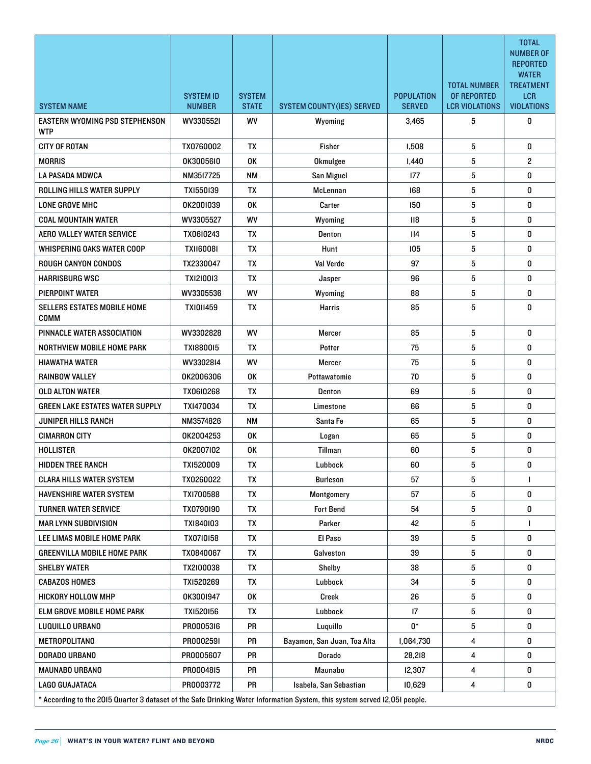| SYSTEM NAME | SYSTEM ID NUMBER | SYSTEM STATE | SYSTEM COUNTY(IES) SERVED | POPULATION SERVED | TOTAL NUMBER OF REPORTED LCR VIOLATIONS | TOTAL NUMBER OF REPORTED WATER TREATMENT LCR VIOLATIONS |
|---|---|---|---|---|---|---|
| EASTERN WYOMING PSD STEPHENSON WTP | WV3305521 | WV | Wyoming | 3,465 | 5 | 0 |
| CITY OF ROTAN | TX0760002 | TX | Fisher | 1,508 | 5 | 0 |
| MORRIS | OK3005610 | OK | Okmulgee | 1,440 | 5 | 2 |
| LA PASADA MDWCA | NM3517725 | NM | San Miguel | 177 | 5 | 0 |
| ROLLING HILLS WATER SUPPLY | TX1550139 | TX | McLennan | 168 | 5 | 0 |
| LONE GROVE MHC | OK2001039 | OK | Carter | 150 | 5 | 0 |
| COAL MOUNTAIN WATER | WV3305527 | WV | Wyoming | 118 | 5 | 0 |
| AERO VALLEY WATER SERVICE | TX0610243 | TX | Denton | 114 | 5 | 0 |
| WHISPERING OAKS WATER COOP | TX1160081 | TX | Hunt | 105 | 5 | 0 |
| ROUGH CANYON CONDOS | TX2330047 | TX | Val Verde | 97 | 5 | 0 |
| HARRISBURG WSC | TX1210013 | TX | Jasper | 96 | 5 | 0 |
| PIERPOINT WATER | WV3305536 | WV | Wyoming | 88 | 5 | 0 |
| SELLERS ESTATES MOBILE HOME COMM | TX1011459 | TX | Harris | 85 | 5 | 0 |
| PINNACLE WATER ASSOCIATION | WV3302828 | WV | Mercer | 85 | 5 | 0 |
| NORTHVIEW MOBILE HOME PARK | TX1880015 | TX | Potter | 75 | 5 | 0 |
| HIAWATHA WATER | WV3302814 | WV | Mercer | 75 | 5 | 0 |
| RAINBOW VALLEY | OK2006306 | OK | Pottawatomie | 70 | 5 | 0 |
| OLD ALTON WATER | TX0610268 | TX | Denton | 69 | 5 | 0 |
| GREEN LAKE ESTATES WATER SUPPLY | TX1470034 | TX | Limestone | 66 | 5 | 0 |
| JUNIPER HILLS RANCH | NM3574826 | NM | Santa Fe | 65 | 5 | 0 |
| CIMARRON CITY | OK2004253 | OK | Logan | 65 | 5 | 0 |
| HOLLISTER | OK2007102 | OK | Tillman | 60 | 5 | 0 |
| HIDDEN TREE RANCH | TX1520009 | TX | Lubbock | 60 | 5 | 0 |
| CLARA HILLS WATER SYSTEM | TX0260022 | TX | Burleson | 57 | 5 | 1 |
| HAVENSHIRE WATER SYSTEM | TX1700588 | TX | Montgomery | 57 | 5 | 0 |
| TURNER WATER SERVICE | TX0790190 | TX | Fort Bend | 54 | 5 | 0 |
| MAR LYNN SUBDIVISION | TX1840103 | TX | Parker | 42 | 5 | 1 |
| LEE LIMAS MOBILE HOME PARK | TX0710158 | TX | El Paso | 39 | 5 | 0 |
| GREENVILLA MOBILE HOME PARK | TX0840067 | TX | Galveston | 39 | 5 | 0 |
| SHELBY WATER | TX2100038 | TX | Shelby | 38 | 5 | 0 |
| CABAZOS HOMES | TX1520269 | TX | Lubbock | 34 | 5 | 0 |
| HICKORY HOLLOW MHP | OK3001947 | OK | Creek | 26 | 5 | 0 |
| ELM GROVE MOBILE HOME PARK | TX1520156 | TX | Lubbock | 17 | 5 | 0 |
| LUQUILLO URBANO | PR0005316 | PR | Luquillo | 0* | 5 | 0 |
| METROPOLITANO | PR0002591 | PR | Bayamon, San Juan, Toa Alta | 1,064,730 | 4 | 0 |
| DORADO URBANO | PR0005607 | PR | Dorado | 28,218 | 4 | 0 |
| MAUNABO URBANO | PR0004815 | PR | Maunabo | 12,307 | 4 | 0 |
| LAGO GUAJATACA | PR0003772 | PR | Isabela, San Sebastian | 10,629 | 4 | 0 |

* According to the 2015 Quarter 3 dataset of the Safe Drinking Water Information System, this system served 12,051 people.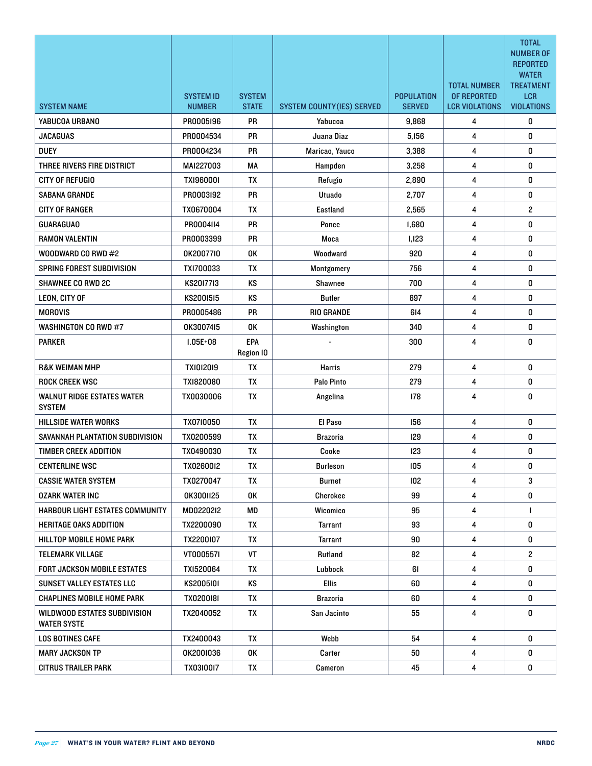| SYSTEM NAME | SYSTEM ID NUMBER | SYSTEM STATE | SYSTEM COUNTY(IES) SERVED | POPULATION SERVED | TOTAL NUMBER OF REPORTED LCR VIOLATIONS | TOTAL NUMBER OF REPORTED WATER TREATMENT LCR VIOLATIONS |
|---|---|---|---|---|---|---|
| YABUCOA URBANO | PR0005196 | PR | Yabucoa | 9,868 | 4 | 0 |
| JACAGUAS | PR0004534 | PR | Juana Diaz | 5,156 | 4 | 0 |
| DUEY | PR0004234 | PR | Maricao, Yauco | 3,388 | 4 | 0 |
| THREE RIVERS FIRE DISTRICT | MA1227003 | MA | Hampden | 3,258 | 4 | 0 |
| CITY OF REFUGIO | TX1960001 | TX | Refugio | 2,890 | 4 | 0 |
| SABANA GRANDE | PR0003192 | PR | Utuado | 2,707 | 4 | 0 |
| CITY OF RANGER | TX0670004 | TX | Eastland | 2,565 | 4 | 2 |
| GUARAGUAO | PR0004114 | PR | Ponce | 1,680 | 4 | 0 |
| RAMON VALENTIN | PR0003399 | PR | Moca | 1,123 | 4 | 0 |
| WOODWARD CO RWD #2 | OK2007710 | OK | Woodward | 920 | 4 | 0 |
| SPRING FOREST SUBDIVISION | TX1700033 | TX | Montgomery | 756 | 4 | 0 |
| SHAWNEE CO RWD 2C | KS2017713 | KS | Shawnee | 700 | 4 | 0 |
| LEON, CITY OF | KS2001515 | KS | Butler | 697 | 4 | 0 |
| MOROVIS | PR0005486 | PR | RIO GRANDE | 614 | 4 | 0 |
| WASHINGTON CO RWD #7 | OK3007415 | OK | Washington | 340 | 4 | 0 |
| PARKER | 1.05E+08 | EPA Region 10 | - | 300 | 4 | 0 |
| R&K WEIMAN MHP | TX1012019 | TX | Harris | 279 | 4 | 0 |
| ROCK CREEK WSC | TX1820080 | TX | Palo Pinto | 279 | 4 | 0 |
| WALNUT RIDGE ESTATES WATER SYSTEM | TX0030006 | TX | Angelina | 178 | 4 | 0 |
| HILLSIDE WATER WORKS | TX0710050 | TX | El Paso | 156 | 4 | 0 |
| SAVANNAH PLANTATION SUBDIVISION | TX0200599 | TX | Brazoria | 129 | 4 | 0 |
| TIMBER CREEK ADDITION | TX0490030 | TX | Cooke | 123 | 4 | 0 |
| CENTERLINE WSC | TX0260012 | TX | Burleson | 105 | 4 | 0 |
| CASSIE WATER SYSTEM | TX0270047 | TX | Burnet | 102 | 4 | 3 |
| OZARK WATER INC | OK3001125 | OK | Cherokee | 99 | 4 | 0 |
| HARBOUR LIGHT ESTATES COMMUNITY | MD0220212 | MD | Wicomico | 95 | 4 | 1 |
| HERITAGE OAKS ADDITION | TX2200090 | TX | Tarrant | 93 | 4 | 0 |
| HILLTOP MOBILE HOME PARK | TX2200107 | TX | Tarrant | 90 | 4 | 0 |
| TELEMARK VILLAGE | VT0005571 | VT | Rutland | 82 | 4 | 2 |
| FORT JACKSON MOBILE ESTATES | TX1520064 | TX | Lubbock | 61 | 4 | 0 |
| SUNSET VALLEY ESTATES LLC | KS2005101 | KS | Ellis | 60 | 4 | 0 |
| CHAPLINES MOBILE HOME PARK | TX0200181 | TX | Brazoria | 60 | 4 | 0 |
| WILDWOOD ESTATES SUBDIVISION WATER SYSTE | TX2040052 | TX | San Jacinto | 55 | 4 | 0 |
| LOS BOTINES CAFE | TX2400043 | TX | Webb | 54 | 4 | 0 |
| MARY JACKSON TP | OK2001036 | OK | Carter | 50 | 4 | 0 |
| CITRUS TRAILER PARK | TX0310017 | TX | Cameron | 45 | 4 | 0 |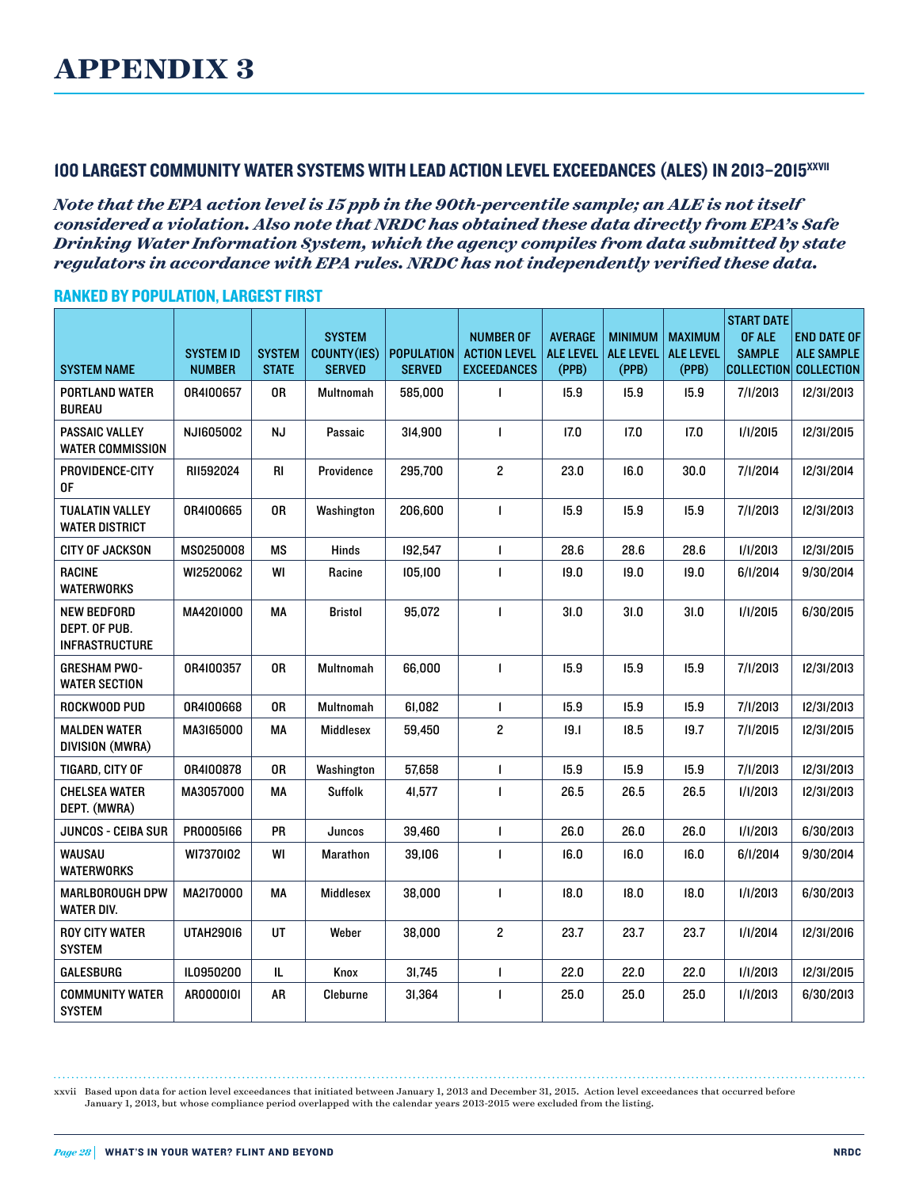# APPENDIX 3

## 100 LARGEST COMMUNITY WATER SYSTEMS WITH LEAD ACTION LEVEL EXCEEDANCES (ALES) IN 2013–2015[xxvii]

***Note that the EPA action level is 15 ppb in the 90th-percentile sample; an ALE is not itself considered a violation. Also note that NRDC has obtained these data directly from EPA's Safe Drinking Water Information System, which the agency compiles from data submitted by state regulators in accordance with EPA rules. NRDC has not independently verified these data.***

### RANKED BY POPULATION, LARGEST FIRST

| SYSTEM NAME | SYSTEM ID NUMBER | SYSTEM STATE | SYSTEM COUNTY(IES) SERVED | POPULATION SERVED | NUMBER OF ACTION LEVEL EXCEEDANCES | AVERAGE ALE LEVEL (PPB) | MINIMUM ALE LEVEL (PPB) | MAXIMUM ALE LEVEL (PPB) | START DATE OF ALE SAMPLE COLLECTION | END DATE OF ALE SAMPLE COLLECTION |
|---|---|---|---|---|---|---|---|---|---|---|
| PORTLAND WATER BUREAU | OR4100657 | OR | Multnomah | 585,000 | 1 | 15.9 | 15.9 | 15.9 | 7/1/2013 | 12/31/2013 |
| PASSAIC VALLEY WATER COMMISSION | NJ1605002 | NJ | Passaic | 314,900 | 1 | 17.0 | 17.0 | 17.0 | 1/1/2015 | 12/31/2015 |
| PROVIDENCE-CITY OF | RI1592024 | RI | Providence | 295,700 | 2 | 23.0 | 16.0 | 30.0 | 7/1/2014 | 12/31/2014 |
| TUALATIN VALLEY WATER DISTRICT | OR4100665 | OR | Washington | 206,600 | 1 | 15.9 | 15.9 | 15.9 | 7/1/2013 | 12/31/2013 |
| CITY OF JACKSON | MS0250008 | MS | Hinds | 192,547 | 1 | 28.6 | 28.6 | 28.6 | 1/1/2013 | 12/31/2015 |
| RACINE WATERWORKS | WI2520062 | WI | Racine | 105,100 | 1 | 19.0 | 19.0 | 19.0 | 6/1/2014 | 9/30/2014 |
| NEW BEDFORD DEPT. OF PUB. INFRASTRUCTURE | MA4201000 | MA | Bristol | 95,072 | 1 | 31.0 | 31.0 | 31.0 | 1/1/2015 | 6/30/2015 |
| GRESHAM PWO-WATER SECTION | OR4100357 | OR | Multnomah | 66,000 | 1 | 15.9 | 15.9 | 15.9 | 7/1/2013 | 12/31/2013 |
| ROCKWOOD PUD | OR4100668 | OR | Multnomah | 61,082 | 1 | 15.9 | 15.9 | 15.9 | 7/1/2013 | 12/31/2013 |
| MALDEN WATER DIVISION (MWRA) | MA3165000 | MA | Middlesex | 59,450 | 2 | 19.1 | 18.5 | 19.7 | 7/1/2015 | 12/31/2015 |
| TIGARD, CITY OF | OR4100878 | OR | Washington | 57,658 | 1 | 15.9 | 15.9 | 15.9 | 7/1/2013 | 12/31/2013 |
| CHELSEA WATER DEPT. (MWRA) | MA3057000 | MA | Suffolk | 41,577 | 1 | 26.5 | 26.5 | 26.5 | 1/1/2013 | 12/31/2013 |
| JUNCOS - CEIBA SUR | PR0005166 | PR | Juncos | 39,460 | 1 | 26.0 | 26.0 | 26.0 | 1/1/2013 | 6/30/2013 |
| WAUSAU WATERWORKS | WI7370102 | WI | Marathon | 39,106 | 1 | 16.0 | 16.0 | 16.0 | 6/1/2014 | 9/30/2014 |
| MARLBOROUGH DPW WATER DIV. | MA2170000 | MA | Middlesex | 38,000 | 1 | 18.0 | 18.0 | 18.0 | 1/1/2013 | 6/30/2013 |
| ROY CITY WATER SYSTEM | UTAH29016 | UT | Weber | 38,000 | 2 | 23.7 | 23.7 | 23.7 | 1/1/2014 | 12/31/2016 |
| GALESBURG | IL0950200 | IL | Knox | 31,745 | 1 | 22.0 | 22.0 | 22.0 | 1/1/2013 | 12/31/2015 |
| COMMUNITY WATER SYSTEM | AR0000101 | AR | Cleburne | 31,364 | 1 | 25.0 | 25.0 | 25.0 | 1/1/2013 | 6/30/2013 |

xxvii Based upon data for action level exceedances that initiated between January 1, 2013 and December 31, 2015. Action level exceedances that occurred before January 1, 2013, but whose compliance period overlapped with the calendar years 2013-2015 were excluded from the listing.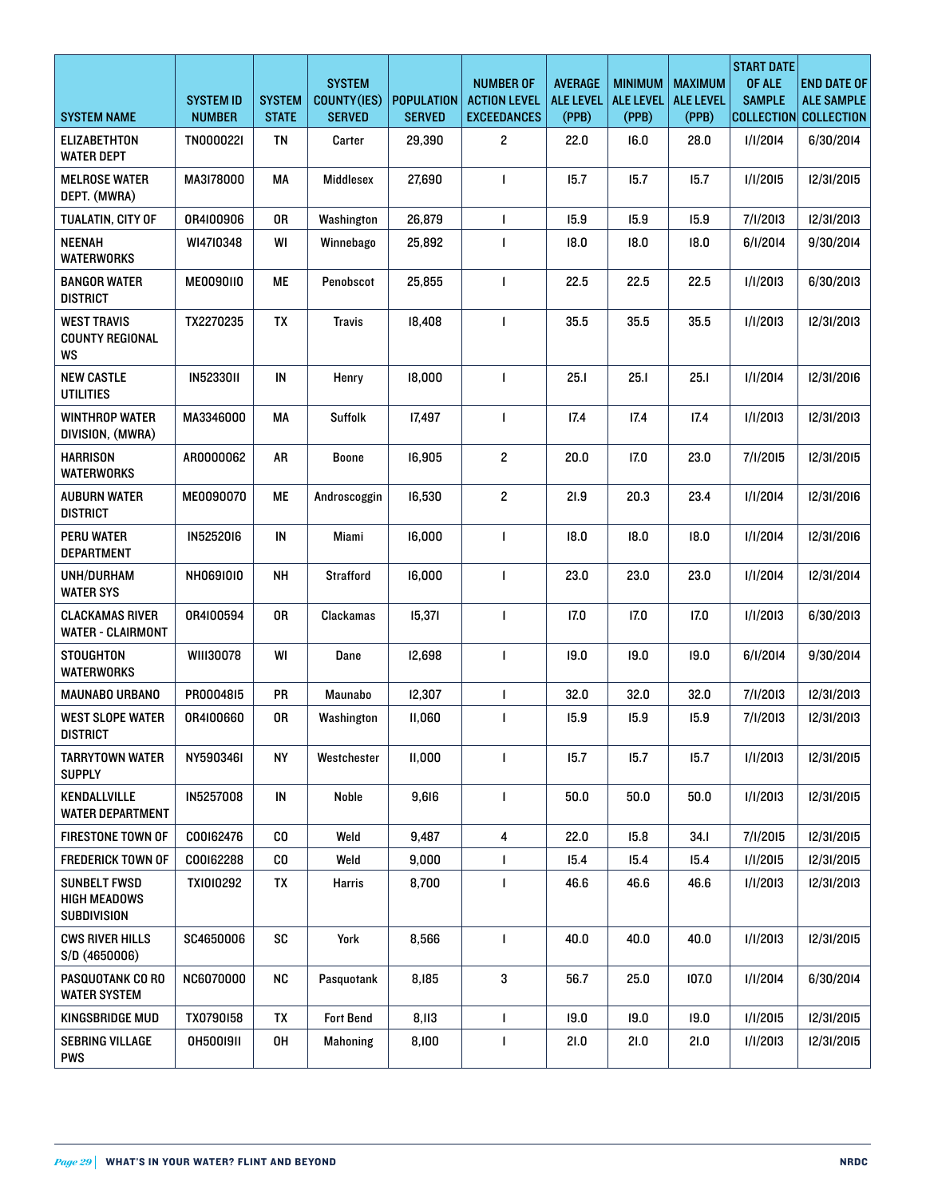| SYSTEM NAME | SYSTEM ID NUMBER | SYSTEM STATE | SYSTEM COUNTY(IES) SERVED | POPULATION SERVED | NUMBER OF ACTION LEVEL EXCEEDANCES | AVERAGE ALE LEVEL (PPB) | MINIMUM ALE LEVEL (PPB) | MAXIMUM ALE LEVEL (PPB) | START DATE OF ALE SAMPLE COLLECTION | END DATE OF ALE SAMPLE COLLECTION |
|---|---|---|---|---|---|---|---|---|---|---|
| ELIZABETHTON WATER DEPT | TN0000221 | TN | Carter | 29,390 | 2 | 22.0 | 16.0 | 28.0 | 1/1/2014 | 6/30/2014 |
| MELROSE WATER DEPT. (MWRA) | MA3178000 | MA | Middlesex | 27,690 | 1 | 15.7 | 15.7 | 15.7 | 1/1/2015 | 12/31/2015 |
| TUALATIN, CITY OF | OR4100906 | OR | Washington | 26,879 | 1 | 15.9 | 15.9 | 15.9 | 7/1/2013 | 12/31/2013 |
| NEENAH WATERWORKS | WI4710348 | WI | Winnebago | 25,892 | 1 | 18.0 | 18.0 | 18.0 | 6/1/2014 | 9/30/2014 |
| BANGOR WATER DISTRICT | ME0090110 | ME | Penobscot | 25,855 | 1 | 22.5 | 22.5 | 22.5 | 1/1/2013 | 6/30/2013 |
| WEST TRAVIS COUNTY REGIONAL WS | TX2270235 | TX | Travis | 18,408 | 1 | 35.5 | 35.5 | 35.5 | 1/1/2013 | 12/31/2013 |
| NEW CASTLE UTILITIES | IN5233011 | IN | Henry | 18,000 | 1 | 25.1 | 25.1 | 25.1 | 1/1/2014 | 12/31/2016 |
| WINTHROP WATER DIVISION, (MWRA) | MA3346000 | MA | Suffolk | 17,497 | 1 | 17.4 | 17.4 | 17.4 | 1/1/2013 | 12/31/2013 |
| HARRISON WATERWORKS | AR0000062 | AR | Boone | 16,905 | 2 | 20.0 | 17.0 | 23.0 | 7/1/2015 | 12/31/2015 |
| AUBURN WATER DISTRICT | ME0090070 | ME | Androscoggin | 16,530 | 2 | 21.9 | 20.3 | 23.4 | 1/1/2014 | 12/31/2016 |
| PERU WATER DEPARTMENT | IN5252016 | IN | Miami | 16,000 | 1 | 18.0 | 18.0 | 18.0 | 1/1/2014 | 12/31/2016 |
| UNH/DURHAM WATER SYS | NH0691010 | NH | Strafford | 16,000 | 1 | 23.0 | 23.0 | 23.0 | 1/1/2014 | 12/31/2014 |
| CLACKAMAS RIVER WATER - CLAIRMONT | OR4100594 | OR | Clackamas | 15,371 | 1 | 17.0 | 17.0 | 17.0 | 1/1/2013 | 6/30/2013 |
| STOUGHTON WATERWORKS | WI1130078 | WI | Dane | 12,698 | 1 | 19.0 | 19.0 | 19.0 | 6/1/2014 | 9/30/2014 |
| MAUNABO URBANO | PR0004815 | PR | Maunabo | 12,307 | 1 | 32.0 | 32.0 | 32.0 | 7/1/2013 | 12/31/2013 |
| WEST SLOPE WATER DISTRICT | OR4100660 | OR | Washington | 11,060 | 1 | 15.9 | 15.9 | 15.9 | 7/1/2013 | 12/31/2013 |
| TARRYTOWN WATER SUPPLY | NY5903461 | NY | Westchester | 11,000 | 1 | 15.7 | 15.7 | 15.7 | 1/1/2013 | 12/31/2015 |
| KENDALLVILLE WATER DEPARTMENT | IN5257008 | IN | Noble | 9,616 | 1 | 50.0 | 50.0 | 50.0 | 1/1/2013 | 12/31/2015 |
| FIRESTONE TOWN OF | CO0162476 | CO | Weld | 9,487 | 4 | 22.0 | 15.8 | 34.1 | 7/1/2015 | 12/31/2015 |
| FREDERICK TOWN OF | CO0162288 | CO | Weld | 9,000 | 1 | 15.4 | 15.4 | 15.4 | 1/1/2015 | 12/31/2015 |
| SUNBELT FWSD HIGH MEADOWS SUBDIVISION | TX1010292 | TX | Harris | 8,700 | 1 | 46.6 | 46.6 | 46.6 | 1/1/2013 | 12/31/2013 |
| CWS RIVER HILLS S/D (4650006) | SC4650006 | SC | York | 8,566 | 1 | 40.0 | 40.0 | 40.0 | 1/1/2013 | 12/31/2015 |
| PASQUOTANK CO RO WATER SYSTEM | NC6070000 | NC | Pasquotank | 8,185 | 3 | 56.7 | 25.0 | 107.0 | 1/1/2014 | 6/30/2014 |
| KINGSBRIDGE MUD | TX0790158 | TX | Fort Bend | 8,113 | 1 | 19.0 | 19.0 | 19.0 | 1/1/2015 | 12/31/2015 |
| SEBRING VILLAGE PWS | OH5001911 | OH | Mahoning | 8,100 | 1 | 21.0 | 21.0 | 21.0 | 1/1/2013 | 12/31/2015 |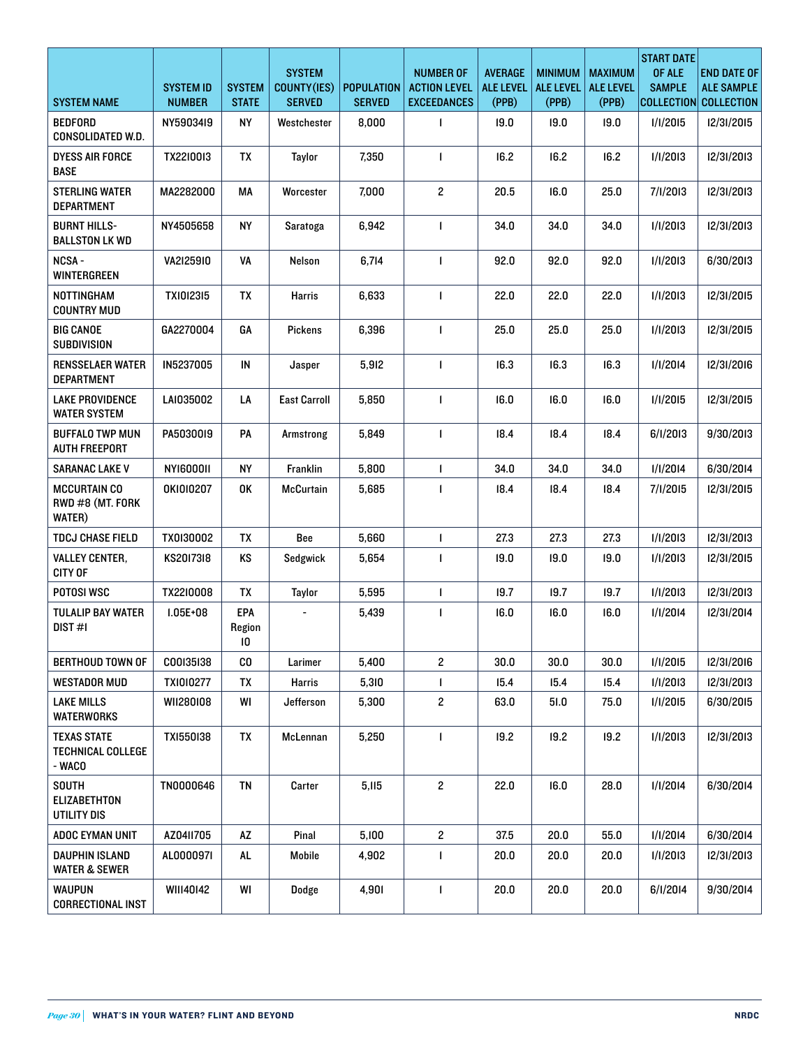| SYSTEM NAME | SYSTEM ID NUMBER | SYSTEM STATE | SYSTEM COUNTY(IES) SERVED | POPULATION SERVED | NUMBER OF ACTION LEVEL EXCEEDANCES | AVERAGE ALE LEVEL (PPB) | MINIMUM ALE LEVEL (PPB) | MAXIMUM ALE LEVEL (PPB) | START DATE OF ALE SAMPLE COLLECTION | END DATE OF ALE SAMPLE COLLECTION |
|---|---|---|---|---|---|---|---|---|---|---|
| BEDFORD CONSOLIDATED W.D. | NY5903419 | NY | Westchester | 8,000 | 1 | 19.0 | 19.0 | 19.0 | 1/1/2015 | 12/31/2015 |
| DYESS AIR FORCE BASE | TX2210013 | TX | Taylor | 7,350 | 1 | 16.2 | 16.2 | 16.2 | 1/1/2013 | 12/31/2013 |
| STERLING WATER DEPARTMENT | MA2282000 | MA | Worcester | 7,000 | 2 | 20.5 | 16.0 | 25.0 | 7/1/2013 | 12/31/2013 |
| BURNT HILLS-BALLSTON LK WD | NY4505658 | NY | Saratoga | 6,942 | 1 | 34.0 | 34.0 | 34.0 | 1/1/2013 | 12/31/2013 |
| NCSA - WINTERGREEN | VA2125910 | VA | Nelson | 6,714 | 1 | 92.0 | 92.0 | 92.0 | 1/1/2013 | 6/30/2013 |
| NOTTINGHAM COUNTRY MUD | TX1012315 | TX | Harris | 6,633 | 1 | 22.0 | 22.0 | 22.0 | 1/1/2013 | 12/31/2015 |
| BIG CANOE SUBDIVISION | GA2270004 | GA | Pickens | 6,396 | 1 | 25.0 | 25.0 | 25.0 | 1/1/2013 | 12/31/2015 |
| RENSSELAER WATER DEPARTMENT | IN5237005 | IN | Jasper | 5,912 | 1 | 16.3 | 16.3 | 16.3 | 1/1/2014 | 12/31/2016 |
| LAKE PROVIDENCE WATER SYSTEM | LA1035002 | LA | East Carroll | 5,850 | 1 | 16.0 | 16.0 | 16.0 | 1/1/2015 | 12/31/2015 |
| BUFFALO TWP MUN AUTH FREEPORT | PA5030019 | PA | Armstrong | 5,849 | 1 | 18.4 | 18.4 | 18.4 | 6/1/2013 | 9/30/2013 |
| SARANAC LAKE V | NY1600011 | NY | Franklin | 5,800 | 1 | 34.0 | 34.0 | 34.0 | 1/1/2014 | 6/30/2014 |
| MCCURTAIN CO RWD #8 (MT. FORK WATER) | OK1010207 | OK | McCurtain | 5,685 | 1 | 18.4 | 18.4 | 18.4 | 7/1/2015 | 12/31/2015 |
| TDCJ CHASE FIELD | TX0130002 | TX | Bee | 5,660 | 1 | 27.3 | 27.3 | 27.3 | 1/1/2013 | 12/31/2013 |
| VALLEY CENTER, CITY OF | KS2017318 | KS | Sedgwick | 5,654 | 1 | 19.0 | 19.0 | 19.0 | 1/1/2013 | 12/31/2015 |
| POTOSI WSC | TX2210008 | TX | Taylor | 5,595 | 1 | 19.7 | 19.7 | 19.7 | 1/1/2013 | 12/31/2013 |
| TULALIP BAY WATER DIST #1 | 1.05E+08 | EPA Region 10 | - | 5,439 | 1 | 16.0 | 16.0 | 16.0 | 1/1/2014 | 12/31/2014 |
| BERTHOUD TOWN OF | CO0135138 | CO | Larimer | 5,400 | 2 | 30.0 | 30.0 | 30.0 | 1/1/2015 | 12/31/2016 |
| WESTADOR MUD | TX1010277 | TX | Harris | 5,310 | 1 | 15.4 | 15.4 | 15.4 | 1/1/2013 | 12/31/2013 |
| LAKE MILLS WATERWORKS | WI1280108 | WI | Jefferson | 5,300 | 2 | 63.0 | 51.0 | 75.0 | 1/1/2015 | 6/30/2015 |
| TEXAS STATE TECHNICAL COLLEGE - WACO | TX1550138 | TX | McLennan | 5,250 | 1 | 19.2 | 19.2 | 19.2 | 1/1/2013 | 12/31/2013 |
| SOUTH ELIZABETHTON UTILITY DIS | TN0000646 | TN | Carter | 5,115 | 2 | 22.0 | 16.0 | 28.0 | 1/1/2014 | 6/30/2014 |
| ADOC EYMAN UNIT | AZ0411705 | AZ | Pinal | 5,100 | 2 | 37.5 | 20.0 | 55.0 | 1/1/2014 | 6/30/2014 |
| DAUPHIN ISLAND WATER & SEWER | AL0000971 | AL | Mobile | 4,902 | 1 | 20.0 | 20.0 | 20.0 | 1/1/2013 | 12/31/2013 |
| WAUPUN CORRECTIONAL INST | WI1140142 | WI | Dodge | 4,901 | 1 | 20.0 | 20.0 | 20.0 | 6/1/2014 | 9/30/2014 |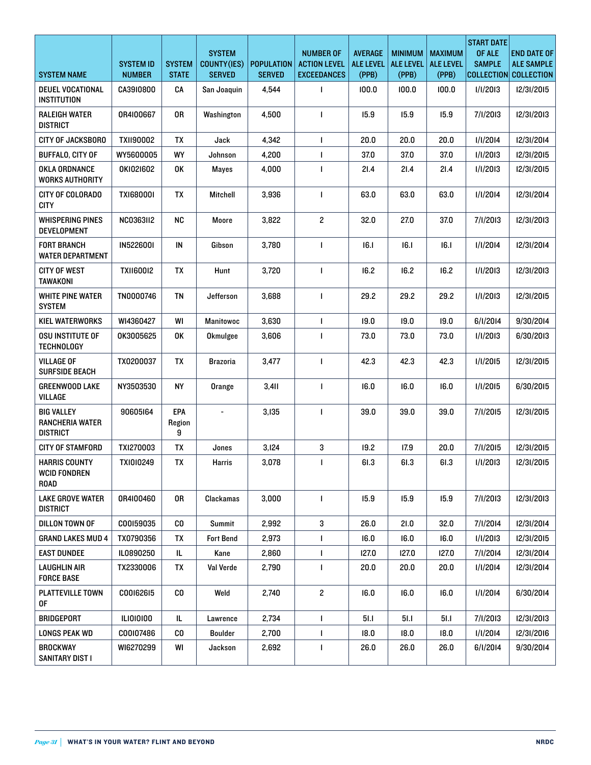| SYSTEM NAME | SYSTEM ID NUMBER | SYSTEM STATE | SYSTEM COUNTY(IES) SERVED | POPULATION SERVED | NUMBER OF ACTION LEVEL EXCEEDANCES | AVERAGE ALE LEVEL (PPB) | MINIMUM ALE LEVEL (PPB) | MAXIMUM ALE LEVEL (PPB) | START DATE OF ALE SAMPLE COLLECTION | END DATE OF ALE SAMPLE COLLECTION |
|---|---|---|---|---|---|---|---|---|---|---|
| DEUEL VOCATIONAL INSTITUTION | CA3910800 | CA | San Joaquin | 4,544 | 1 | 100.0 | 100.0 | 100.0 | 1/1/2013 | 12/31/2015 |
| RALEIGH WATER DISTRICT | OR4100667 | OR | Washington | 4,500 | 1 | 15.9 | 15.9 | 15.9 | 7/1/2013 | 12/31/2013 |
| CITY OF JACKSBORO | TX1190002 | TX | Jack | 4,342 | 1 | 20.0 | 20.0 | 20.0 | 1/1/2014 | 12/31/2014 |
| BUFFALO, CITY OF | WY5600005 | WY | Johnson | 4,200 | 1 | 37.0 | 37.0 | 37.0 | 1/1/2013 | 12/31/2015 |
| OKLA ORDNANCE WORKS AUTHORITY | OK1021602 | OK | Mayes | 4,000 | 1 | 21.4 | 21.4 | 21.4 | 1/1/2013 | 12/31/2015 |
| CITY OF COLORADO CITY | TX1680001 | TX | Mitchell | 3,936 | 1 | 63.0 | 63.0 | 63.0 | 1/1/2014 | 12/31/2014 |
| WHISPERING PINES DEVELOPMENT | NC0363112 | NC | Moore | 3,822 | 2 | 32.0 | 27.0 | 37.0 | 7/1/2013 | 12/31/2013 |
| FORT BRANCH WATER DEPARTMENT | IN5226001 | IN | Gibson | 3,780 | 1 | 16.1 | 16.1 | 16.1 | 1/1/2014 | 12/31/2014 |
| CITY OF WEST TAWAKONI | TX1160012 | TX | Hunt | 3,720 | 1 | 16.2 | 16.2 | 16.2 | 1/1/2013 | 12/31/2013 |
| WHITE PINE WATER SYSTEM | TN0000746 | TN | Jefferson | 3,688 | 1 | 29.2 | 29.2 | 29.2 | 1/1/2013 | 12/31/2015 |
| KIEL WATERWORKS | WI4360427 | WI | Manitowoc | 3,630 | 1 | 19.0 | 19.0 | 19.0 | 6/1/2014 | 9/30/2014 |
| OSU INSTITUTE OF TECHNOLOGY | OK3005625 | OK | Okmulgee | 3,606 | 1 | 73.0 | 73.0 | 73.0 | 1/1/2013 | 6/30/2013 |
| VILLAGE OF SURFSIDE BEACH | TX0200037 | TX | Brazoria | 3,477 | 1 | 42.3 | 42.3 | 42.3 | 1/1/2015 | 12/31/2015 |
| GREENWOOD LAKE VILLAGE | NY3503530 | NY | Orange | 3,411 | 1 | 16.0 | 16.0 | 16.0 | 1/1/2015 | 6/30/2015 |
| BIG VALLEY RANCHERIA WATER DISTRICT | 090605164 | EPA Region 9 | - | 3,135 | 1 | 39.0 | 39.0 | 39.0 | 7/1/2015 | 12/31/2015 |
| CITY OF STAMFORD | TX1270003 | TX | Jones | 3,124 | 3 | 19.2 | 17.9 | 20.0 | 7/1/2015 | 12/31/2015 |
| HARRIS COUNTY WCID FONDREN ROAD | TX1010249 | TX | Harris | 3,078 | 1 | 61.3 | 61.3 | 61.3 | 1/1/2013 | 12/31/2015 |
| LAKE GROVE WATER DISTRICT | OR4100460 | OR | Clackamas | 3,000 | 1 | 15.9 | 15.9 | 15.9 | 7/1/2013 | 12/31/2013 |
| DILLON TOWN OF | CO0159035 | CO | Summit | 2,992 | 3 | 26.0 | 21.0 | 32.0 | 7/1/2014 | 12/31/2014 |
| GRAND LAKES MUD 4 | TX0790356 | TX | Fort Bend | 2,973 | 1 | 16.0 | 16.0 | 16.0 | 1/1/2013 | 12/31/2015 |
| EAST DUNDEE | IL0890250 | IL | Kane | 2,860 | 1 | 127.0 | 127.0 | 127.0 | 7/1/2014 | 12/31/2014 |
| LAUGHLIN AIR FORCE BASE | TX2330006 | TX | Val Verde | 2,790 | 1 | 20.0 | 20.0 | 20.0 | 1/1/2014 | 12/31/2014 |
| PLATTEVILLE TOWN OF | CO0162615 | CO | Weld | 2,740 | 2 | 16.0 | 16.0 | 16.0 | 1/1/2014 | 6/30/2014 |
| BRIDGEPORT | IL1010100 | IL | Lawrence | 2,734 | 1 | 51.1 | 51.1 | 51.1 | 7/1/2013 | 12/31/2013 |
| LONGS PEAK WD | CO0107486 | CO | Boulder | 2,700 | 1 | 18.0 | 18.0 | 18.0 | 1/1/2014 | 12/31/2016 |
| BROCKWAY SANITARY DIST 1 | WI6270299 | WI | Jackson | 2,692 | 1 | 26.0 | 26.0 | 26.0 | 6/1/2014 | 9/30/2014 |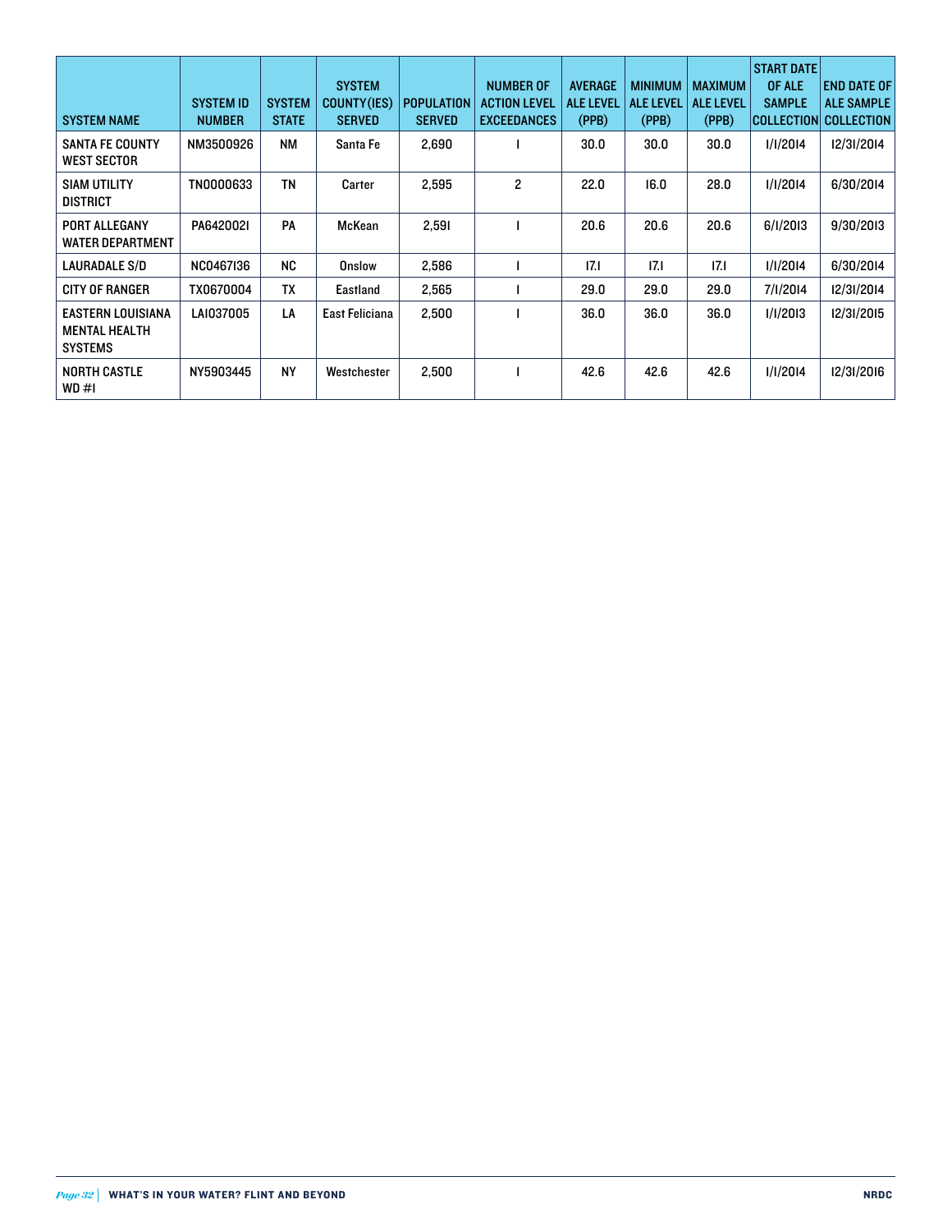| SYSTEM NAME | SYSTEM ID NUMBER | SYSTEM STATE | SYSTEM COUNTY(IES) SERVED | POPULATION SERVED | NUMBER OF ACTION LEVEL EXCEEDANCES | AVERAGE ALE LEVEL (PPB) | MINIMUM ALE LEVEL (PPB) | MAXIMUM ALE LEVEL (PPB) | START DATE OF ALE SAMPLE COLLECTION | END DATE OF ALE SAMPLE COLLECTION |
|---|---|---|---|---|---|---|---|---|---|---|
| SANTA FE COUNTY WEST SECTOR | NM3500926 | NM | Santa Fe | 2,690 | 1 | 30.0 | 30.0 | 30.0 | 1/1/2014 | 12/31/2014 |
| SIAM UTILITY DISTRICT | TN0000633 | TN | Carter | 2,595 | 2 | 22.0 | 16.0 | 28.0 | 1/1/2014 | 6/30/2014 |
| PORT ALLEGANY WATER DEPARTMENT | PA6420021 | PA | McKean | 2,591 | 1 | 20.6 | 20.6 | 20.6 | 6/1/2013 | 9/30/2013 |
| LAURADALE S/D | NC0467136 | NC | Onslow | 2,586 | 1 | 17.1 | 17.1 | 17.1 | 1/1/2014 | 6/30/2014 |
| CITY OF RANGER | TX0670004 | TX | Eastland | 2,565 | 1 | 29.0 | 29.0 | 29.0 | 7/1/2014 | 12/31/2014 |
| EASTERN LOUISIANA MENTAL HEALTH SYSTEMS | LA1037005 | LA | East Feliciana | 2,500 | 1 | 36.0 | 36.0 | 36.0 | 1/1/2013 | 12/31/2015 |
| NORTH CASTLE WD #1 | NY5903445 | NY | Westchester | 2,500 | 1 | 42.6 | 42.6 | 42.6 | 1/1/2014 | 12/31/2016 |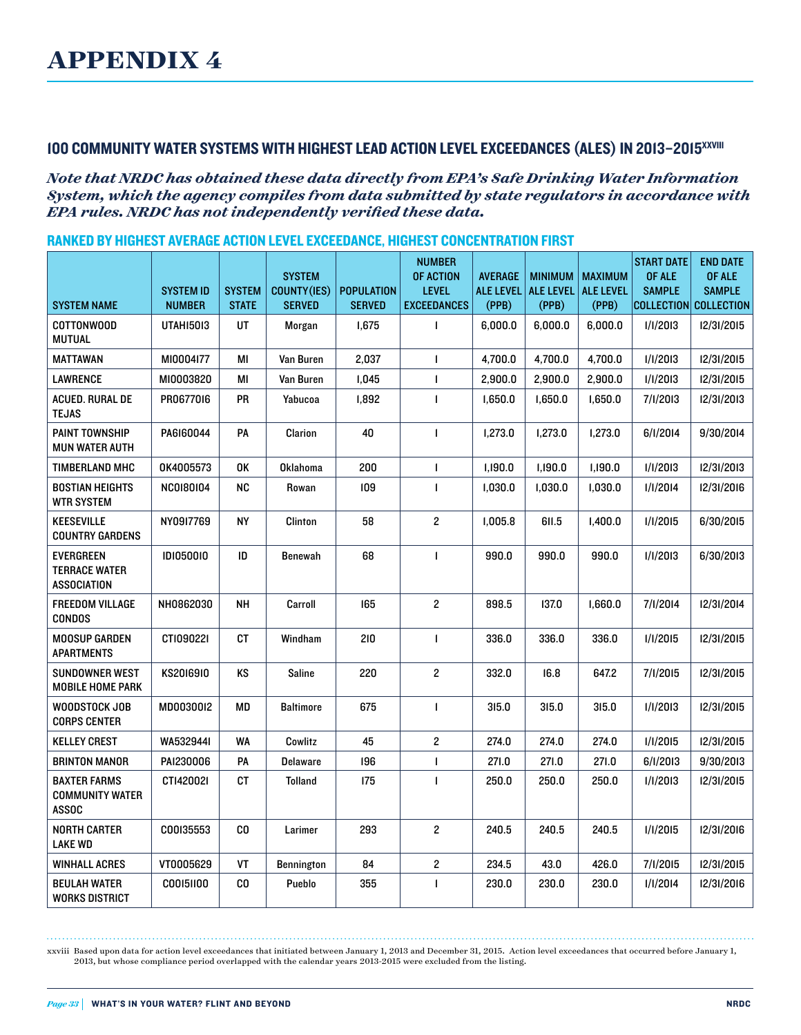# APPENDIX 4

## 100 COMMUNITY WATER SYSTEMS WITH HIGHEST LEAD ACTION LEVEL EXCEEDANCES (ALES) IN 2013–2015[xxviii]

***Note that NRDC has obtained these data directly from EPA's Safe Drinking Water Information System, which the agency compiles from data submitted by state regulators in accordance with EPA rules. NRDC has not independently verified these data.***

### RANKED BY HIGHEST AVERAGE ACTION LEVEL EXCEEDANCE, HIGHEST CONCENTRATION FIRST

| SYSTEM NAME | SYSTEM ID NUMBER | SYSTEM STATE | SYSTEM COUNTY(IES) SERVED | POPULATION SERVED | NUMBER OF ACTION LEVEL EXCEEDANCES | AVERAGE ALE LEVEL (PPB) | MINIMUM ALE LEVEL (PPB) | MAXIMUM ALE LEVEL (PPB) | START DATE OF ALE SAMPLE COLLECTION | END DATE OF ALE SAMPLE COLLECTION |
|---|---|---|---|---|---|---|---|---|---|---|
| COTTONWOOD MUTUAL | UTAH15013 | UT | Morgan | 1,675 | 1 | 6,000.0 | 6,000.0 | 6,000.0 | 1/1/2013 | 12/31/2015 |
| MATTAWAN | MI0004177 | MI | Van Buren | 2,037 | 1 | 4,700.0 | 4,700.0 | 4,700.0 | 1/1/2013 | 12/31/2015 |
| LAWRENCE | MI0003820 | MI | Van Buren | 1,045 | 1 | 2,900.0 | 2,900.0 | 2,900.0 | 1/1/2013 | 12/31/2015 |
| ACUED. RURAL DE TEJAS | PR0677016 | PR | Yabucoa | 1,892 | 1 | 1,650.0 | 1,650.0 | 1,650.0 | 7/1/2013 | 12/31/2013 |
| PAINT TOWNSHIP MUN WATER AUTH | PA6160044 | PA | Clarion | 40 | 1 | 1,273.0 | 1,273.0 | 1,273.0 | 6/1/2014 | 9/30/2014 |
| TIMBERLAND MHC | OK4005573 | OK | Oklahoma | 200 | 1 | 1,190.0 | 1,190.0 | 1,190.0 | 1/1/2013 | 12/31/2013 |
| BOSTIAN HEIGHTS WTR SYSTEM | NC0180104 | NC | Rowan | 109 | 1 | 1,030.0 | 1,030.0 | 1,030.0 | 1/1/2014 | 12/31/2016 |
| KEESEVILLE COUNTRY GARDENS | NY0917769 | NY | Clinton | 58 | 2 | 1,005.8 | 611.5 | 1,400.0 | 1/1/2015 | 6/30/2015 |
| EVERGREEN TERRACE WATER ASSOCIATION | ID1050010 | ID | Benewah | 68 | 1 | 990.0 | 990.0 | 990.0 | 1/1/2013 | 6/30/2013 |
| FREEDOM VILLAGE CONDOS | NH0862030 | NH | Carroll | 165 | 2 | 898.5 | 137.0 | 1,660.0 | 7/1/2014 | 12/31/2014 |
| MOOSUP GARDEN APARTMENTS | CT1090221 | CT | Windham | 210 | 1 | 336.0 | 336.0 | 336.0 | 1/1/2015 | 12/31/2015 |
| SUNDOWNER WEST MOBILE HOME PARK | KS2016910 | KS | Saline | 220 | 2 | 332.0 | 16.8 | 647.2 | 7/1/2015 | 12/31/2015 |
| WOODSTOCK JOB CORPS CENTER | MD0030012 | MD | Baltimore | 675 | 1 | 315.0 | 315.0 | 315.0 | 1/1/2013 | 12/31/2015 |
| KELLEY CREST | WA5329441 | WA | Cowlitz | 45 | 2 | 274.0 | 274.0 | 274.0 | 1/1/2015 | 12/31/2015 |
| BRINTON MANOR | PA1230006 | PA | Delaware | 196 | 1 | 271.0 | 271.0 | 271.0 | 6/1/2013 | 9/30/2013 |
| BAXTER FARMS COMMUNITY WATER ASSOC | CT1420021 | CT | Tolland | 175 | 1 | 250.0 | 250.0 | 250.0 | 1/1/2013 | 12/31/2015 |
| NORTH CARTER LAKE WD | CO0135553 | CO | Larimer | 293 | 2 | 240.5 | 240.5 | 240.5 | 1/1/2015 | 12/31/2016 |
| WINHALL ACRES | VT0005629 | VT | Bennington | 84 | 2 | 234.5 | 43.0 | 426.0 | 7/1/2015 | 12/31/2015 |
| BEULAH WATER WORKS DISTRICT | CO0151100 | CO | Pueblo | 355 | 1 | 230.0 | 230.0 | 230.0 | 1/1/2014 | 12/31/2016 |

xxviii Based upon data for action level exceedances that initiated between January 1, 2013 and December 31, 2015. Action level exceedances that occurred before January 1, 2013, but whose compliance period overlapped with the calendar years 2013-2015 were excluded from the listing.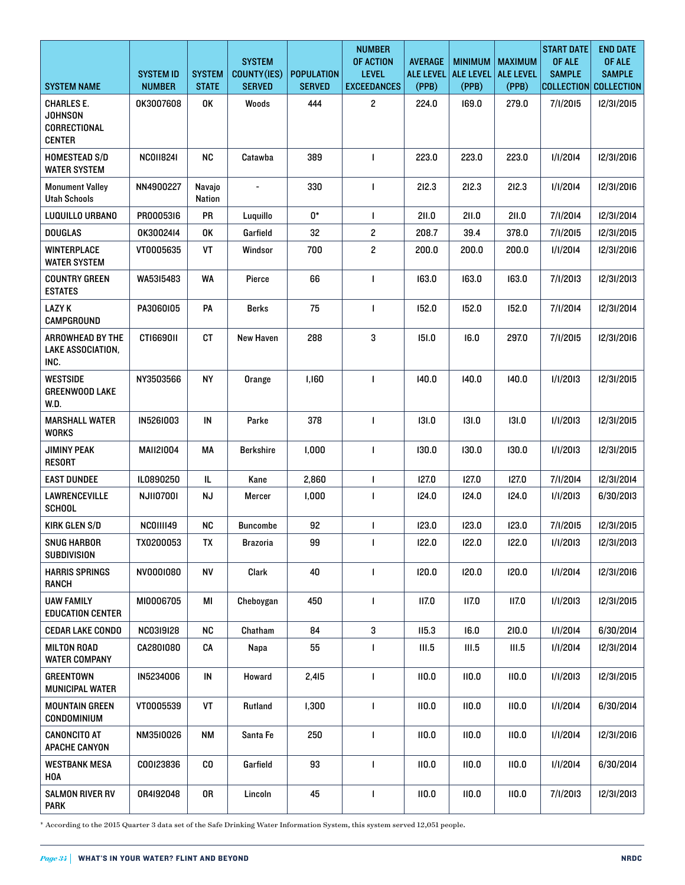| SYSTEM NAME | SYSTEM ID NUMBER | SYSTEM STATE | SYSTEM COUNTY(IES) SERVED | POPULATION SERVED | NUMBER OF ACTION LEVEL EXCEEDANCES | AVERAGE ALE LEVEL (PPB) | MINIMUM ALE LEVEL (PPB) | MAXIMUM ALE LEVEL (PPB) | START DATE OF ALE SAMPLE COLLECTION | END DATE OF ALE SAMPLE COLLECTION |
|---|---|---|---|---|---|---|---|---|---|---|
| CHARLES E. JOHNSON CORRECTIONAL CENTER | OK3007608 | OK | Woods | 444 | 2 | 224.0 | 169.0 | 279.0 | 7/1/2015 | 12/31/2015 |
| HOMESTEAD S/D WATER SYSTEM | NC0118241 | NC | Catawba | 389 | 1 | 223.0 | 223.0 | 223.0 | 1/1/2014 | 12/31/2016 |
| Monument Valley Utah Schools | NN4900227 | Navajo Nation | - | 330 | 1 | 212.3 | 212.3 | 212.3 | 1/1/2014 | 12/31/2016 |
| LUQUILLO URBANO | PR0005316 | PR | Luquillo | 0* | 1 | 211.0 | 211.0 | 211.0 | 7/1/2014 | 12/31/2014 |
| DOUGLAS | OK3002414 | OK | Garfield | 32 | 2 | 208.7 | 39.4 | 378.0 | 7/1/2015 | 12/31/2015 |
| WINTERPLACE WATER SYSTEM | VT0005635 | VT | Windsor | 700 | 2 | 200.0 | 200.0 | 200.0 | 1/1/2014 | 12/31/2016 |
| COUNTRY GREEN ESTATES | WA5315483 | WA | Pierce | 66 | 1 | 163.0 | 163.0 | 163.0 | 7/1/2013 | 12/31/2013 |
| LAZY K CAMPGROUND | PA3060105 | PA | Berks | 75 | 1 | 152.0 | 152.0 | 152.0 | 7/1/2014 | 12/31/2014 |
| ARROWHEAD BY THE LAKE ASSOCIATION, INC. | CT1669011 | CT | New Haven | 288 | 3 | 151.0 | 16.0 | 297.0 | 7/1/2015 | 12/31/2016 |
| WESTSIDE GREENWOOD LAKE W.D. | NY3503566 | NY | Orange | 1,160 | 1 | 140.0 | 140.0 | 140.0 | 1/1/2013 | 12/31/2015 |
| MARSHALL WATER WORKS | IN5261003 | IN | Parke | 378 | 1 | 131.0 | 131.0 | 131.0 | 1/1/2013 | 12/31/2015 |
| JIMINY PEAK RESORT | MA1121004 | MA | Berkshire | 1,000 | 1 | 130.0 | 130.0 | 130.0 | 1/1/2013 | 12/31/2015 |
| EAST DUNDEE | IL0890250 | IL | Kane | 2,860 | 1 | 127.0 | 127.0 | 127.0 | 7/1/2014 | 12/31/2014 |
| LAWRENCEVILLE SCHOOL | NJ1107001 | NJ | Mercer | 1,000 | 1 | 124.0 | 124.0 | 124.0 | 1/1/2013 | 6/30/2013 |
| KIRK GLEN S/D | NC0111149 | NC | Buncombe | 92 | 1 | 123.0 | 123.0 | 123.0 | 7/1/2015 | 12/31/2015 |
| SNUG HARBOR SUBDIVISION | TX0200053 | TX | Brazoria | 99 | 1 | 122.0 | 122.0 | 122.0 | 1/1/2013 | 12/31/2013 |
| HARRIS SPRINGS RANCH | NV0001080 | NV | Clark | 40 | 1 | 120.0 | 120.0 | 120.0 | 1/1/2014 | 12/31/2016 |
| UAW FAMILY EDUCATION CENTER | MI0006705 | MI | Cheboygan | 450 | 1 | 117.0 | 117.0 | 117.0 | 1/1/2013 | 12/31/2015 |
| CEDAR LAKE CONDO | NC0319128 | NC | Chatham | 84 | 3 | 115.3 | 16.0 | 210.0 | 1/1/2014 | 6/30/2014 |
| MILTON ROAD WATER COMPANY | CA2801080 | CA | Napa | 55 | 1 | 111.5 | 111.5 | 111.5 | 1/1/2014 | 12/31/2014 |
| GREENTOWN MUNICIPAL WATER | IN5234006 | IN | Howard | 2,415 | 1 | 110.0 | 110.0 | 110.0 | 1/1/2013 | 12/31/2015 |
| MOUNTAIN GREEN CONDOMINIUM | VT0005539 | VT | Rutland | 1,300 | 1 | 110.0 | 110.0 | 110.0 | 1/1/2014 | 6/30/2014 |
| CANONCITO AT APACHE CANYON | NM3510026 | NM | Santa Fe | 250 | 1 | 110.0 | 110.0 | 110.0 | 1/1/2014 | 12/31/2016 |
| WESTBANK MESA HOA | CO0123836 | CO | Garfield | 93 | 1 | 110.0 | 110.0 | 110.0 | 1/1/2014 | 6/30/2014 |
| SALMON RIVER RV PARK | OR4192048 | OR | Lincoln | 45 | 1 | 110.0 | 110.0 | 110.0 | 7/1/2013 | 12/31/2013 |

\* According to the 2015 Quarter 3 data set of the Safe Drinking Water Information System, this system served 12,051 people.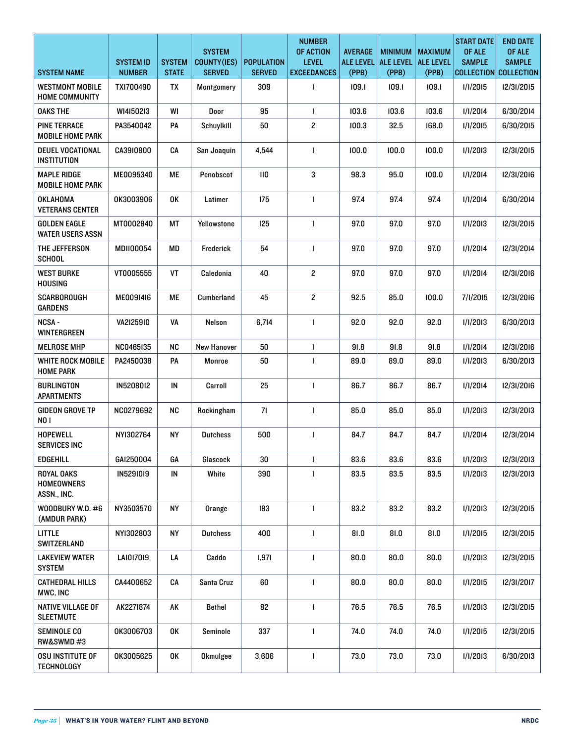| SYSTEM NAME | SYSTEM ID NUMBER | SYSTEM STATE | SYSTEM COUNTY(IES) SERVED | POPULATION SERVED | NUMBER OF ACTION LEVEL EXCEEDANCES | AVERAGE ALE LEVEL (PPB) | MINIMUM ALE LEVEL (PPB) | MAXIMUM ALE LEVEL (PPB) | START DATE OF ALE SAMPLE COLLECTION | END DATE OF ALE SAMPLE COLLECTION |
|---|---|---|---|---|---|---|---|---|---|---|
| WESTMONT MOBILE HOME COMMUNITY | TX1700490 | TX | Montgomery | 309 | 1 | 109.1 | 109.1 | 109.1 | 1/1/2015 | 12/31/2015 |
| OAKS THE | WI4150213 | WI | Door | 95 | 1 | 103.6 | 103.6 | 103.6 | 1/1/2014 | 6/30/2014 |
| PINE TERRACE MOBILE HOME PARK | PA3540042 | PA | Schuylkill | 50 | 2 | 100.3 | 32.5 | 168.0 | 1/1/2015 | 6/30/2015 |
| DEUEL VOCATIONAL INSTITUTION | CA3910800 | CA | San Joaquin | 4,544 | 1 | 100.0 | 100.0 | 100.0 | 1/1/2013 | 12/31/2015 |
| MAPLE RIDGE MOBILE HOME PARK | ME0095340 | ME | Penobscot | 110 | 3 | 98.3 | 95.0 | 100.0 | 1/1/2014 | 12/31/2016 |
| OKLAHOMA VETERANS CENTER | OK3003906 | OK | Latimer | 175 | 1 | 97.4 | 97.4 | 97.4 | 1/1/2014 | 6/30/2014 |
| GOLDEN EAGLE WATER USERS ASSN | MT0002840 | MT | Yellowstone | 125 | 1 | 97.0 | 97.0 | 97.0 | 1/1/2013 | 12/31/2015 |
| THE JEFFERSON SCHOOL | MD1100054 | MD | Frederick | 54 | 1 | 97.0 | 97.0 | 97.0 | 1/1/2014 | 12/31/2014 |
| WEST BURKE HOUSING | VT0005555 | VT | Caledonia | 40 | 2 | 97.0 | 97.0 | 97.0 | 1/1/2014 | 12/31/2016 |
| SCARBOROUGH GARDENS | ME0091416 | ME | Cumberland | 45 | 2 | 92.5 | 85.0 | 100.0 | 7/1/2015 | 12/31/2016 |
| NCSA - WINTERGREEN | VA2125910 | VA | Nelson | 6,714 | 1 | 92.0 | 92.0 | 92.0 | 1/1/2013 | 6/30/2013 |
| MELROSE MHP | NC0465135 | NC | New Hanover | 50 | 1 | 91.8 | 91.8 | 91.8 | 1/1/2014 | 12/31/2016 |
| WHITE ROCK MOBILE HOME PARK | PA2450038 | PA | Monroe | 50 | 1 | 89.0 | 89.0 | 89.0 | 1/1/2013 | 6/30/2013 |
| BURLINGTON APARTMENTS | IN5208012 | IN | Carroll | 25 | 1 | 86.7 | 86.7 | 86.7 | 1/1/2014 | 12/31/2016 |
| GIDEON GROVE TP NO 1 | NC0279692 | NC | Rockingham | 71 | 1 | 85.0 | 85.0 | 85.0 | 1/1/2013 | 12/31/2013 |
| HOPEWELL SERVICES INC | NY1302764 | NY | Dutchess | 500 | 1 | 84.7 | 84.7 | 84.7 | 1/1/2014 | 12/31/2014 |
| EDGEHILL | GA1250004 | GA | Glascock | 30 | 1 | 83.6 | 83.6 | 83.6 | 1/1/2013 | 12/31/2013 |
| ROYAL OAKS HOMEOWNERS ASSN., INC. | IN5291019 | IN | White | 390 | 1 | 83.5 | 83.5 | 83.5 | 1/1/2013 | 12/31/2013 |
| WOODBURY W.D. #6 (AMDUR PARK) | NY3503570 | NY | Orange | 183 | 1 | 83.2 | 83.2 | 83.2 | 1/1/2013 | 12/31/2015 |
| LITTLE SWITZERLAND | NY1302803 | NY | Dutchess | 400 | 1 | 81.0 | 81.0 | 81.0 | 1/1/2015 | 12/31/2015 |
| LAKEVIEW WATER SYSTEM | LA1017019 | LA | Caddo | 1,971 | 1 | 80.0 | 80.0 | 80.0 | 1/1/2013 | 12/31/2015 |
| CATHEDRAL HILLS MWC, INC | CA4400652 | CA | Santa Cruz | 60 | 1 | 80.0 | 80.0 | 80.0 | 1/1/2015 | 12/31/2017 |
| NATIVE VILLAGE OF SLEETMUTE | AK2271874 | AK | Bethel | 82 | 1 | 76.5 | 76.5 | 76.5 | 1/1/2013 | 12/31/2015 |
| SEMINOLE CO RW&SWMD #3 | OK3006703 | OK | Seminole | 337 | 1 | 74.0 | 74.0 | 74.0 | 1/1/2015 | 12/31/2015 |
| OSU INSTITUTE OF TECHNOLOGY | OK3005625 | OK | Okmulgee | 3,606 | 1 | 73.0 | 73.0 | 73.0 | 1/1/2013 | 6/30/2013 |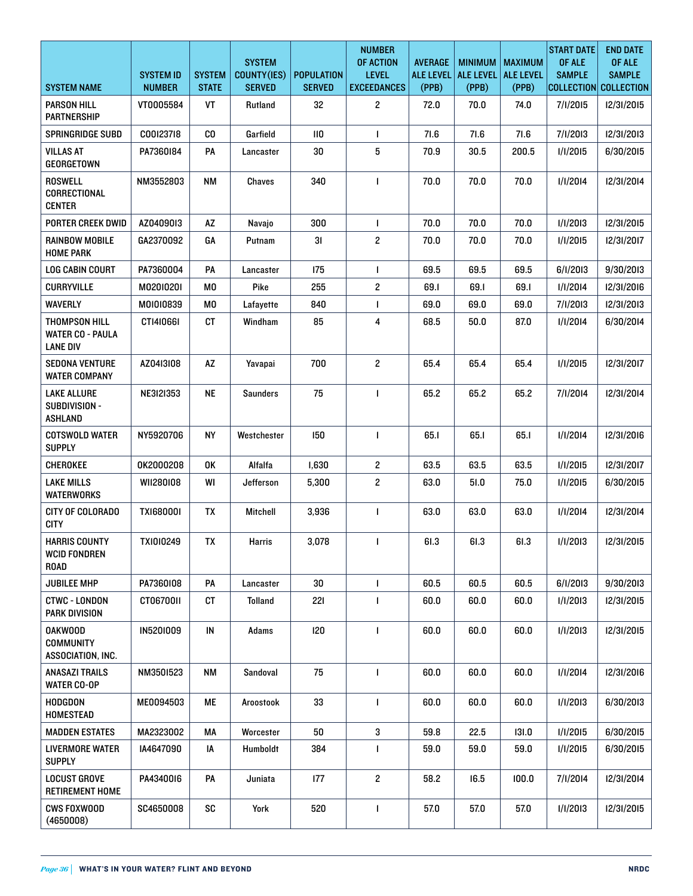| SYSTEM NAME | SYSTEM ID NUMBER | SYSTEM STATE | SYSTEM COUNTY(IES) SERVED | POPULATION SERVED | NUMBER OF ACTION LEVEL EXCEEDANCES | AVERAGE ALE LEVEL (PPB) | MINIMUM ALE LEVEL (PPB) | MAXIMUM ALE LEVEL (PPB) | START DATE OF ALE SAMPLE COLLECTION | END DATE OF ALE SAMPLE COLLECTION |
|---|---|---|---|---|---|---|---|---|---|---|
| PARSON HILL PARTNERSHIP | VT0005584 | VT | Rutland | 32 | 2 | 72.0 | 70.0 | 74.0 | 7/1/2015 | 12/31/2015 |
| SPRINGRIDGE SUBD | CO0123718 | CO | Garfield | 110 | 1 | 71.6 | 71.6 | 71.6 | 7/1/2013 | 12/31/2013 |
| VILLAS AT GEORGETOWN | PA7360184 | PA | Lancaster | 30 | 5 | 70.9 | 30.5 | 200.5 | 1/1/2015 | 6/30/2015 |
| ROSWELL CORRECTIONAL CENTER | NM3552803 | NM | Chaves | 340 | 1 | 70.0 | 70.0 | 70.0 | 1/1/2014 | 12/31/2014 |
| PORTER CREEK DWID | AZ0409013 | AZ | Navajo | 300 | 1 | 70.0 | 70.0 | 70.0 | 1/1/2013 | 12/31/2015 |
| RAINBOW MOBILE HOME PARK | GA2370092 | GA | Putnam | 31 | 2 | 70.0 | 70.0 | 70.0 | 1/1/2015 | 12/31/2017 |
| LOG CABIN COURT | PA7360004 | PA | Lancaster | 175 | 1 | 69.5 | 69.5 | 69.5 | 6/1/2013 | 9/30/2013 |
| CURRYVILLE | MO2010201 | MO | Pike | 255 | 2 | 69.1 | 69.1 | 69.1 | 1/1/2014 | 12/31/2016 |
| WAVERLY | MO1010839 | MO | Lafayette | 840 | 1 | 69.0 | 69.0 | 69.0 | 7/1/2013 | 12/31/2013 |
| THOMPSON HILL WATER CO - PAULA LANE DIV | CT1410661 | CT | Windham | 85 | 4 | 68.5 | 50.0 | 87.0 | 1/1/2014 | 6/30/2014 |
| SEDONA VENTURE WATER COMPANY | AZ0413108 | AZ | Yavapai | 700 | 2 | 65.4 | 65.4 | 65.4 | 1/1/2015 | 12/31/2017 |
| LAKE ALLURE SUBDIVISION - ASHLAND | NE3121353 | NE | Saunders | 75 | 1 | 65.2 | 65.2 | 65.2 | 7/1/2014 | 12/31/2014 |
| COTSWOLD WATER SUPPLY | NY5920706 | NY | Westchester | 150 | 1 | 65.1 | 65.1 | 65.1 | 1/1/2014 | 12/31/2016 |
| CHEROKEE | OK2000208 | OK | Alfalfa | 1,630 | 2 | 63.5 | 63.5 | 63.5 | 1/1/2015 | 12/31/2017 |
| LAKE MILLS WATERWORKS | WI1280108 | WI | Jefferson | 5,300 | 2 | 63.0 | 51.0 | 75.0 | 1/1/2015 | 6/30/2015 |
| CITY OF COLORADO CITY | TX1680001 | TX | Mitchell | 3,936 | 1 | 63.0 | 63.0 | 63.0 | 1/1/2014 | 12/31/2014 |
| HARRIS COUNTY WCID FONDREN ROAD | TX1010249 | TX | Harris | 3,078 | 1 | 61.3 | 61.3 | 61.3 | 1/1/2013 | 12/31/2015 |
| JUBILEE MHP | PA7360108 | PA | Lancaster | 30 | 1 | 60.5 | 60.5 | 60.5 | 6/1/2013 | 9/30/2013 |
| CTWC - LONDON PARK DIVISION | CT0670011 | CT | Tolland | 221 | 1 | 60.0 | 60.0 | 60.0 | 1/1/2013 | 12/31/2015 |
| OAKWOOD COMMUNITY ASSOCIATION, INC. | IN5201009 | IN | Adams | 120 | 1 | 60.0 | 60.0 | 60.0 | 1/1/2013 | 12/31/2015 |
| ANASAZI TRAILS WATER CO-OP | NM3501523 | NM | Sandoval | 75 | 1 | 60.0 | 60.0 | 60.0 | 1/1/2014 | 12/31/2016 |
| HODGDON HOMESTEAD | ME0094503 | ME | Aroostook | 33 | 1 | 60.0 | 60.0 | 60.0 | 1/1/2013 | 6/30/2013 |
| MADDEN ESTATES | MA2323002 | MA | Worcester | 50 | 3 | 59.8 | 22.5 | 131.0 | 1/1/2015 | 6/30/2015 |
| LIVERMORE WATER SUPPLY | IA4647090 | IA | Humboldt | 384 | 1 | 59.0 | 59.0 | 59.0 | 1/1/2015 | 6/30/2015 |
| LOCUST GROVE RETIREMENT HOME | PA4340016 | PA | Juniata | 177 | 2 | 58.2 | 16.5 | 100.0 | 7/1/2014 | 12/31/2014 |
| CWS FOXWOOD (4650008) | SC4650008 | SC | York | 520 | 1 | 57.0 | 57.0 | 57.0 | 1/1/2013 | 12/31/2015 |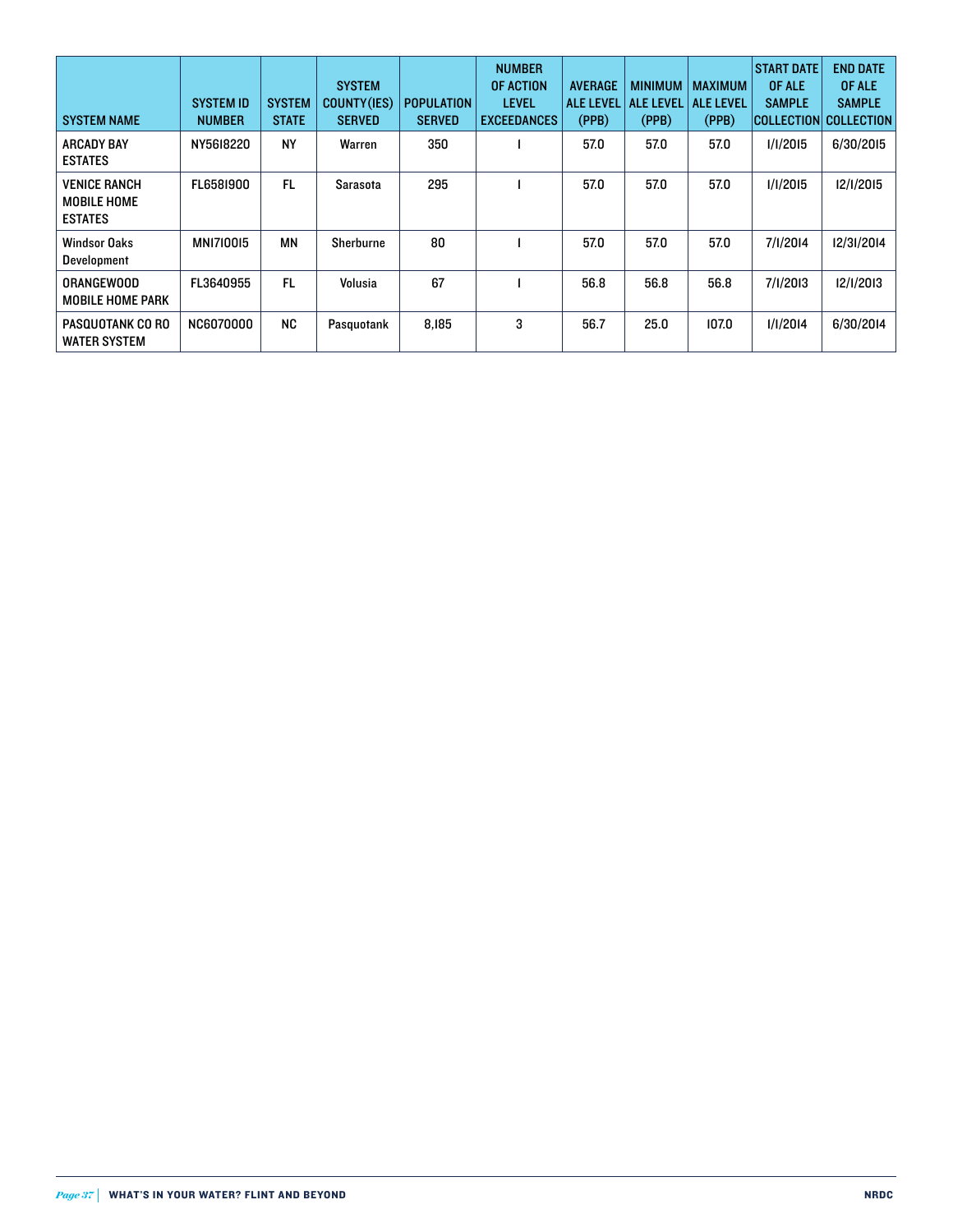| SYSTEM NAME | SYSTEM ID NUMBER | SYSTEM STATE | SYSTEM COUNTY(IES) SERVED | POPULATION SERVED | NUMBER OF ACTION LEVEL EXCEEDANCES | AVERAGE ALE LEVEL (PPB) | MINIMUM ALE LEVEL (PPB) | MAXIMUM ALE LEVEL (PPB) | START DATE OF ALE SAMPLE COLLECTION | END DATE OF ALE SAMPLE COLLECTION |
|---|---|---|---|---|---|---|---|---|---|---|
| ARCADY BAY ESTATES | NY5618220 | NY | Warren | 350 | 1 | 57.0 | 57.0 | 57.0 | 1/1/2015 | 6/30/2015 |
| VENICE RANCH MOBILE HOME ESTATES | FL6581900 | FL | Sarasota | 295 | 1 | 57.0 | 57.0 | 57.0 | 1/1/2015 | 12/1/2015 |
| Windsor Oaks Development | MN1710015 | MN | Sherburne | 80 | 1 | 57.0 | 57.0 | 57.0 | 7/1/2014 | 12/31/2014 |
| ORANGEWOOD MOBILE HOME PARK | FL3640955 | FL | Volusia | 67 | 1 | 56.8 | 56.8 | 56.8 | 7/1/2013 | 12/1/2013 |
| PASQUOTANK CO RO WATER SYSTEM | NC6070000 | NC | Pasquotank | 8,185 | 3 | 56.7 | 25.0 | 107.0 | 1/1/2014 | 6/30/2014 |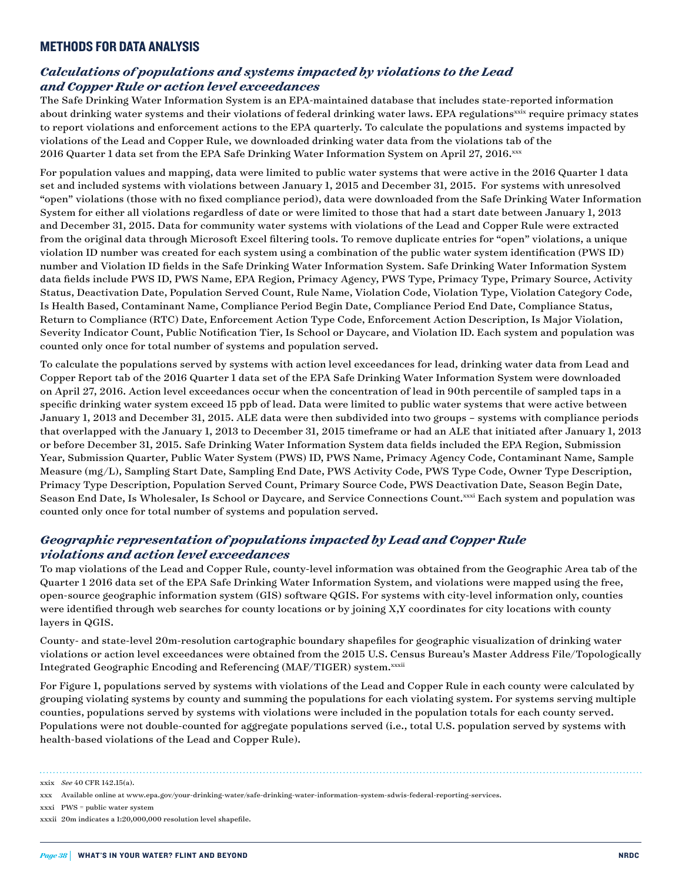## METHODS FOR DATA ANALYSIS

### *Calculations of populations and systems impacted by violations to the Lead and Copper Rule or action level exceedances*

The Safe Drinking Water Information System is an EPA-maintained database that includes state-reported information about drinking water systems and their violations of federal drinking water laws. EPA regulations[xxix] require primacy states to report violations and enforcement actions to the EPA quarterly. To calculate the populations and systems impacted by violations of the Lead and Copper Rule, we downloaded drinking water data from the violations tab of the 2016 Quarter 1 data set from the EPA Safe Drinking Water Information System on April 27, 2016.[xxx]

For population values and mapping, data were limited to public water systems that were active in the 2016 Quarter 1 data set and included systems with violations between January 1, 2015 and December 31, 2015. For systems with unresolved "open" violations (those with no fixed compliance period), data were downloaded from the Safe Drinking Water Information System for either all violations regardless of date or were limited to those that had a start date between January 1, 2013 and December 31, 2015. Data for community water systems with violations of the Lead and Copper Rule were extracted from the original data through Microsoft Excel filtering tools. To remove duplicate entries for "open" violations, a unique violation ID number was created for each system using a combination of the public water system identification (PWS ID) number and Violation ID fields in the Safe Drinking Water Information System. Safe Drinking Water Information System data fields include PWS ID, PWS Name, EPA Region, Primacy Agency, PWS Type, Primacy Type, Primary Source, Activity Status, Deactivation Date, Population Served Count, Rule Name, Violation Code, Violation Type, Violation Category Code, Is Health Based, Contaminant Name, Compliance Period Begin Date, Compliance Period End Date, Compliance Status, Return to Compliance (RTC) Date, Enforcement Action Type Code, Enforcement Action Description, Is Major Violation, Severity Indicator Count, Public Notification Tier, Is School or Daycare, and Violation ID. Each system and population was counted only once for total number of systems and population served.

To calculate the populations served by systems with action level exceedances for lead, drinking water data from Lead and Copper Report tab of the 2016 Quarter 1 data set of the EPA Safe Drinking Water Information System were downloaded on April 27, 2016. Action level exceedances occur when the concentration of lead in 90th percentile of sampled taps in a specific drinking water system exceed 15 ppb of lead. Data were limited to public water systems that were active between January 1, 2013 and December 31, 2015. ALE data were then subdivided into two groups – systems with compliance periods that overlapped with the January 1, 2013 to December 31, 2015 timeframe or had an ALE that initiated after January 1, 2013 or before December 31, 2015. Safe Drinking Water Information System data fields included the EPA Region, Submission Year, Submission Quarter, Public Water System (PWS) ID, PWS Name, Primacy Agency Code, Contaminant Name, Sample Measure (mg/L), Sampling Start Date, Sampling End Date, PWS Activity Code, PWS Type Code, Owner Type Description, Primacy Type Description, Population Served Count, Primary Source Code, PWS Deactivation Date, Season Begin Date, Season End Date, Is Wholesaler, Is School or Daycare, and Service Connections Count.[xxxi] Each system and population was counted only once for total number of systems and population served.

### *Geographic representation of populations impacted by Lead and Copper Rule violations and action level exceedances*

To map violations of the Lead and Copper Rule, county-level information was obtained from the Geographic Area tab of the Quarter 1 2016 data set of the EPA Safe Drinking Water Information System, and violations were mapped using the free, open-source geographic information system (GIS) software QGIS. For systems with city-level information only, counties were identified through web searches for county locations or by joining X,Y coordinates for city locations with county layers in QGIS.

County- and state-level 20m-resolution cartographic boundary shapefiles for geographic visualization of drinking water violations or action level exceedances were obtained from the 2015 U.S. Census Bureau's Master Address File/Topologically Integrated Geographic Encoding and Referencing (MAF/TIGER) system.[xxxii]

For Figure 1, populations served by systems with violations of the Lead and Copper Rule in each county were calculated by grouping violating systems by county and summing the populations for each violating system. For systems serving multiple counties, populations served by systems with violations were included in the population totals for each county served. Populations were not double-counted for aggregate populations served (i.e., total U.S. population served by systems with health-based violations of the Lead and Copper Rule).

---

xxix *See* 40 CFR 142.15(a).

xxx Available online at www.epa.gov/your-drinking-water/safe-drinking-water-information-system-sdwis-federal-reporting-services.

xxxi PWS = public water system

xxxii 20m indicates a 1:20,000,000 resolution level shapefile.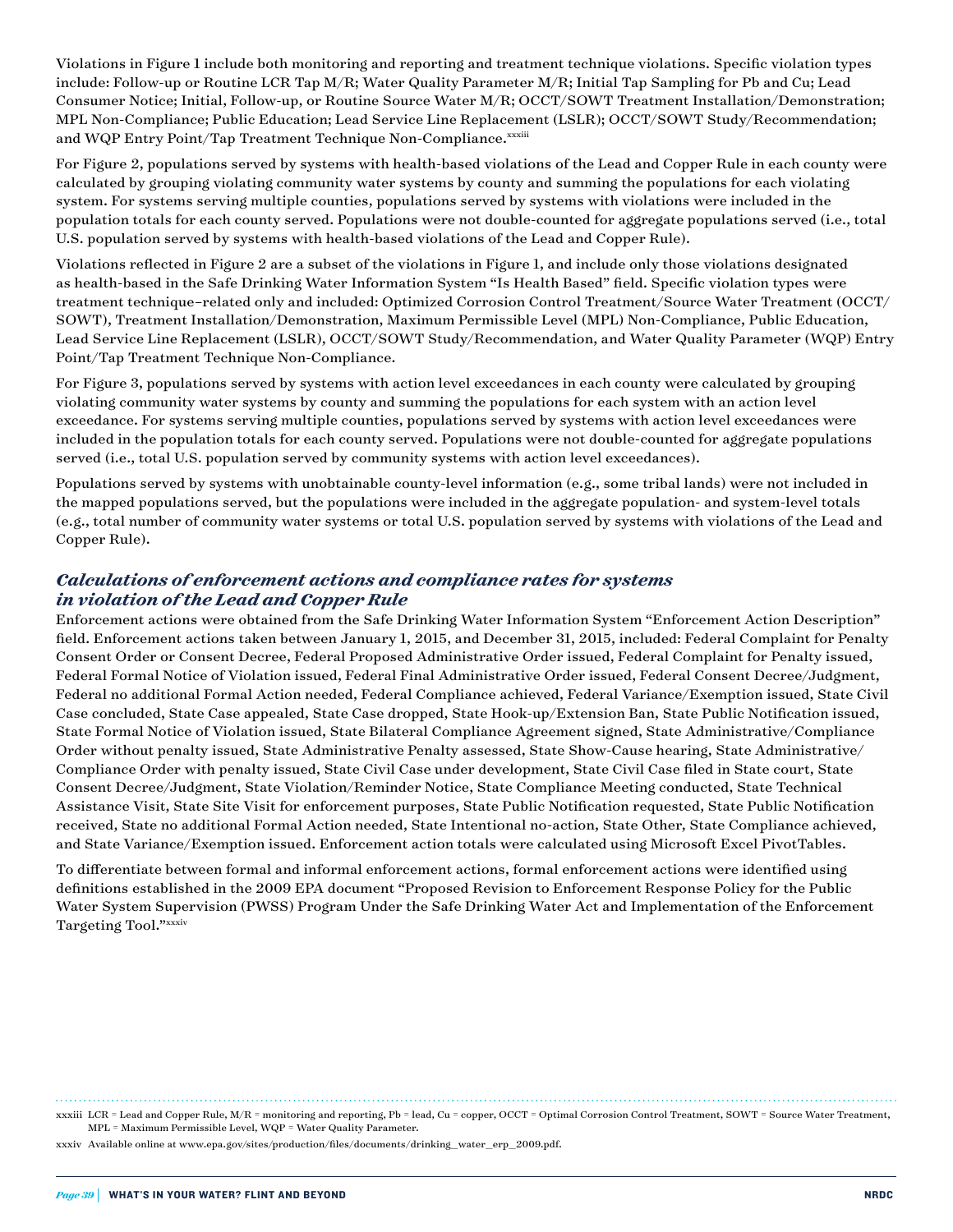Violations in Figure 1 include both monitoring and reporting and treatment technique violations. Specific violation types include: Follow-up or Routine LCR Tap M/R; Water Quality Parameter M/R; Initial Tap Sampling for Pb and Cu; Lead Consumer Notice; Initial, Follow-up, or Routine Source Water M/R; OCCT/SOWT Treatment Installation/Demonstration; MPL Non-Compliance; Public Education; Lead Service Line Replacement (LSLR); OCCT/SOWT Study/Recommendation; and WQP Entry Point/Tap Treatment Technique Non-Compliance.[xxxiii]

For Figure 2, populations served by systems with health-based violations of the Lead and Copper Rule in each county were calculated by grouping violating community water systems by county and summing the populations for each violating system. For systems serving multiple counties, populations served by systems with violations were included in the population totals for each county served. Populations were not double-counted for aggregate populations served (i.e., total U.S. population served by systems with health-based violations of the Lead and Copper Rule).

Violations reflected in Figure 2 are a subset of the violations in Figure 1, and include only those violations designated as health-based in the Safe Drinking Water Information System "Is Health Based" field. Specific violation types were treatment technique–related only and included: Optimized Corrosion Control Treatment/Source Water Treatment (OCCT/SOWT), Treatment Installation/Demonstration, Maximum Permissible Level (MPL) Non-Compliance, Public Education, Lead Service Line Replacement (LSLR), OCCT/SOWT Study/Recommendation, and Water Quality Parameter (WQP) Entry Point/Tap Treatment Technique Non-Compliance.

For Figure 3, populations served by systems with action level exceedances in each county were calculated by grouping violating community water systems by county and summing the populations for each system with an action level exceedance. For systems serving multiple counties, populations served by systems with action level exceedances were included in the population totals for each county served. Populations were not double-counted for aggregate populations served (i.e., total U.S. population served by community systems with action level exceedances).

Populations served by systems with unobtainable county-level information (e.g., some tribal lands) were not included in the mapped populations served, but the populations were included in the aggregate population- and system-level totals (e.g., total number of community water systems or total U.S. population served by systems with violations of the Lead and Copper Rule).

### *Calculations of enforcement actions and compliance rates for systems in violation of the Lead and Copper Rule*

Enforcement actions were obtained from the Safe Drinking Water Information System "Enforcement Action Description" field. Enforcement actions taken between January 1, 2015, and December 31, 2015, included: Federal Complaint for Penalty Consent Order or Consent Decree, Federal Proposed Administrative Order issued, Federal Complaint for Penalty issued, Federal Formal Notice of Violation issued, Federal Final Administrative Order issued, Federal Consent Decree/Judgment, Federal no additional Formal Action needed, Federal Compliance achieved, Federal Variance/Exemption issued, State Civil Case concluded, State Case appealed, State Case dropped, State Hook-up/Extension Ban, State Public Notification issued, State Formal Notice of Violation issued, State Bilateral Compliance Agreement signed, State Administrative/Compliance Order without penalty issued, State Administrative Penalty assessed, State Show-Cause hearing, State Administrative/Compliance Order with penalty issued, State Civil Case under development, State Civil Case filed in State court, State Consent Decree/Judgment, State Violation/Reminder Notice, State Compliance Meeting conducted, State Technical Assistance Visit, State Site Visit for enforcement purposes, State Public Notification requested, State Public Notification received, State no additional Formal Action needed, State Intentional no-action, State Other, State Compliance achieved, and State Variance/Exemption issued. Enforcement action totals were calculated using Microsoft Excel PivotTables.

To differentiate between formal and informal enforcement actions, formal enforcement actions were identified using definitions established in the 2009 EPA document "Proposed Revision to Enforcement Response Policy for the Public Water System Supervision (PWSS) Program Under the Safe Drinking Water Act and Implementation of the Enforcement Targeting Tool."[xxxiv]

---

xxxiii LCR = Lead and Copper Rule, M/R = monitoring and reporting, Pb = lead, Cu = copper, OCCT = Optimal Corrosion Control Treatment, SOWT = Source Water Treatment, MPL = Maximum Permissible Level, WQP = Water Quality Parameter.

xxxiv Available online at www.epa.gov/sites/production/files/documents/drinking_water_erp_2009.pdf.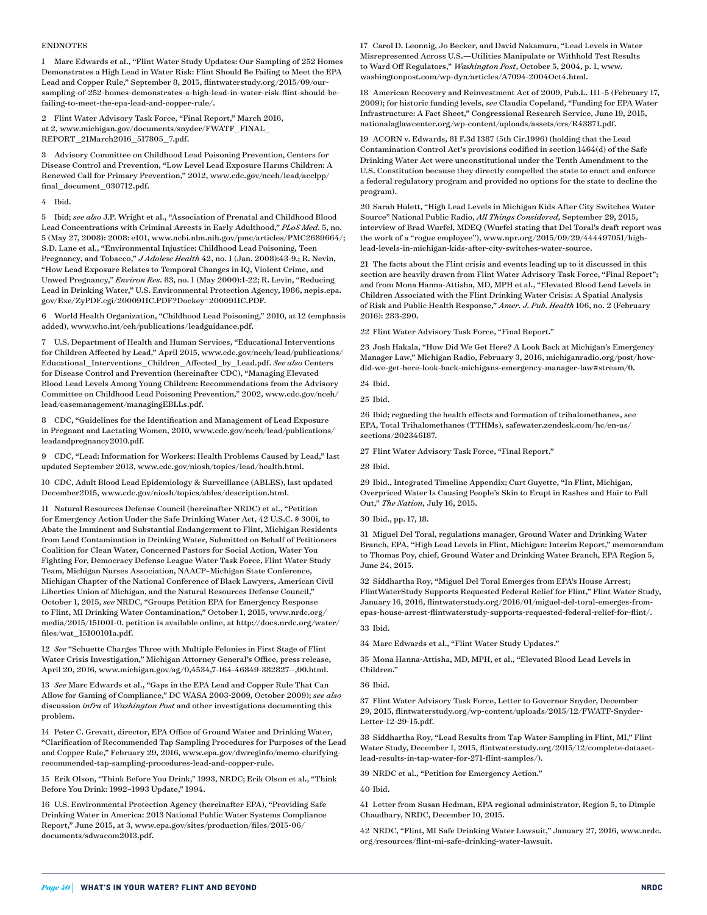ENDNOTES

1 Marc Edwards et al., "Flint Water Study Updates: Our Sampling of 252 Homes Demonstrates a High Lead in Water Risk: Flint Should Be Failing to Meet the EPA Lead and Copper Rule," September 8, 2015, flintwaterstudy.org/2015/09/our-sampling-of-252-homes-demonstrates-a-high-lead-in-water-risk-flint-should-be-failing-to-meet-the-epa-lead-and-copper-rule/.

2 Flint Water Advisory Task Force, "Final Report," March 2016, at 2, www.michigan.gov/documents/snyder/FWATF_FINAL_REPORT_21March2016_517805_7.pdf.

3 Advisory Committee on Childhood Lead Poisoning Prevention, Centers for Disease Control and Prevention, "Low Level Lead Exposure Harms Children: A Renewed Call for Primary Prevention," 2012, www.cdc.gov/nceh/lead/acclpp/final_document_030712.pdf.

4 Ibid.

5 Ibid; *see also* J.P. Wright et al., "Association of Prenatal and Childhood Blood Lead Concentrations with Criminal Arrests in Early Adulthood," *PLoS Med.* 5, no. 5 (May 27, 2008): 2008: e101, www.ncbi.nlm.nih.gov/pmc/articles/PMC2689664/; S.D. Lane et al., "Environmental Injustice: Childhood Lead Poisoning, Teen Pregnancy, and Tobacco," *J Adolesc Health* 42, no. 1 (Jan. 2008):43-9.; R. Nevin, "How Lead Exposure Relates to Temporal Changes in IQ, Violent Crime, and Unwed Pregnancy," *Environ Res.* 83, no. 1 (May 2000):1-22; R. Levin, "Reducing Lead in Drinking Water," U.S. Environmental Protection Agency, 1986, nepis.epa.gov/Exe/ZyPDF.cgi/2000911C.PDF?Dockey=2000911C.PDF.

6 World Health Organization, "Childhood Lead Poisoning," 2010, at 12 (emphasis added), www.who.int/ceh/publications/leadguidance.pdf.

7 U.S. Department of Health and Human Services, "Educational Interventions for Children Affected by Lead," April 2015, www.cdc.gov/nceh/lead/publications/Educational_Interventions_Children_Affected_by_Lead.pdf. *See also* Centers for Disease Control and Prevention (hereinafter CDC), "Managing Elevated Blood Lead Levels Among Young Children: Recommendations from the Advisory Committee on Childhood Lead Poisoning Prevention," 2002, www.cdc.gov/nceh/lead/casemanagement/managingEBLLs.pdf.

8 CDC, "Guidelines for the Identification and Management of Lead Exposure in Pregnant and Lactating Women, 2010, www.cdc.gov/nceh/lead/publications/leadandpregnancy2010.pdf.

9 CDC, "Lead: Information for Workers: Health Problems Caused by Lead," last updated September 2013, www.cdc.gov/niosh/topics/lead/health.html.

10 CDC, Adult Blood Lead Epidemiology & Surveillance (ABLES), last updated December2015, www.cdc.gov/niosh/topics/ables/description.html.

11 Natural Resources Defense Council (hereinafter NRDC) et al., "Petition for Emergency Action Under the Safe Drinking Water Act, 42 U.S.C. § 300i, to Abate the Imminent and Substantial Endangerment to Flint, Michigan Residents from Lead Contamination in Drinking Water, Submitted on Behalf of Petitioners Coalition for Clean Water, Concerned Pastors for Social Action, Water You Fighting For, Democracy Defense League Water Task Force, Flint Water Study Team, Michigan Nurses Association, NAACP–Michigan State Conference, Michigan Chapter of the National Conference of Black Lawyers, American Civil Liberties Union of Michigan, and the Natural Resources Defense Council," October 1, 2015, *see* NRDC, "Groups Petition EPA for Emergency Response to Flint, MI Drinking Water Contamination," October 1, 2015, www.nrdc.org/media/2015/151001-0. petition is available online, at http://docs.nrdc.org/water/files/wat_15100101a.pdf.

12 *See* "Schuette Charges Three with Multiple Felonies in First Stage of Flint Water Crisis Investigation," Michigan Attorney General's Office, press release, April 20, 2016, www.michigan.gov/ag/0,4534,7-164-46849-382827--,00.html.

13 *See* Marc Edwards et al., "Gaps in the EPA Lead and Copper Rule That Can Allow for Gaming of Compliance," DC WASA 2003-2009, October 2009); *see also* discussion *infra* of *Washington Post* and other investigations documenting this problem.

14 Peter C. Grevatt, director, EPA Office of Ground Water and Drinking Water, "Clarification of Recommended Tap Sampling Procedures for Purposes of the Lead and Copper Rule," February 29, 2016, www.epa.gov/dwreginfo/memo-clarifying-recommended-tap-sampling-procedures-lead-and-copper-rule.

15 Erik Olson, "Think Before You Drink," 1993, NRDC; Erik Olson et al., "Think Before You Drink: 1992–1993 Update," 1994.

16 U.S. Environmental Protection Agency (hereinafter EPA), "Providing Safe Drinking Water in America: 2013 National Public Water Systems Compliance Report," June 2015, at 3, www.epa.gov/sites/production/files/2015-06/documents/sdwacom2013.pdf.

17 Carol D. Leonnig, Jo Becker, and David Nakamura, "Lead Levels in Water Misrepresented Across U.S.—Utilities Manipulate or Withhold Test Results to Ward Off Regulators," *Washington Post*, October 5, 2004, p. 1, www.washingtonpost.com/wp-dyn/articles/A7094-2004Oct4.html.

18 American Recovery and Reinvestment Act of 2009, Pub.L. 111–5 (February 17, 2009); for historic funding levels, *see* Claudia Copeland, "Funding for EPA Water Infrastructure: A Fact Sheet," Congressional Research Service, June 19, 2015, nationalaglawcenter.org/wp-content/uploads/assets/crs/R43871.pdf.

19 ACORN v. Edwards, 81 F.3d 1387 (5th Cir.1996) (holding that the Lead Contamination Control Act's provisions codified in section 1464(d) of the Safe Drinking Water Act were unconstitutional under the Tenth Amendment to the U.S. Constitution because they directly compelled the state to enact and enforce a federal regulatory program and provided no options for the state to decline the program).

20 Sarah Hulett, "High Lead Levels in Michigan Kids After City Switches Water Source" National Public Radio, *All Things Considered*, September 29, 2015, interview of Brad Wurfel, MDEQ (Wurfel stating that Del Toral's draft report was the work of a "rogue employee"), www.npr.org/2015/09/29/444497051/high-lead-levels-in-michigan-kids-after-city-switches-water-source.

21 The facts about the Flint crisis and events leading up to it discussed in this section are heavily drawn from Flint Water Advisory Task Force, "Final Report"; and from Mona Hanna-Attisha, MD, MPH et al., "Elevated Blood Lead Levels in Children Associated with the Flint Drinking Water Crisis: A Spatial Analysis of Risk and Public Health Response," *Amer. J. Pub. Health* 106, no. 2 (February 2016): 283-290.

22 Flint Water Advisory Task Force, "Final Report."

23 Josh Hakala, "How Did We Get Here? A Look Back at Michigan's Emergency Manager Law," Michigan Radio, February 3, 2016, michiganradio.org/post/how-did-we-get-here-look-back-michigans-emergency-manager-law#stream/0.

24 Ibid.

25 Ibid.

26 Ibid; regarding the health effects and formation of trihalomethanes, see EPA, Total Trihalomethanes (TTHMs), safewater.zendesk.com/hc/en-us/sections/202346187.

27 Flint Water Advisory Task Force, "Final Report."

28 Ibid.

29 Ibid., Integrated Timeline Appendix; Curt Guyette, "In Flint, Michigan, Overpriced Water Is Causing People's Skin to Erupt in Rashes and Hair to Fall Out," *The Nation*, July 16, 2015.

30 Ibid., pp. 17, 18.

31 Miguel Del Toral, regulations manager, Ground Water and Drinking Water Branch, EPA, "High Lead Levels in Flint, Michigan: Interim Report," memorandum to Thomas Poy, chief, Ground Water and Drinking Water Branch, EPA Region 5, June 24, 2015.

32 Siddhartha Roy, "Miguel Del Toral Emerges from EPA's House Arrest; FlintWaterStudy Supports Requested Federal Relief for Flint," Flint Water Study, January 16, 2016, flintwaterstudy.org/2016/01/miguel-del-toral-emerges-from-epas-house-arrest-flintwaterstudy-supports-requested-federal-relief-for-flint/.

33 Ibid.

34 Marc Edwards et al., "Flint Water Study Updates."

35 Mona Hanna-Attisha, MD, MPH, et al., "Elevated Blood Lead Levels in Children."

36 Ibid.

37 Flint Water Advisory Task Force, Letter to Governor Snyder, December 29, 2015, flintwaterstudy.org/wp-content/uploads/2015/12/FWATF-Snyder-Letter-12-29-15.pdf.

38 Siddhartha Roy, "Lead Results from Tap Water Sampling in Flint, MI," Flint Water Study, December 1, 2015, flintwaterstudy.org/2015/12/complete-dataset-lead-results-in-tap-water-for-271-flint-samples/).

39 NRDC et al., "Petition for Emergency Action."

40 Ibid.

41 Letter from Susan Hedman, EPA regional administrator, Region 5, to Dimple Chaudhary, NRDC, December 10, 2015.

42 NRDC, "Flint, MI Safe Drinking Water Lawsuit," January 27, 2016, www.nrdc.org/resources/flint-mi-safe-drinking-water-lawsuit.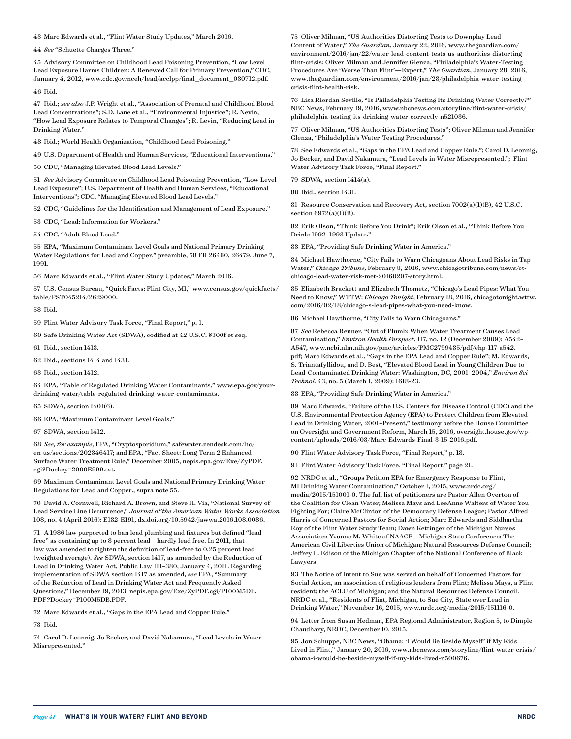43 Marc Edwards et al., "Flint Water Study Updates," March 2016.

44 *See* "Schuette Charges Three."

45 Advisory Committee on Childhood Lead Poisoning Prevention, "Low Level Lead Exposure Harms Children: A Renewed Call for Primary Prevention," CDC, January 4, 2012, www.cdc.gov/nceh/lead/acclpp/final_document_030712.pdf.

46 Ibid.

47 Ibid.; *see also* J.P. Wright et al., "Association of Prenatal and Childhood Blood Lead Concentrations"; S.D. Lane et al., "Environmental Injustice"; R. Nevin, "How Lead Exposure Relates to Temporal Changes"; R. Levin, "Reducing Lead in Drinking Water."

48 Ibid.; World Health Organization, "Childhood Lead Poisoning."

49 U.S. Department of Health and Human Services, "Educational Interventions."

50 CDC, "Managing Elevated Blood Lead Levels."

51 *See* Advisory Committee on Childhood Lead Poisoning Prevention, "Low Level Lead Exposure"; U.S. Department of Health and Human Services, "Educational Interventions"; CDC, "Managing Elevated Blood Lead Levels."

52 CDC, "Guidelines for the Identification and Management of Lead Exposure."

53 CDC, "Lead: Information for Workers."

54 CDC, "Adult Blood Lead."

55 EPA, "Maximum Contaminant Level Goals and National Primary Drinking Water Regulations for Lead and Copper," preamble, 58 FR 26460, 26479, June 7, 1991.

56 Marc Edwards et al., "Flint Water Study Updates," March 2016.

57 U.S. Census Bureau, "Quick Facts: Flint City, MI," www.census.gov/quickfacts/table/PST045214/2629000.

58 Ibid.

59 Flint Water Advisory Task Force, "Final Report," p. 1.

60 Safe Drinking Water Act (SDWA), codified at 42 U.S.C. §300f et seq.

61 Ibid., section 1413.

62 Ibid., sections 1414 and 1431.

63 Ibid., section 1412.

64 EPA, "Table of Regulated Drinking Water Contaminants," www.epa.gov/your-drinking-water/table-regulated-drinking-water-contaminants.

65 SDWA, section 1401(6).

66 EPA, "Maximum Contaminant Level Goals."

67 SDWA, section 1412.

68 *See, for example,* EPA, "Cryptosporidium," safewater.zendesk.com/hc/en-us/sections/202346417; and EPA, "Fact Sheet: Long Term 2 Enhanced Surface Water Treatment Rule," December 2005, nepis.epa.gov/Exe/ZyPDF.cgi?Dockey=2000E999.txt.

69 Maximum Contaminant Level Goals and National Primary Drinking Water Regulations for Lead and Copper., supra note 55.

70 David A. Cornwell, Richard A. Brown, and Steve H. Via, "National Survey of Lead Service Line Occurrence," *Journal of the American Water Works Association* 108, no. 4 (April 2016): E182-E191, dx.doi.org/10.5942/jawwa.2016.108.0086.

71 A 1986 law purported to ban lead plumbing and fixtures but defined "lead free" as containing up to 8 percent lead—hardly lead free. In 2011, that law was amended to tighten the definition of lead-free to 0.25 percent lead (weighted average). *See* SDWA, section 1417, as amended by the Reduction of Lead in Drinking Water Act, Public Law 111–380, January 4, 2011. Regarding implementation of SDWA section 1417 as amended, *see* EPA, "Summary of the Reduction of Lead in Drinking Water Act and Frequently Asked Questions," December 19, 2013, nepis.epa.gov/Exe/ZyPDF.cgi/P100M5DB.PDF?Dockey=P100M5DB.PDF.

72 Marc Edwards et al., "Gaps in the EPA Lead and Copper Rule."

73 Ibid.

74 Carol D. Leonnig, Jo Becker, and David Nakamura, "Lead Levels in Water Misrepresented."

75 Oliver Milman, "US Authorities Distorting Tests to Downplay Lead Content of Water," *The Guardian*, January 22, 2016, www.theguardian.com/environment/2016/jan/22/water-lead-content-tests-us-authorities-distorting-flint-crisis; Oliver Milman and Jennifer Glenza, "Philadelphia's Water-Testing Procedures Are 'Worse Than Flint'—Expert," *The Guardian*, January 28, 2016, www.theguardian.com/environment/2016/jan/28/philadelphia-water-testing-crisis-flint-health-risk.

76 Lisa Riordan Seville, "Is Philadelphia Testing Its Drinking Water Correctly?" NBC News, February 19, 2016, www.nbcnews.com/storyline/flint-water-crisis/philadelphia-testing-its-drinking-water-correctly-n521036.

77 Oliver Milman, "US Authorities Distorting Tests"; Oliver Milman and Jennifer Glenza, "Philadelphia's Water-Testing Procedures."

78 See Edwards et al., "Gaps in the EPA Lead and Copper Rule."; Carol D. Leonnig, Jo Becker, and David Nakamura, "Lead Levels in Water Misrepresented."; Flint Water Advisory Task Force, "Final Report."

79 SDWA, section 1414(a).

80 Ibid., section 1431.

81 Resource Conservation and Recovery Act, section 7002(a)(1)(B), 42 U.S.C. section 6972(a)(1)(B).

82 Erik Olson, "Think Before You Drink"; Erik Olson et al., "Think Before You Drink: 1992–1993 Update."

83 EPA, "Providing Safe Drinking Water in America."

84 Michael Hawthorne, "City Fails to Warn Chicagoans About Lead Risks in Tap Water," *Chicago Tribune*, February 8, 2016, www.chicagotribune.com/news/ct-chicago-lead-water-risk-met-20160207-story.html.

85 Elizabeth Brackett and Elizabeth Thometz, "Chicago's Lead Pipes: What You Need to Know," WTTW: *Chicago Tonight*, February 18, 2016, chicagotonight.wttw.com/2016/02/18/chicago-s-lead-pipes-what-you-need-know.

86 Michael Hawthorne, "City Fails to Warn Chicagoans."

87 *See* Rebecca Renner, "Out of Plumb: When Water Treatment Causes Lead Contamination," *Environ Health Perspect.* 117, no. 12 (December 2009): A542–A547, www.ncbi.nlm.nih.gov/pmc/articles/PMC2799485/pdf/ehp-117-a542.pdf; Marc Edwards et al., "Gaps in the EPA Lead and Copper Rule"; M. Edwards, S. Triantafyllidou, and D. Best, "Elevated Blood Lead in Young Children Due to Lead-Contaminated Drinking Water: Washington, DC, 2001–2004," *Environ Sci Technol.* 43, no. 5 (March 1, 2009): 1618-23.

88 EPA, "Providing Safe Drinking Water in America."

89 Marc Edwards, "Failure of the U.S. Centers for Disease Control (CDC) and the U.S. Environmental Protection Agency (EPA) to Protect Children from Elevated Lead in Drinking Water, 2001–Present," testimony before the House Committee on Oversight and Government Reform, March 15, 2016, oversight.house.gov/wp-content/uploads/2016/03/Marc-Edwards-Final-3-15-2016.pdf.

90 Flint Water Advisory Task Force, "Final Report," p. 18.

91 Flint Water Advisory Task Force, "Final Report," page 21.

92 NRDC et al., "Groups Petition EPA for Emergency Response to Flint, MI Drinking Water Contamination," October 1, 2015, www.nrdc.org/media/2015/151001-0. The full list of petitioners are Pastor Allen Overton of the Coalition for Clean Water; Melissa Mays and LeeAnne Walters of Water You Fighting For; Claire McClinton of the Democracy Defense League; Pastor Alfred Harris of Concerned Pastors for Social Action; Marc Edwards and Siddhartha Roy of the Flint Water Study Team; Dawn Kettinger of the Michigan Nurses Association; Yvonne M. White of NAACP – Michigan State Conference; The American Civil Liberties Union of Michigan; Natural Resources Defense Council; Jeffrey L. Edison of the Michigan Chapter of the National Conference of Black Lawyers.

93 The Notice of Intent to Sue was served on behalf of Concerned Pastors for Social Action, an association of religious leaders from Flint; Melissa Mays, a Flint resident; the ACLU of Michigan; and the Natural Resources Defense Council. NRDC et al., "Residents of Flint, Michigan, to Sue City, State over Lead in Drinking Water," November 16, 2015, www.nrdc.org/media/2015/151116-0.

94 Letter from Susan Hedman, EPA Regional Administrator, Region 5, to Dimple Chaudhary, NRDC, December 10, 2015.

95 Jon Schuppe, NBC News, "Obama: 'I Would Be Beside Myself' if My Kids Lived in Flint," January 20, 2016, www.nbcnews.com/storyline/flint-water-crisis/obama-i-would-be-beside-myself-if-my-kids-lived-n500676.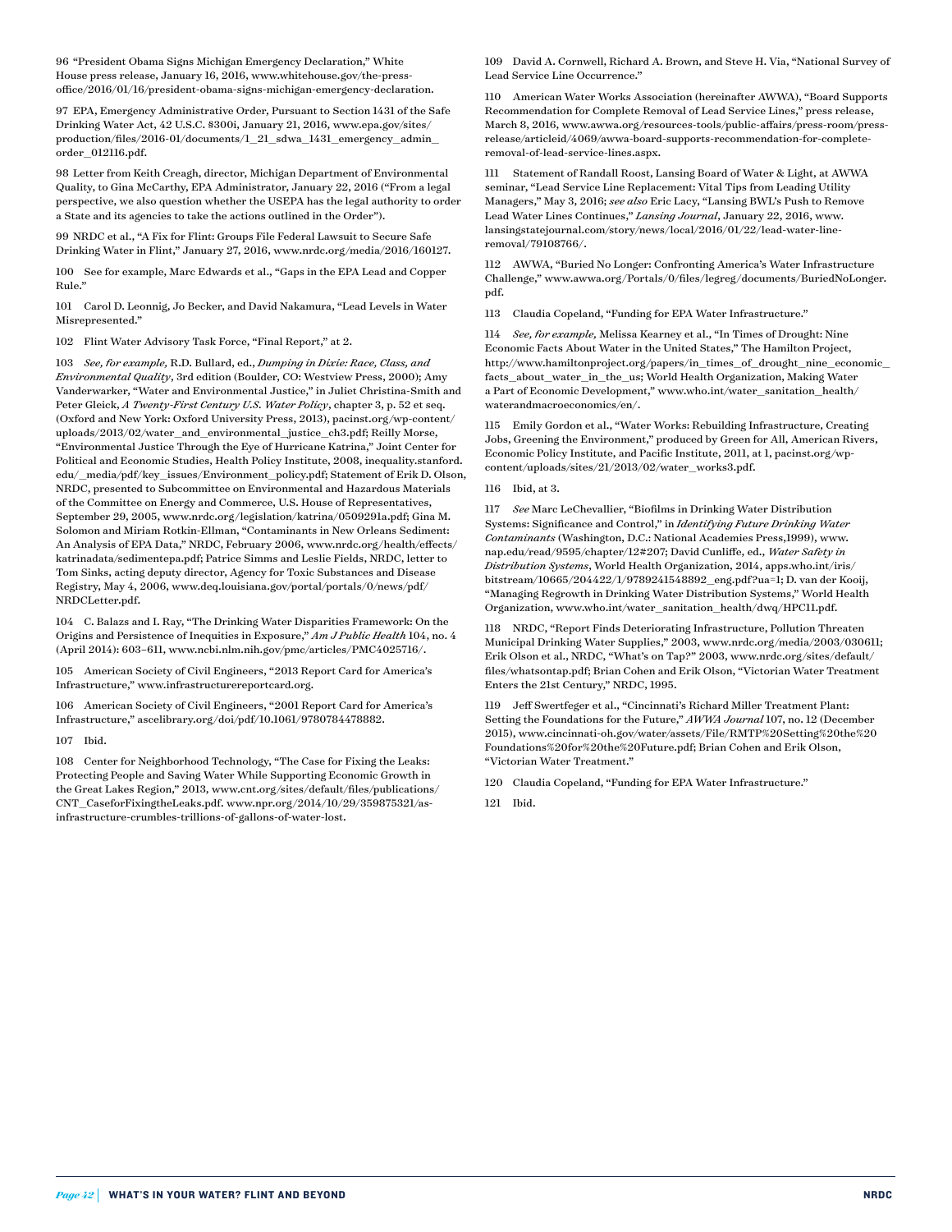96 "President Obama Signs Michigan Emergency Declaration," White House press release, January 16, 2016, www.whitehouse.gov/the-press-office/2016/01/16/president-obama-signs-michigan-emergency-declaration.

97 EPA, Emergency Administrative Order, Pursuant to Section 1431 of the Safe Drinking Water Act, 42 U.S.C. §300i, January 21, 2016, www.epa.gov/sites/production/files/2016-01/documents/1_21_sdwa_1431_emergency_admin_order_012116.pdf.

98 Letter from Keith Creagh, director, Michigan Department of Environmental Quality, to Gina McCarthy, EPA Administrator, January 22, 2016 ("From a legal perspective, we also question whether the USEPA has the legal authority to order a State and its agencies to take the actions outlined in the Order").

99 NRDC et al., "A Fix for Flint: Groups File Federal Lawsuit to Secure Safe Drinking Water in Flint," January 27, 2016, www.nrdc.org/media/2016/160127.

100 See for example, Marc Edwards et al., "Gaps in the EPA Lead and Copper Rule."

101 Carol D. Leonnig, Jo Becker, and David Nakamura, "Lead Levels in Water Misrepresented."

102 Flint Water Advisory Task Force, "Final Report," at 2.

103 *See, for example,* R.D. Bullard, ed., *Dumping in Dixie: Race, Class, and Environmental Quality*, 3rd edition (Boulder, CO: Westview Press, 2000); Amy Vanderwarker, "Water and Environmental Justice," in Juliet Christina-Smith and Peter Gleick, *A Twenty-First Century U.S. Water Policy*, chapter 3, p. 52 et seq. (Oxford and New York: Oxford University Press, 2013), pacinst.org/wp-content/uploads/2013/02/water_and_environmental_justice_ch3.pdf; Reilly Morse, "Environmental Justice Through the Eye of Hurricane Katrina," Joint Center for Political and Economic Studies, Health Policy Institute, 2008, inequality.stanford.edu/_media/pdf/key_issues/Environment_policy.pdf; Statement of Erik D. Olson, NRDC, presented to Subcommittee on Environmental and Hazardous Materials of the Committee on Energy and Commerce, U.S. House of Representatives, September 29, 2005, www.nrdc.org/legislation/katrina/0509291a.pdf; Gina M. Solomon and Miriam Rotkin-Ellman, "Contaminants in New Orleans Sediment: An Analysis of EPA Data," NRDC, February 2006, www.nrdc.org/health/effects/katrinadata/sedimentepa.pdf; Patrice Simms and Leslie Fields, NRDC, letter to Tom Sinks, acting deputy director, Agency for Toxic Substances and Disease Registry, May 4, 2006, www.deq.louisiana.gov/portal/portals/0/news/pdf/NRDCLetter.pdf.

104 C. Balazs and I. Ray, "The Drinking Water Disparities Framework: On the Origins and Persistence of Inequities in Exposure," *Am J Public Health* 104, no. 4 (April 2014): 603–611, www.ncbi.nlm.nih.gov/pmc/articles/PMC4025716/.

105 American Society of Civil Engineers, "2013 Report Card for America's Infrastructure," www.infrastructurereportcard.org.

106 American Society of Civil Engineers, "2001 Report Card for America's Infrastructure," ascelibrary.org/doi/pdf/10.1061/9780784478882.

107 Ibid.

108 Center for Neighborhood Technology, "The Case for Fixing the Leaks: Protecting People and Saving Water While Supporting Economic Growth in the Great Lakes Region," 2013, www.cnt.org/sites/default/files/publications/CNT_CaseforFixingtheLeaks.pdf. www.npr.org/2014/10/29/359875321/as-infrastructure-crumbles-trillions-of-gallons-of-water-lost.

109 David A. Cornwell, Richard A. Brown, and Steve H. Via, "National Survey of Lead Service Line Occurrence."

110 American Water Works Association (hereinafter AWWA), "Board Supports Recommendation for Complete Removal of Lead Service Lines," press release, March 8, 2016, www.awwa.org/resources-tools/public-affairs/press-room/press-release/articleid/4069/awwa-board-supports-recommendation-for-complete-removal-of-lead-service-lines.aspx.

111 Statement of Randall Roost, Lansing Board of Water & Light, at AWWA seminar, "Lead Service Line Replacement: Vital Tips from Leading Utility Managers," May 3, 2016; *see also* Eric Lacy, "Lansing BWL's Push to Remove Lead Water Lines Continues," *Lansing Journal*, January 22, 2016, www.lansingstatejournal.com/story/news/local/2016/01/22/lead-water-line-removal/79108766/.

112 AWWA, "Buried No Longer: Confronting America's Water Infrastructure Challenge," www.awwa.org/Portals/0/files/legreg/documents/BuriedNoLonger.pdf.

113 Claudia Copeland, "Funding for EPA Water Infrastructure."

114 *See, for example,* Melissa Kearney et al., "In Times of Drought: Nine Economic Facts About Water in the United States," The Hamilton Project, http://www.hamiltonproject.org/papers/in_times_of_drought_nine_economic_facts_about_water_in_the_us; World Health Organization, Making Water a Part of Economic Development," www.who.int/water_sanitation_health/waterandmacroeconomics/en/.

115 Emily Gordon et al., "Water Works: Rebuilding Infrastructure, Creating Jobs, Greening the Environment," produced by Green for All, American Rivers, Economic Policy Institute, and Pacific Institute, 2011, at 1, pacinst.org/wp-content/uploads/sites/21/2013/02/water_works3.pdf.

116 Ibid, at 3.

117 *See* Marc LeChevallier, "Biofilms in Drinking Water Distribution Systems: Significance and Control," in *Identifying Future Drinking Water Contaminants* (Washington, D.C.: National Academies Press,1999), www.nap.edu/read/9595/chapter/12#207; David Cunliffe, ed., *Water Safety in Distribution Systems*, World Health Organization, 2014, apps.who.int/iris/bitstream/10665/204422/1/9789241548892_eng.pdf?ua=1; D. van der Kooij, "Managing Regrowth in Drinking Water Distribution Systems," World Health Organization, www.who.int/water_sanitation_health/dwq/HPC11.pdf.

118 NRDC, "Report Finds Deteriorating Infrastructure, Pollution Threaten Municipal Drinking Water Supplies," 2003, www.nrdc.org/media/2003/030611; Erik Olson et al., NRDC, "What's on Tap?" 2003, www.nrdc.org/sites/default/files/whatsontap.pdf; Brian Cohen and Erik Olson, "Victorian Water Treatment Enters the 21st Century," NRDC, 1995.

119 Jeff Swertfeger et al., "Cincinnati's Richard Miller Treatment Plant: Setting the Foundations for the Future," *AWWA Journal* 107, no. 12 (December 2015), www.cincinnati-oh.gov/water/assets/File/RMTP%20Setting%20the%20Foundations%20for%20the%20Future.pdf; Brian Cohen and Erik Olson, "Victorian Water Treatment."

120 Claudia Copeland, "Funding for EPA Water Infrastructure."

121 Ibid.